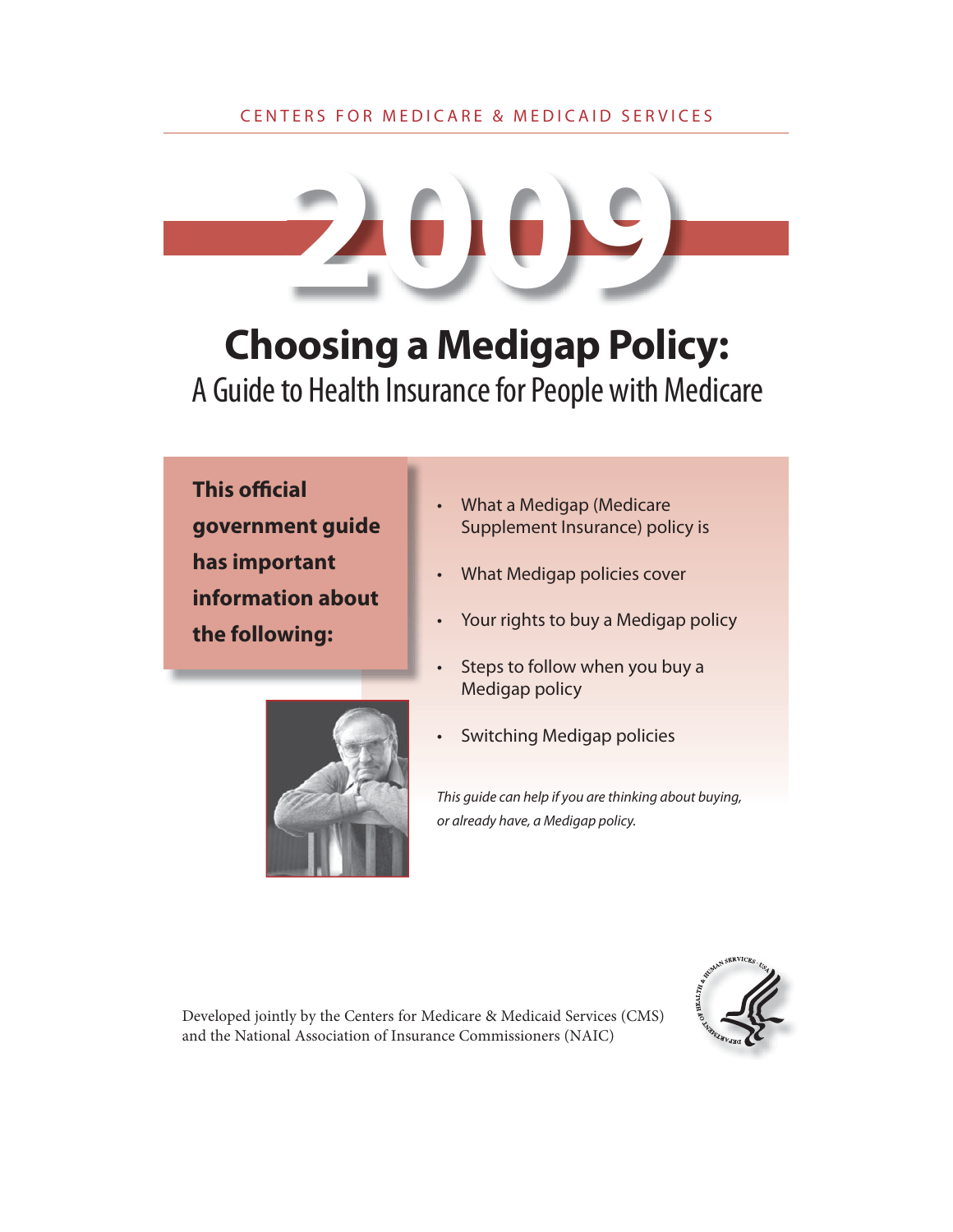CENTERS FOR MEDICARE & MEDICAID SERVICES

# 2009

# Choosing a Medigap Policy:

## A Guide to Health Insurance for People with Medicare

**This official government guide has important information about the following:**

- What a Medigap (Medicare Supplement Insurance) policy is
- What Medigap policies cover
- Your rights to buy a Medigap policy
- Steps to follow when you buy a Medigap policy
- Switching Medigap policies

*This guide can help if you are thinking about buying, or already have, a Medigap policy.*

Developed jointly by the Centers for Medicare & Medicaid Services (CMS) and the National Association of Insurance Commissioners (NAIC)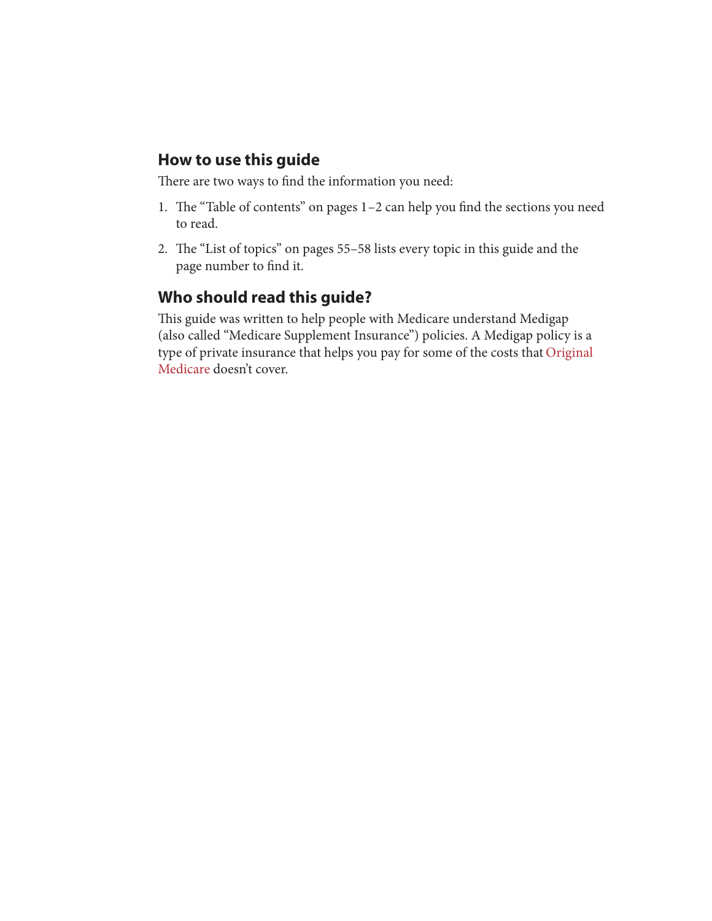## How to use this guide

There are two ways to find the information you need:

1. The "Table of contents" on pages 1–2 can help you find the sections you need to read.
2. The "List of topics" on pages 55–58 lists every topic in this guide and the page number to find it.

## Who should read this guide?

This guide was written to help people with Medicare understand Medigap (also called "Medicare Supplement Insurance") policies. A Medigap policy is a type of private insurance that helps you pay for some of the costs that Original Medicare doesn't cover.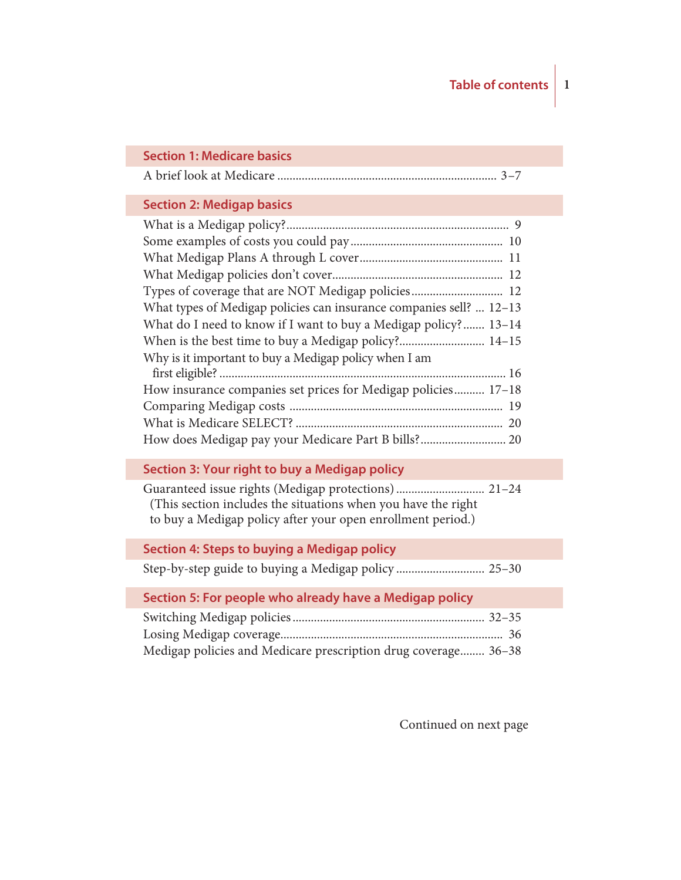# Table of contents

## Section 1: Medicare basics

A brief look at Medicare ........................................................................ 3–7

## Section 2: Medigap basics

What is a Medigap policy? ........................................................................ 9
Some examples of costs you could pay .................................................. 10
What Medigap Plans A through L cover .............................................. 11
What Medigap policies don't cover ........................................................ 12
Types of coverage that are NOT Medigap policies ............................. 12
What types of Medigap policies can insurance companies sell? ... 12–13
What do I need to know if I want to buy a Medigap policy? ....... 13–14
When is the best time to buy a Medigap policy? ........................... 14–15
Why is it important to buy a Medigap policy when I am first eligible? ............................................................................................ 16
How insurance companies set prices for Medigap policies .......... 17–18
Comparing Medigap costs ...................................................................... 19
What is Medicare SELECT? .................................................................... 20
How does Medigap pay your Medicare Part B bills? ............................ 20

## Section 3: Your right to buy a Medigap policy

Guaranteed issue rights (Medigap protections) ............................. 21–24
(This section includes the situations when you have the right to buy a Medigap policy after your open enrollment period.)

## Section 4: Steps to buying a Medigap policy

Step-by-step guide to buying a Medigap policy ............................. 25–30

## Section 5: For people who already have a Medigap policy

Switching Medigap policies ............................................................... 32–35
Losing Medigap coverage ........................................................................ 36
Medigap policies and Medicare prescription drug coverage ........ 36–38

Continued on next page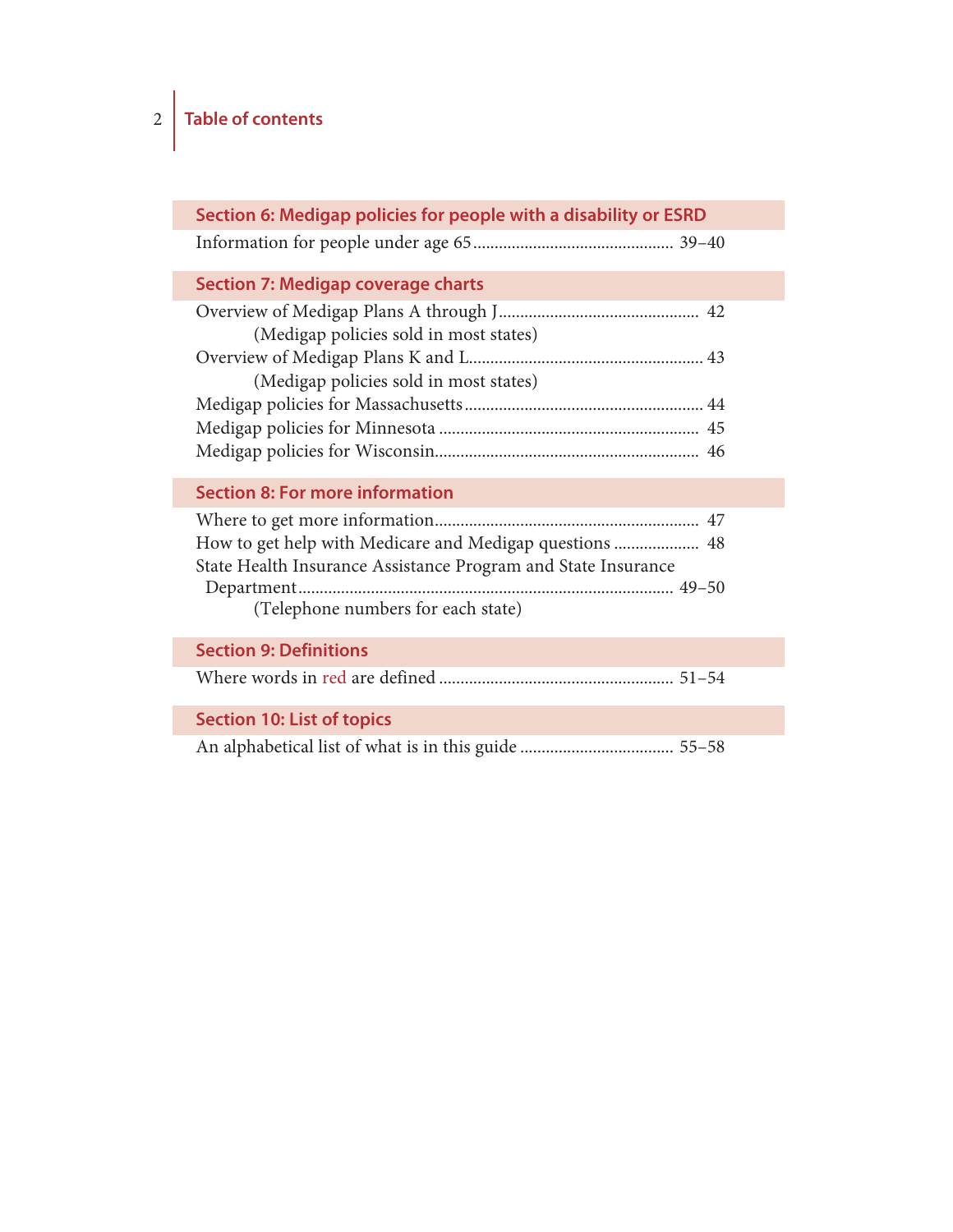# Table of contents

## Section 6: Medigap policies for people with a disability or ESRD

Information for people under age 65 .............................................. 39–40

## Section 7: Medigap coverage charts

Overview of Medigap Plans A through J .............................................. 42
(Medigap policies sold in most states)

Overview of Medigap Plans K and L .............................................. 43
(Medigap policies sold in most states)

Medigap policies for Massachusetts .............................................. 44

Medigap policies for Minnesota .............................................. 45

Medigap policies for Wisconsin .............................................. 46

## Section 8: For more information

Where to get more information .............................................. 47

How to get help with Medicare and Medigap questions .................... 48

State Health Insurance Assistance Program and State Insurance Department .............................................. 49–50
(Telephone numbers for each state)

## Section 9: Definitions

Where words in red are defined .............................................. 51–54

## Section 10: List of topics

An alphabetical list of what is in this guide .................................. 55–58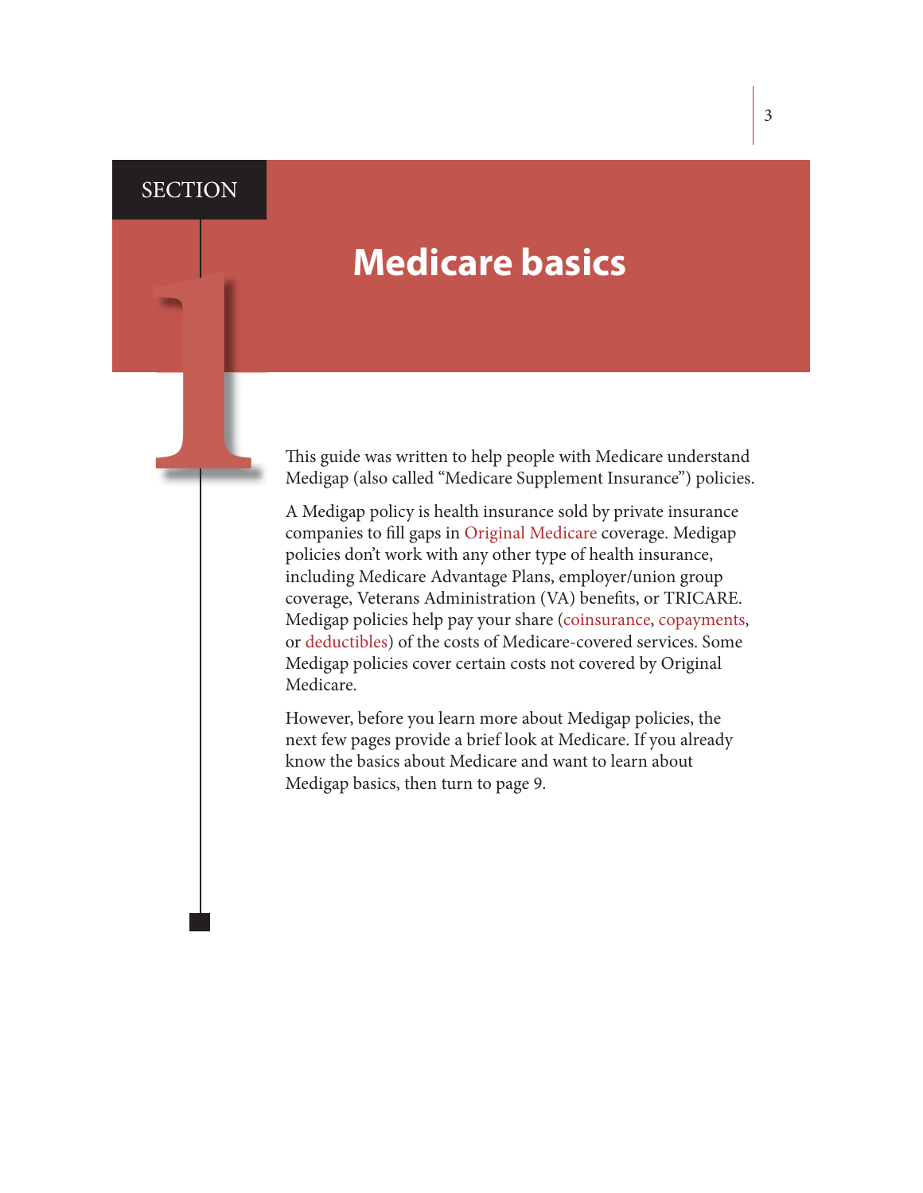SECTION 1

# Medicare basics

This guide was written to help people with Medicare understand Medigap (also called "Medicare Supplement Insurance") policies.

A Medigap policy is health insurance sold by private insurance companies to fill gaps in Original Medicare coverage. Medigap policies don't work with any other type of health insurance, including Medicare Advantage Plans, employer/union group coverage, Veterans Administration (VA) benefits, or TRICARE. Medigap policies help pay your share (coinsurance, copayments, or deductibles) of the costs of Medicare-covered services. Some Medigap policies cover certain costs not covered by Original Medicare.

However, before you learn more about Medigap policies, the next few pages provide a brief look at Medicare. If you already know the basics about Medicare and want to learn about Medigap basics, then turn to page 9.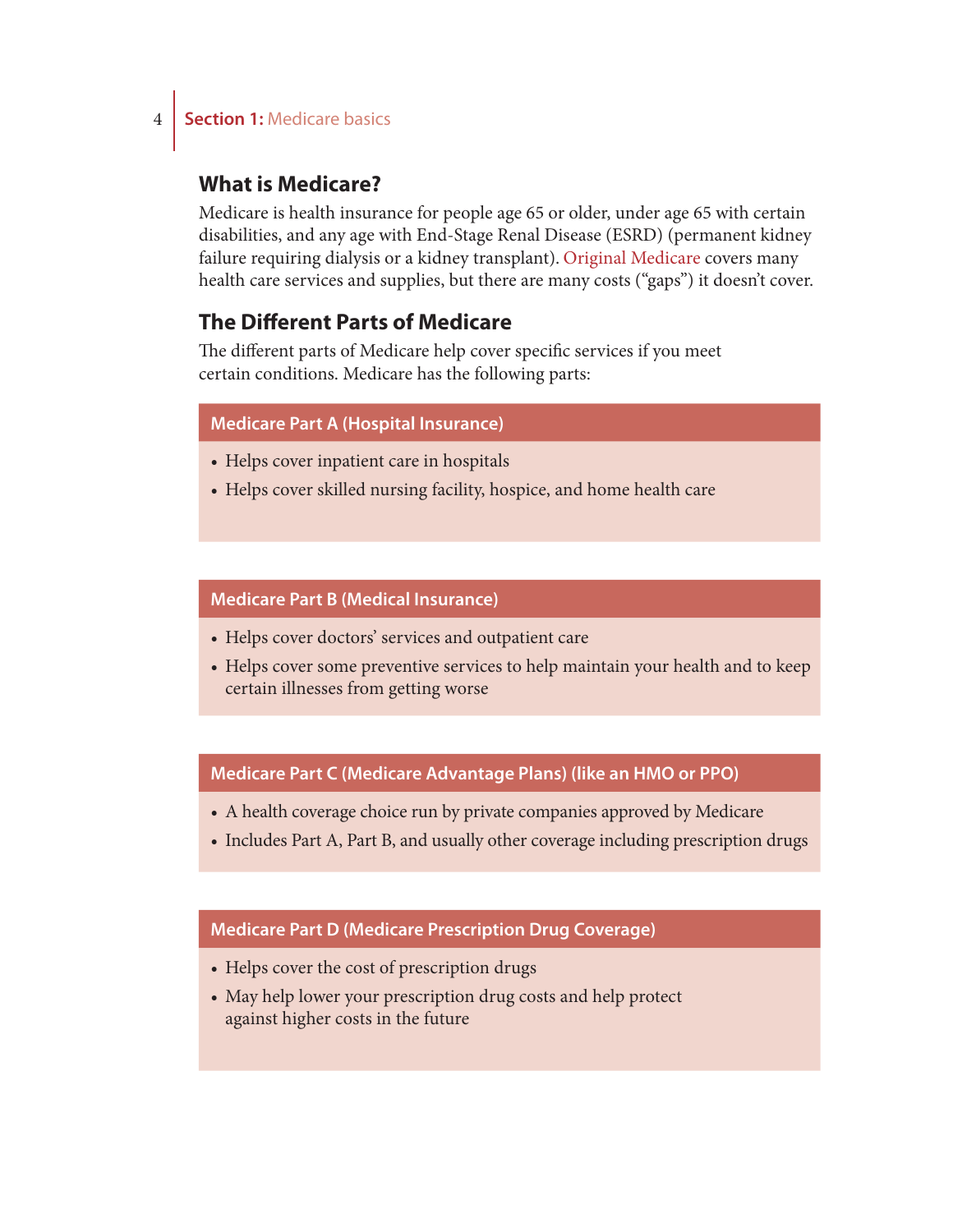## What is Medicare?

Medicare is health insurance for people age 65 or older, under age 65 with certain disabilities, and any age with End-Stage Renal Disease (ESRD) (permanent kidney failure requiring dialysis or a kidney transplant). Original Medicare covers many health care services and supplies, but there are many costs ("gaps") it doesn't cover.

## The Different Parts of Medicare

The different parts of Medicare help cover specific services if you meet certain conditions. Medicare has the following parts:

### Medicare Part A (Hospital Insurance)

- Helps cover inpatient care in hospitals
- Helps cover skilled nursing facility, hospice, and home health care

### Medicare Part B (Medical Insurance)

- Helps cover doctors' services and outpatient care
- Helps cover some preventive services to help maintain your health and to keep certain illnesses from getting worse

### Medicare Part C (Medicare Advantage Plans) (like an HMO or PPO)

- A health coverage choice run by private companies approved by Medicare
- Includes Part A, Part B, and usually other coverage including prescription drugs

### Medicare Part D (Medicare Prescription Drug Coverage)

- Helps cover the cost of prescription drugs
- May help lower your prescription drug costs and help protect against higher costs in the future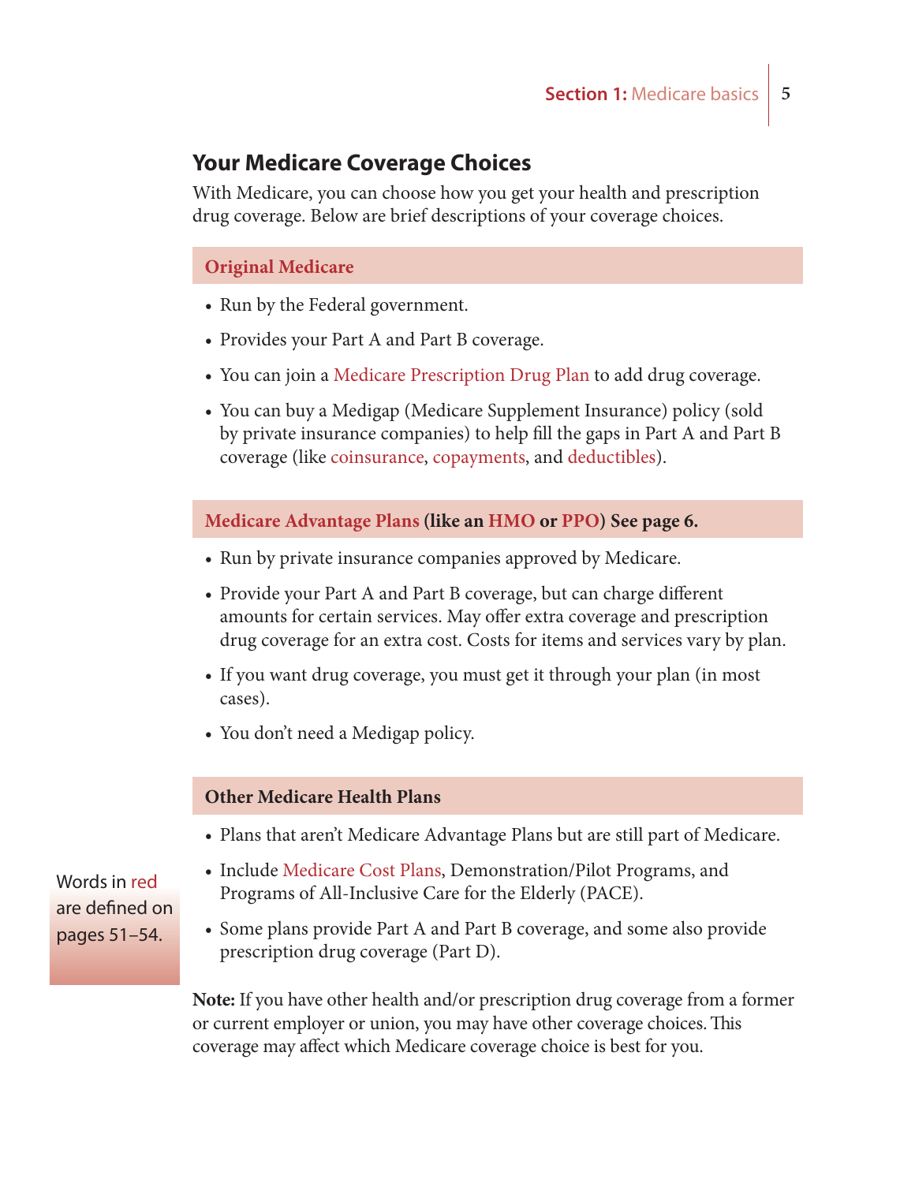## Your Medicare Coverage Choices

With Medicare, you can choose how you get your health and prescription drug coverage. Below are brief descriptions of your coverage choices.

### Original Medicare

- Run by the Federal government.
- Provides your Part A and Part B coverage.
- You can join a Medicare Prescription Drug Plan to add drug coverage.
- You can buy a Medigap (Medicare Supplement Insurance) policy (sold by private insurance companies) to help fill the gaps in Part A and Part B coverage (like coinsurance, copayments, and deductibles).

### Medicare Advantage Plans (like an HMO or PPO) See page 6.

- Run by private insurance companies approved by Medicare.
- Provide your Part A and Part B coverage, but can charge different amounts for certain services. May offer extra coverage and prescription drug coverage for an extra cost. Costs for items and services vary by plan.
- If you want drug coverage, you must get it through your plan (in most cases).
- You don't need a Medigap policy.

### Other Medicare Health Plans

- Plans that aren't Medicare Advantage Plans but are still part of Medicare.
- Include Medicare Cost Plans, Demonstration/Pilot Programs, and Programs of All-Inclusive Care for the Elderly (PACE).
- Some plans provide Part A and Part B coverage, and some also provide prescription drug coverage (Part D).

Words in red are defined on pages 51–54.

**Note:** If you have other health and/or prescription drug coverage from a former or current employer or union, you may have other coverage choices. This coverage may affect which Medicare coverage choice is best for you.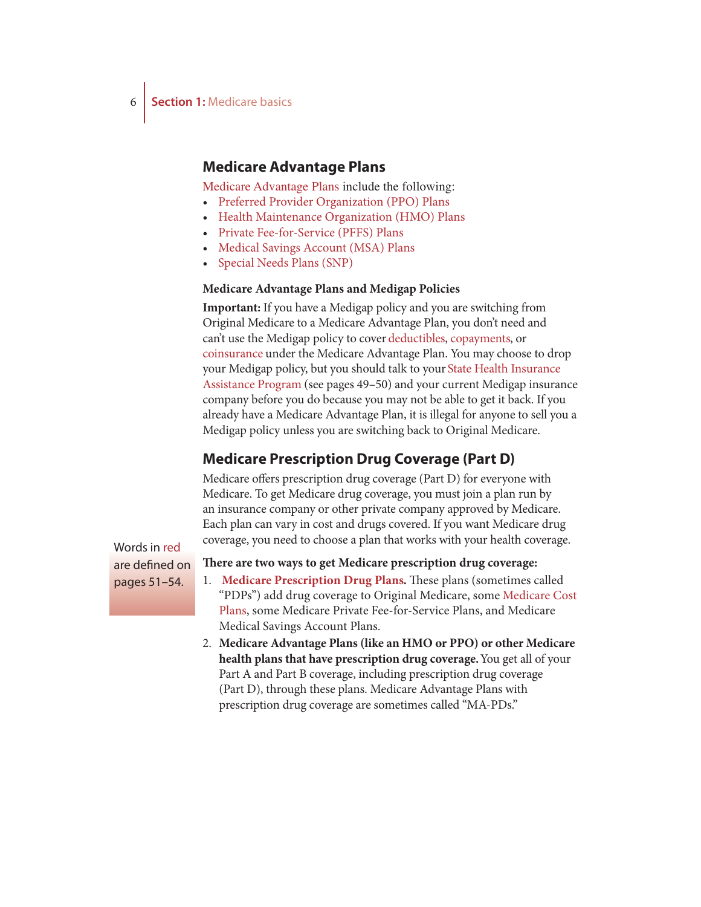## Medicare Advantage Plans

Medicare Advantage Plans include the following:

- Preferred Provider Organization (PPO) Plans
- Health Maintenance Organization (HMO) Plans
- Private Fee-for-Service (PFFS) Plans
- Medical Savings Account (MSA) Plans
- Special Needs Plans (SNP)

### Medicare Advantage Plans and Medigap Policies

**Important:** If you have a Medigap policy and you are switching from Original Medicare to a Medicare Advantage Plan, you don't need and can't use the Medigap policy to cover deductibles, copayments, or coinsurance under the Medicare Advantage Plan. You may choose to drop your Medigap policy, but you should talk to your State Health Insurance Assistance Program (see pages 49–50) and your current Medigap insurance company before you do because you may not be able to get it back. If you already have a Medicare Advantage Plan, it is illegal for anyone to sell you a Medigap policy unless you are switching back to Original Medicare.

## Medicare Prescription Drug Coverage (Part D)

Medicare offers prescription drug coverage (Part D) for everyone with Medicare. To get Medicare drug coverage, you must join a plan run by an insurance company or other private company approved by Medicare. Each plan can vary in cost and drugs covered. If you want Medicare drug coverage, you need to choose a plan that works with your health coverage.

Words in red are defined on pages 51–54.

**There are two ways to get Medicare prescription drug coverage:**

1. **Medicare Prescription Drug Plans.** These plans (sometimes called "PDPs") add drug coverage to Original Medicare, some Medicare Cost Plans, some Medicare Private Fee-for-Service Plans, and Medicare Medical Savings Account Plans.
2. **Medicare Advantage Plans (like an HMO or PPO) or other Medicare health plans that have prescription drug coverage.** You get all of your Part A and Part B coverage, including prescription drug coverage (Part D), through these plans. Medicare Advantage Plans with prescription drug coverage are sometimes called "MA-PDs."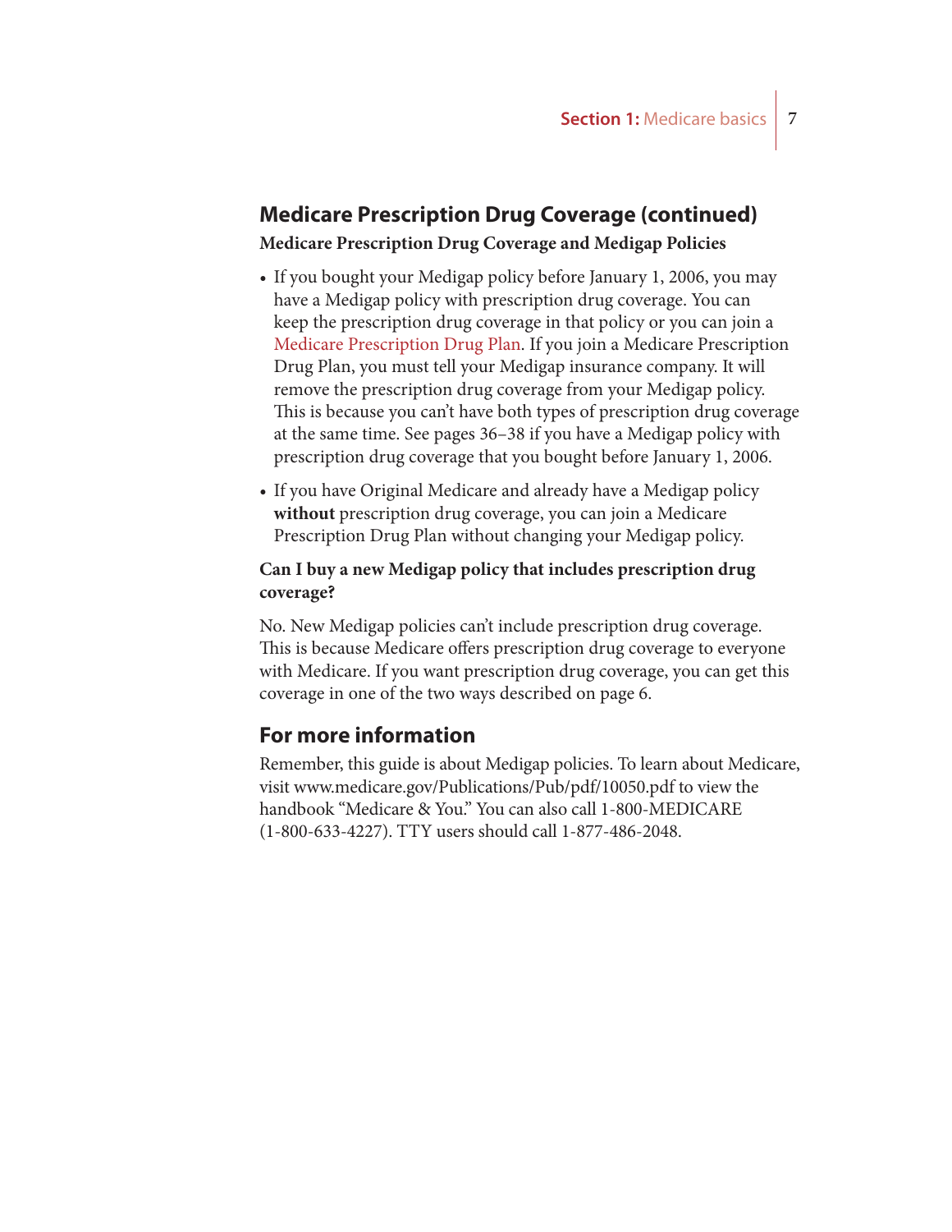## Medicare Prescription Drug Coverage (continued)

### Medicare Prescription Drug Coverage and Medigap Policies

- If you bought your Medigap policy before January 1, 2006, you may have a Medigap policy with prescription drug coverage. You can keep the prescription drug coverage in that policy or you can join a Medicare Prescription Drug Plan. If you join a Medicare Prescription Drug Plan, you must tell your Medigap insurance company. It will remove the prescription drug coverage from your Medigap policy. This is because you can't have both types of prescription drug coverage at the same time. See pages 36–38 if you have a Medigap policy with prescription drug coverage that you bought before January 1, 2006.
- If you have Original Medicare and already have a Medigap policy **without** prescription drug coverage, you can join a Medicare Prescription Drug Plan without changing your Medigap policy.

**Can I buy a new Medigap policy that includes prescription drug coverage?**

No. New Medigap policies can't include prescription drug coverage. This is because Medicare offers prescription drug coverage to everyone with Medicare. If you want prescription drug coverage, you can get this coverage in one of the two ways described on page 6.

## For more information

Remember, this guide is about Medigap policies. To learn about Medicare, visit www.medicare.gov/Publications/Pub/pdf/10050.pdf to view the handbook "Medicare & You." You can also call 1-800-MEDICARE (1-800-633-4227). TTY users should call 1-877-486-2048.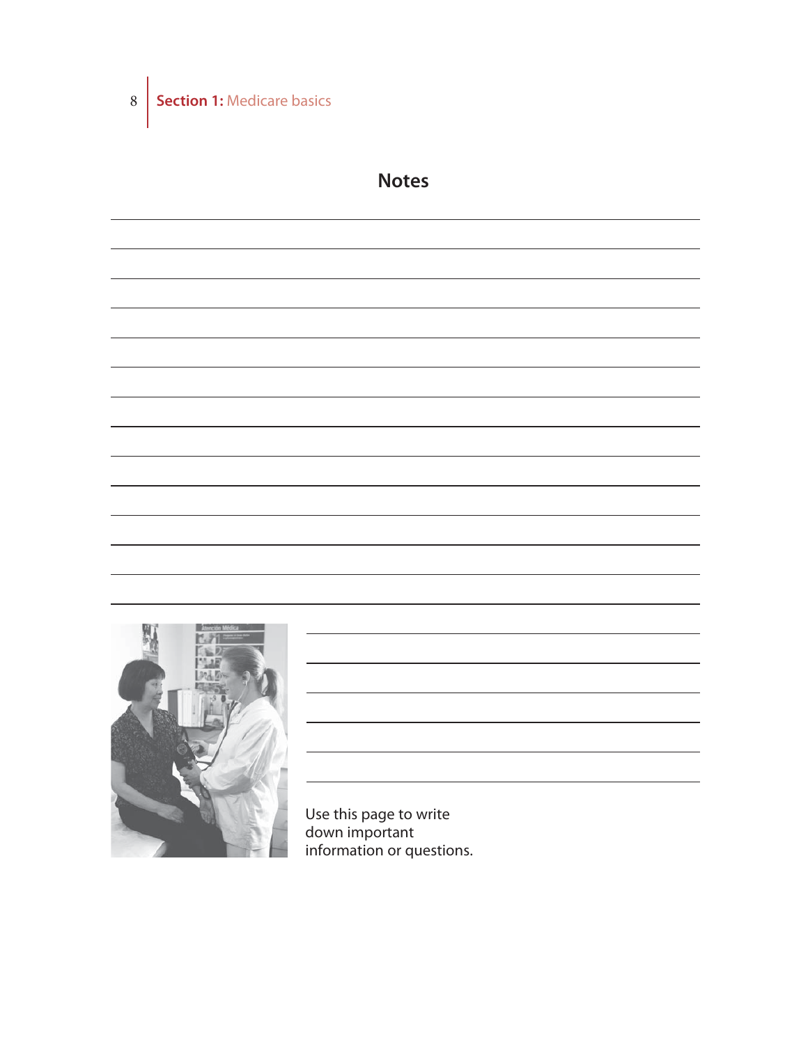## Notes

Use this page to write down important information or questions.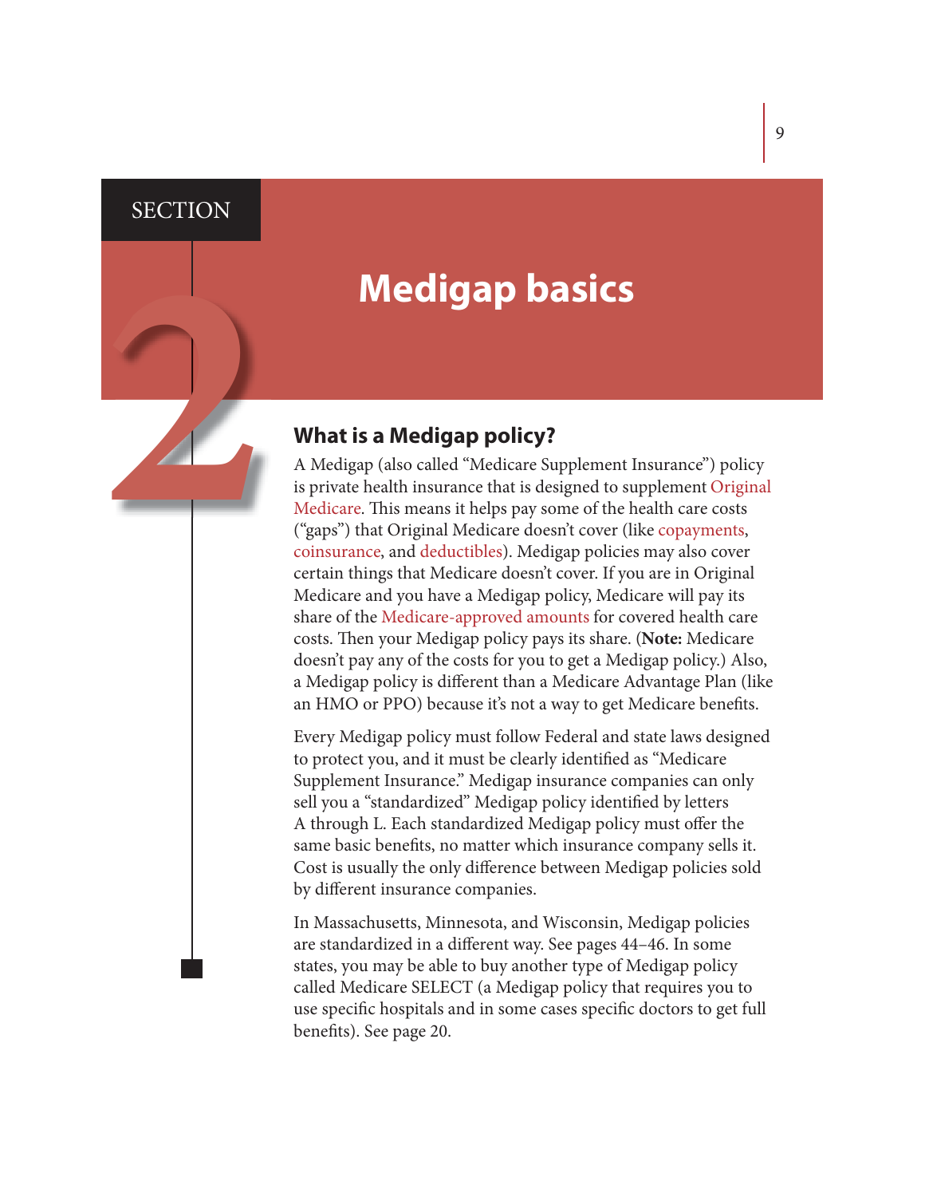# SECTION 2

# Medigap basics

## What is a Medigap policy?

A Medigap (also called "Medicare Supplement Insurance") policy is private health insurance that is designed to supplement Original Medicare. This means it helps pay some of the health care costs ("gaps") that Original Medicare doesn't cover (like copayments, coinsurance, and deductibles). Medigap policies may also cover certain things that Medicare doesn't cover. If you are in Original Medicare and you have a Medigap policy, Medicare will pay its share of the Medicare-approved amounts for covered health care costs. Then your Medigap policy pays its share. (**Note:** Medicare doesn't pay any of the costs for you to get a Medigap policy.) Also, a Medigap policy is different than a Medicare Advantage Plan (like an HMO or PPO) because it's not a way to get Medicare benefits.

Every Medigap policy must follow Federal and state laws designed to protect you, and it must be clearly identified as "Medicare Supplement Insurance." Medigap insurance companies can only sell you a "standardized" Medigap policy identified by letters A through L. Each standardized Medigap policy must offer the same basic benefits, no matter which insurance company sells it. Cost is usually the only difference between Medigap policies sold by different insurance companies.

In Massachusetts, Minnesota, and Wisconsin, Medigap policies are standardized in a different way. See pages 44–46. In some states, you may be able to buy another type of Medigap policy called Medicare SELECT (a Medigap policy that requires you to use specific hospitals and in some cases specific doctors to get full benefits). See page 20.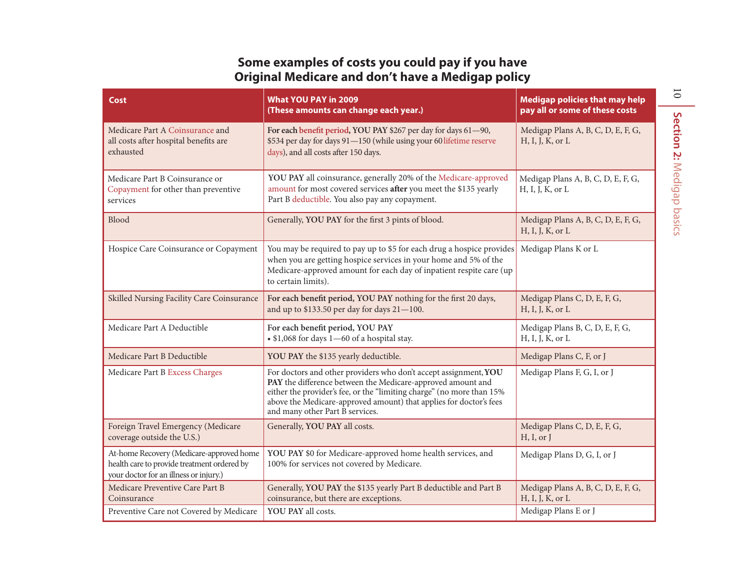## Some examples of costs you could pay if you have Original Medicare and don't have a Medigap policy

| Cost | What YOU PAY in 2009 (These amounts can change each year.) | Medigap policies that may help pay all or some of these costs |
|---|---|---|
| Medicare Part A Coinsurance and all costs after hospital benefits are exhausted | **For each benefit period, YOU PAY** $267 per day for days 61—90, $534 per day for days 91—150 (while using your 60 lifetime reserve days), and all costs after 150 days. | Medigap Plans A, B, C, D, E, F, G, H, I, J, K, or L |
| Medicare Part B Coinsurance or Copayment for other than preventive services | **YOU PAY** all coinsurance, generally 20% of the Medicare-approved amount for most covered services **after** you meet the $135 yearly Part B deductible. You also pay any copayment. | Medigap Plans A, B, C, D, E, F, G, H, I, J, K, or L |
| Blood | Generally, **YOU PAY** for the first 3 pints of blood. | Medigap Plans A, B, C, D, E, F, G, H, I, J, K, or L |
| Hospice Care Coinsurance or Copayment | You may be required to pay up to $5 for each drug a hospice provides when you are getting hospice services in your home and 5% of the Medicare-approved amount for each day of inpatient respite care (up to certain limits). | Medigap Plans K or L |
| Skilled Nursing Facility Care Coinsurance | **For each benefit period, YOU PAY** nothing for the first 20 days, and up to $133.50 per day for days 21—100. | Medigap Plans C, D, E, F, G, H, I, J, K, or L |
| Medicare Part A Deductible | **For each benefit period, YOU PAY**<br>• $1,068 for days 1—60 of a hospital stay. | Medigap Plans B, C, D, E, F, G, H, I, J, K, or L |
| Medicare Part B Deductible | **YOU PAY** the $135 yearly deductible. | Medigap Plans C, F, or J |
| Medicare Part B Excess Charges | For doctors and other providers who don't accept assignment, **YOU PAY** the difference between the Medicare-approved amount and either the provider's fee, or the "limiting charge" (no more than 15% above the Medicare-approved amount) that applies for doctor's fees and many other Part B services. | Medigap Plans F, G, I, or J |
| Foreign Travel Emergency (Medicare coverage outside the U.S.) | Generally, **YOU PAY** all costs. | Medigap Plans C, D, E, F, G, H, I, or J |
| At-home Recovery (Medicare-approved home health care to provide treatment ordered by your doctor for an illness or injury.) | **YOU PAY** $0 for Medicare-approved home health services, and 100% for services not covered by Medicare. | Medigap Plans D, G, I, or J |
| Medicare Preventive Care Part B Coinsurance | Generally, **YOU PAY** the $135 yearly Part B deductible and Part B coinsurance, but there are exceptions. | Medigap Plans A, B, C, D, E, F, G, H, I, J, K, or L |
| Preventive Care not Covered by Medicare | **YOU PAY** all costs. | Medigap Plans E or J |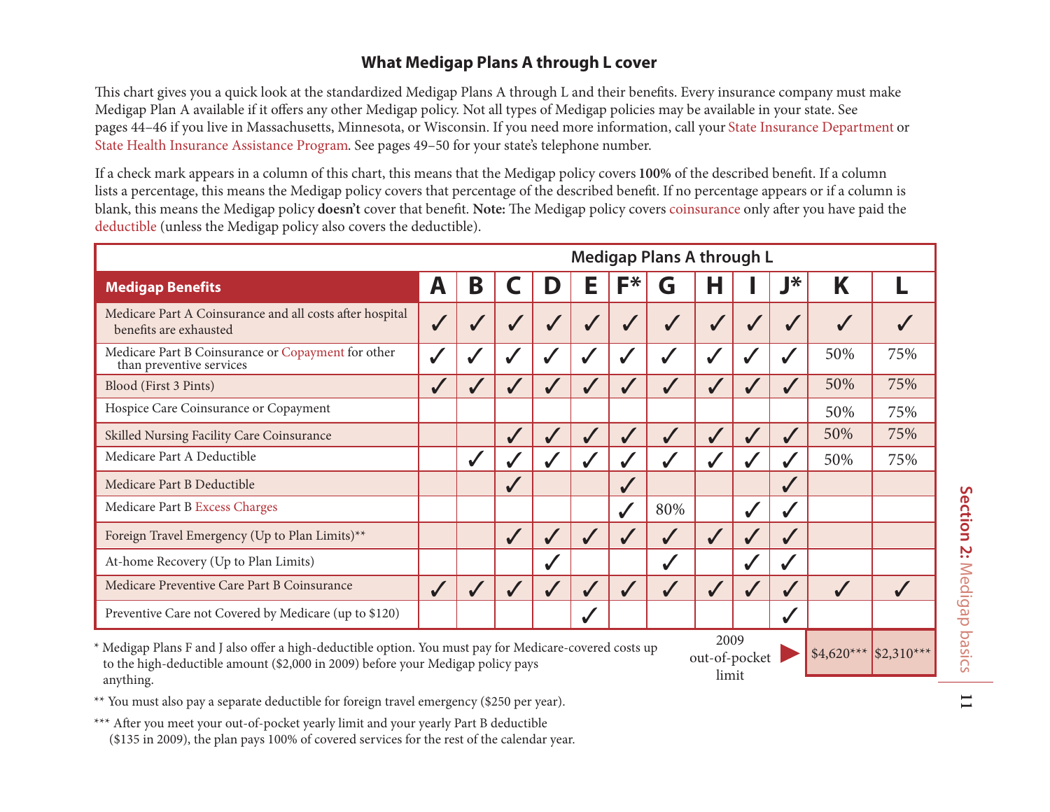## What Medigap Plans A through L cover

This chart gives you a quick look at the standardized Medigap Plans A through L and their benefits. Every insurance company must make Medigap Plan A available if it offers any other Medigap policy. Not all types of Medigap policies may be available in your state. See pages 44–46 if you live in Massachusetts, Minnesota, or Wisconsin. If you need more information, call your State Insurance Department or State Health Insurance Assistance Program. See pages 49–50 for your state's telephone number.

If a check mark appears in a column of this chart, this means that the Medigap policy covers **100%** of the described benefit. If a column lists a percentage, this means the Medigap policy covers that percentage of the described benefit. If no percentage appears or if a column is blank, this means the Medigap policy **doesn't** cover that benefit. **Note:** The Medigap policy covers coinsurance only after you have paid the deductible (unless the Medigap policy also covers the deductible).

| | Medigap Plans A through L | | | | | | | | | | | |
|---|---|---|---|---|---|---|---|---|---|---|---|---|
| **Medigap Benefits** | **A** | **B** | **C** | **D** | **E** | **F*** | **G** | **H** | **I** | **J*** | **K** | **L** |
| Medicare Part A Coinsurance and all costs after hospital benefits are exhausted | ✓ | ✓ | ✓ | ✓ | ✓ | ✓ | ✓ | ✓ | ✓ | ✓ | ✓ | ✓ |
| Medicare Part B Coinsurance or Copayment for other than preventive services | ✓ | ✓ | ✓ | ✓ | ✓ | ✓ | ✓ | ✓ | ✓ | ✓ | 50% | 75% |
| Blood (First 3 Pints) | ✓ | ✓ | ✓ | ✓ | ✓ | ✓ | ✓ | ✓ | ✓ | ✓ | 50% | 75% |
| Hospice Care Coinsurance or Copayment | | | | | | | | | | | 50% | 75% |
| Skilled Nursing Facility Care Coinsurance | | | ✓ | ✓ | ✓ | ✓ | ✓ | ✓ | ✓ | ✓ | 50% | 75% |
| Medicare Part A Deductible | | ✓ | ✓ | ✓ | ✓ | ✓ | ✓ | ✓ | ✓ | ✓ | 50% | 75% |
| Medicare Part B Deductible | | | ✓ | | | ✓ | | | | ✓ | | |
| Medicare Part B Excess Charges | | | | | | ✓ | 80% | | ✓ | ✓ | | |
| Foreign Travel Emergency (Up to Plan Limits)** | | | ✓ | ✓ | ✓ | ✓ | ✓ | ✓ | ✓ | ✓ | | |
| At-home Recovery (Up to Plan Limits) | | | | ✓ | | | ✓ | | ✓ | ✓ | | |
| Medicare Preventive Care Part B Coinsurance | ✓ | ✓ | ✓ | ✓ | ✓ | ✓ | ✓ | ✓ | ✓ | ✓ | ✓ | ✓ |
| Preventive Care not Covered by Medicare (up to $120) | | | | | ✓ | | | | | ✓ | | |
| 2009 out-of-pocket limit | | | | | | | | | | | $4,620*** | $2,310*** |

* Medigap Plans F and J also offer a high-deductible option. You must pay for Medicare-covered costs up to the high-deductible amount ($2,000 in 2009) before your Medigap policy pays anything.

** You must also pay a separate deductible for foreign travel emergency ($250 per year).

*** After you meet your out-of-pocket yearly limit and your yearly Part B deductible ($135 in 2009), the plan pays 100% of covered services for the rest of the calendar year.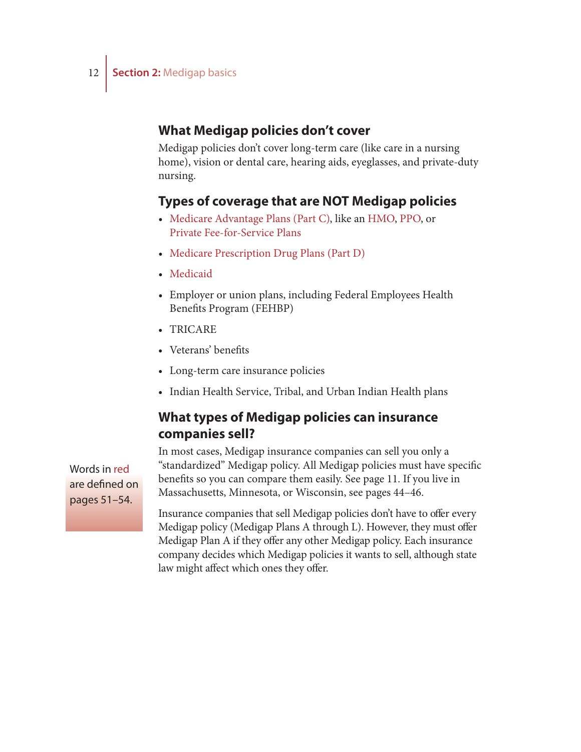## What Medigap policies don't cover

Medigap policies don't cover long-term care (like care in a nursing home), vision or dental care, hearing aids, eyeglasses, and private-duty nursing.

## Types of coverage that are NOT Medigap policies

- Medicare Advantage Plans (Part C), like an HMO, PPO, or Private Fee-for-Service Plans
- Medicare Prescription Drug Plans (Part D)
- Medicaid
- Employer or union plans, including Federal Employees Health Benefits Program (FEHBP)
- TRICARE
- Veterans' benefits
- Long-term care insurance policies
- Indian Health Service, Tribal, and Urban Indian Health plans

## What types of Medigap policies can insurance companies sell?

Words in red are defined on pages 51–54.

In most cases, Medigap insurance companies can sell you only a "standardized" Medigap policy. All Medigap policies must have specific benefits so you can compare them easily. See page 11. If you live in Massachusetts, Minnesota, or Wisconsin, see pages 44–46.

Insurance companies that sell Medigap policies don't have to offer every Medigap policy (Medigap Plans A through L). However, they must offer Medigap Plan A if they offer any other Medigap policy. Each insurance company decides which Medigap policies it wants to sell, although state law might affect which ones they offer.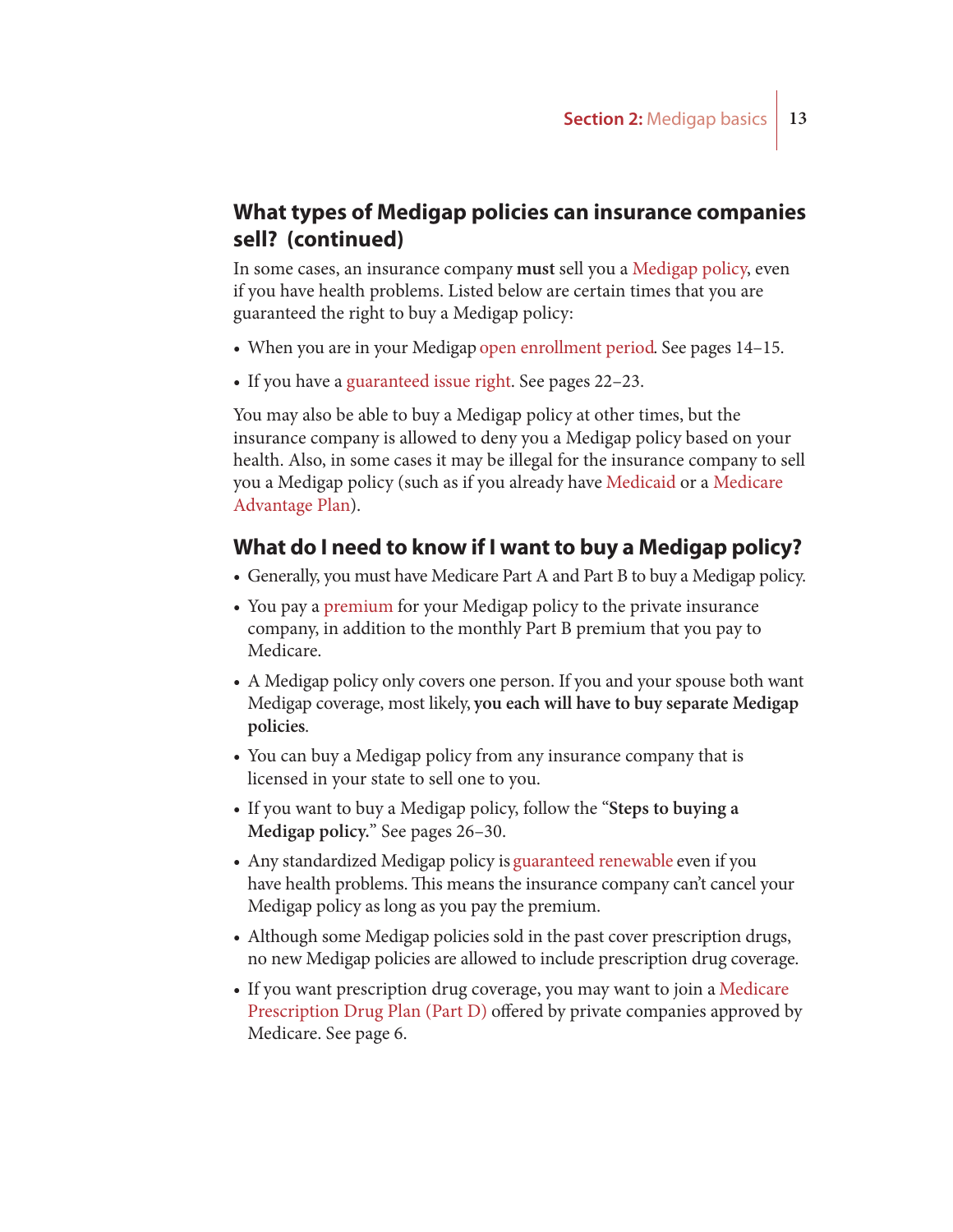## What types of Medigap policies can insurance companies sell? (continued)

In some cases, an insurance company **must** sell you a Medigap policy, even if you have health problems. Listed below are certain times that you are guaranteed the right to buy a Medigap policy:

- When you are in your Medigap open enrollment period. See pages 14–15.
- If you have a guaranteed issue right. See pages 22–23.

You may also be able to buy a Medigap policy at other times, but the insurance company is allowed to deny you a Medigap policy based on your health. Also, in some cases it may be illegal for the insurance company to sell you a Medigap policy (such as if you already have Medicaid or a Medicare Advantage Plan).

## What do I need to know if I want to buy a Medigap policy?

- Generally, you must have Medicare Part A and Part B to buy a Medigap policy.
- You pay a premium for your Medigap policy to the private insurance company, in addition to the monthly Part B premium that you pay to Medicare.
- A Medigap policy only covers one person. If you and your spouse both want Medigap coverage, most likely, **you each will have to buy separate Medigap policies**.
- You can buy a Medigap policy from any insurance company that is licensed in your state to sell one to you.
- If you want to buy a Medigap policy, follow the "**Steps to buying a Medigap policy.**" See pages 26–30.
- Any standardized Medigap policy is guaranteed renewable even if you have health problems. This means the insurance company can't cancel your Medigap policy as long as you pay the premium.
- Although some Medigap policies sold in the past cover prescription drugs, no new Medigap policies are allowed to include prescription drug coverage.
- If you want prescription drug coverage, you may want to join a Medicare Prescription Drug Plan (Part D) offered by private companies approved by Medicare. See page 6.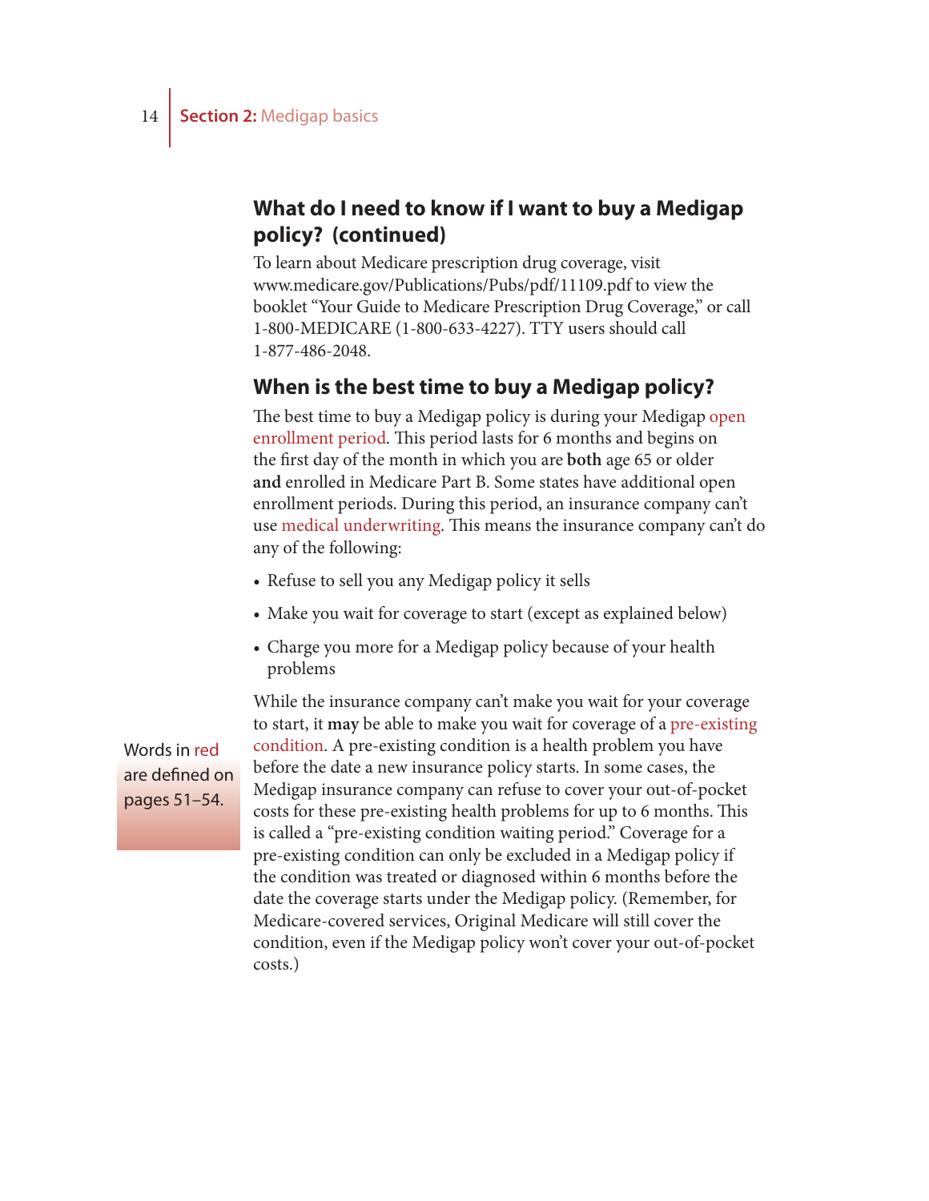## What do I need to know if I want to buy a Medigap policy? (continued)

To learn about Medicare prescription drug coverage, visit www.medicare.gov/Publications/Pubs/pdf/11109.pdf to view the booklet "Your Guide to Medicare Prescription Drug Coverage," or call 1-800-MEDICARE (1-800-633-4227). TTY users should call 1-877-486-2048.

## When is the best time to buy a Medigap policy?

The best time to buy a Medigap policy is during your Medigap open enrollment period. This period lasts for 6 months and begins on the first day of the month in which you are **both** age 65 or older **and** enrolled in Medicare Part B. Some states have additional open enrollment periods. During this period, an insurance company can't use medical underwriting. This means the insurance company can't do any of the following:

- Refuse to sell you any Medigap policy it sells
- Make you wait for coverage to start (except as explained below)
- Charge you more for a Medigap policy because of your health problems

While the insurance company can't make you wait for your coverage to start, it **may** be able to make you wait for coverage of a pre-existing condition. A pre-existing condition is a health problem you have before the date a new insurance policy starts. In some cases, the Medigap insurance company can refuse to cover your out-of-pocket costs for these pre-existing health problems for up to 6 months. This is called a "pre-existing condition waiting period." Coverage for a pre-existing condition can only be excluded in a Medigap policy if the condition was treated or diagnosed within 6 months before the date the coverage starts under the Medigap policy. (Remember, for Medicare-covered services, Original Medicare will still cover the condition, even if the Medigap policy won't cover your out-of-pocket costs.)

Words in red are defined on pages 51–54.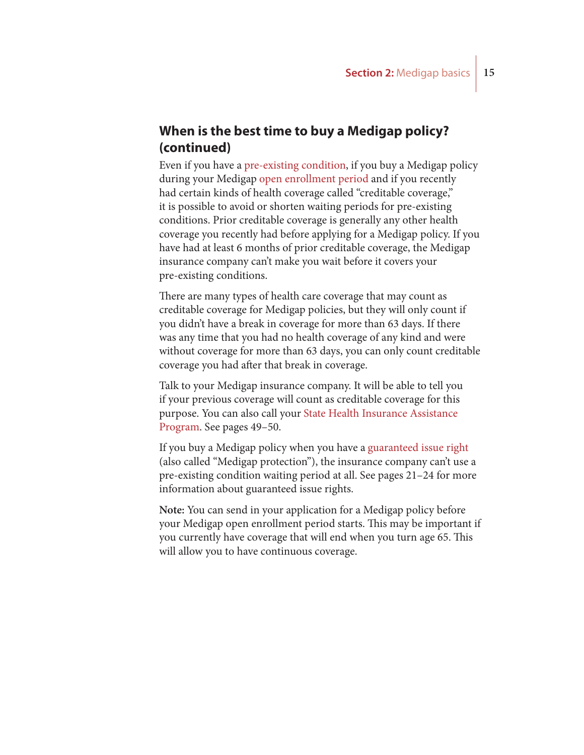## When is the best time to buy a Medigap policy? (continued)

Even if you have a pre-existing condition, if you buy a Medigap policy during your Medigap open enrollment period and if you recently had certain kinds of health coverage called "creditable coverage," it is possible to avoid or shorten waiting periods for pre-existing conditions. Prior creditable coverage is generally any other health coverage you recently had before applying for a Medigap policy. If you have had at least 6 months of prior creditable coverage, the Medigap insurance company can't make you wait before it covers your pre-existing conditions.

There are many types of health care coverage that may count as creditable coverage for Medigap policies, but they will only count if you didn't have a break in coverage for more than 63 days. If there was any time that you had no health coverage of any kind and were without coverage for more than 63 days, you can only count creditable coverage you had after that break in coverage.

Talk to your Medigap insurance company. It will be able to tell you if your previous coverage will count as creditable coverage for this purpose. You can also call your State Health Insurance Assistance Program. See pages 49–50.

If you buy a Medigap policy when you have a guaranteed issue right (also called "Medigap protection"), the insurance company can't use a pre-existing condition waiting period at all. See pages 21–24 for more information about guaranteed issue rights.

**Note:** You can send in your application for a Medigap policy before your Medigap open enrollment period starts. This may be important if you currently have coverage that will end when you turn age 65. This will allow you to have continuous coverage.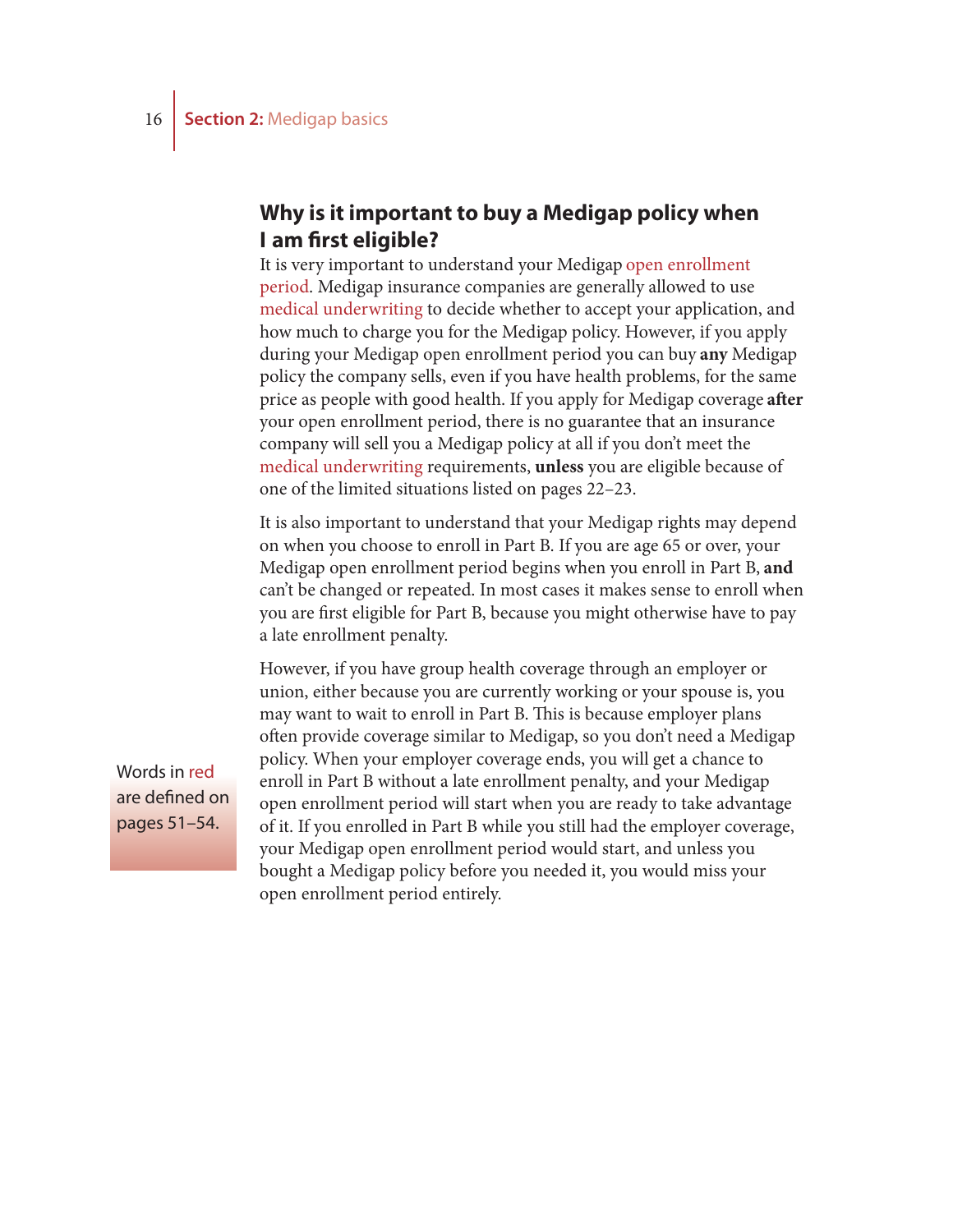## Why is it important to buy a Medigap policy when I am first eligible?

It is very important to understand your Medigap open enrollment period. Medigap insurance companies are generally allowed to use medical underwriting to decide whether to accept your application, and how much to charge you for the Medigap policy. However, if you apply during your Medigap open enrollment period you can buy **any** Medigap policy the company sells, even if you have health problems, for the same price as people with good health. If you apply for Medigap coverage **after** your open enrollment period, there is no guarantee that an insurance company will sell you a Medigap policy at all if you don't meet the medical underwriting requirements, **unless** you are eligible because of one of the limited situations listed on pages 22–23.

It is also important to understand that your Medigap rights may depend on when you choose to enroll in Part B. If you are age 65 or over, your Medigap open enrollment period begins when you enroll in Part B, **and** can't be changed or repeated. In most cases it makes sense to enroll when you are first eligible for Part B, because you might otherwise have to pay a late enrollment penalty.

However, if you have group health coverage through an employer or union, either because you are currently working or your spouse is, you may want to wait to enroll in Part B. This is because employer plans often provide coverage similar to Medigap, so you don't need a Medigap policy. When your employer coverage ends, you will get a chance to enroll in Part B without a late enrollment penalty, and your Medigap open enrollment period will start when you are ready to take advantage of it. If you enrolled in Part B while you still had the employer coverage, your Medigap open enrollment period would start, and unless you bought a Medigap policy before you needed it, you would miss your open enrollment period entirely.

Words in red are defined on pages 51–54.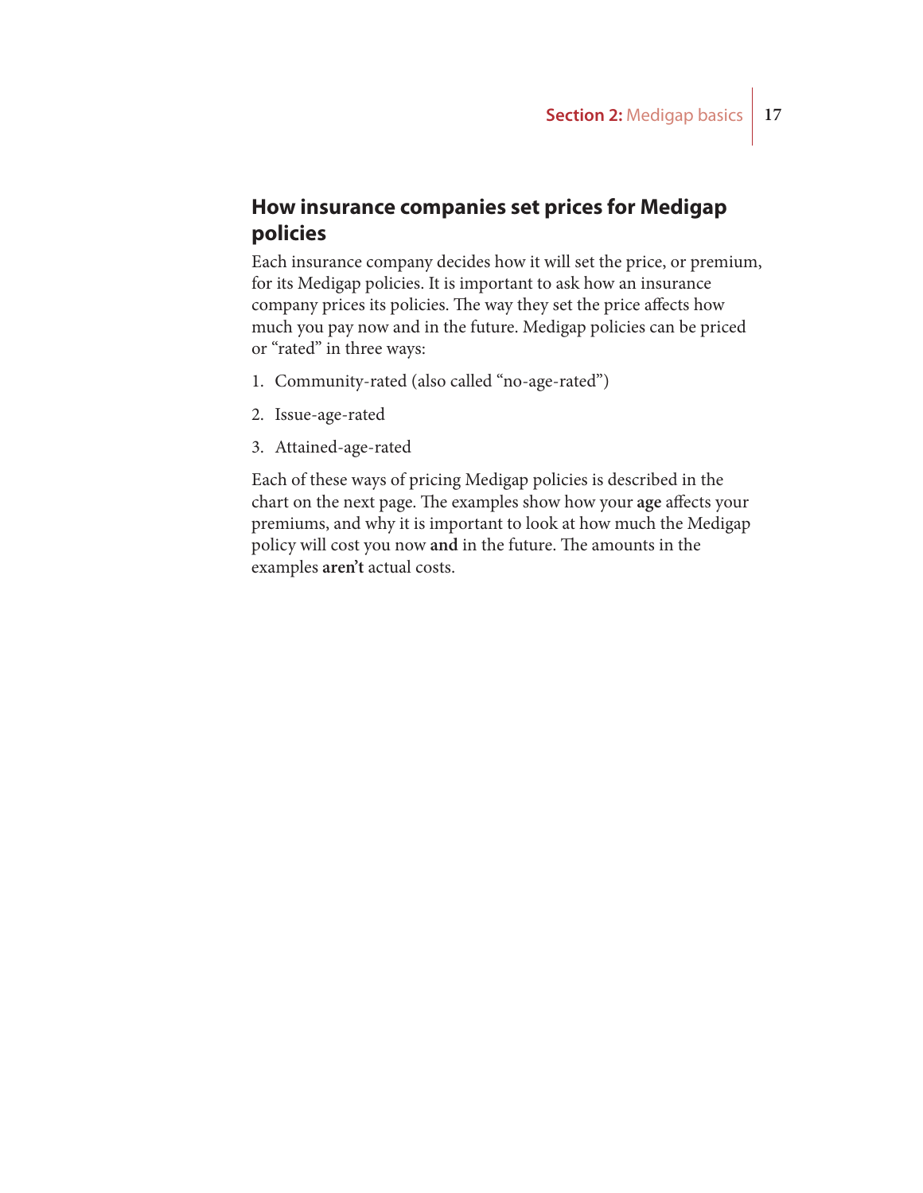## How insurance companies set prices for Medigap policies

Each insurance company decides how it will set the price, or premium, for its Medigap policies. It is important to ask how an insurance company prices its policies. The way they set the price affects how much you pay now and in the future. Medigap policies can be priced or "rated" in three ways:

1. Community-rated (also called "no-age-rated")
2. Issue-age-rated
3. Attained-age-rated

Each of these ways of pricing Medigap policies is described in the chart on the next page. The examples show how your **age** affects your premiums, and why it is important to look at how much the Medigap policy will cost you now **and** in the future. The amounts in the examples **aren't** actual costs.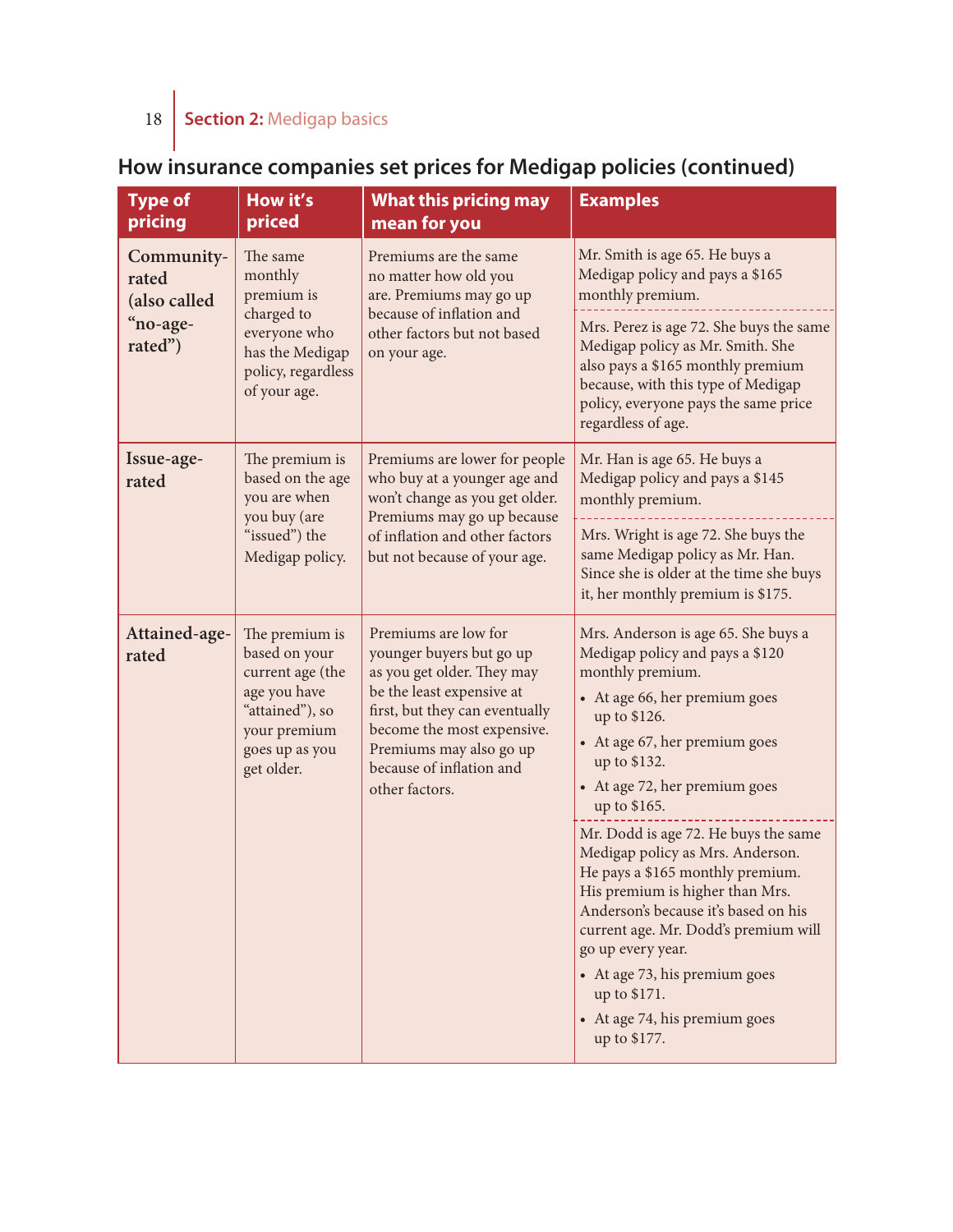## How insurance companies set prices for Medigap policies (continued)

| Type of pricing | How it's priced | What this pricing may mean for you | Examples |
|---|---|---|---|
| **Community-rated (also called "no-age-rated")** | The same monthly premium is charged to everyone who has the Medigap policy, regardless of your age. | Premiums are the same no matter how old you are. Premiums may go up because of inflation and other factors but not based on your age. | Mr. Smith is age 65. He buys a Medigap policy and pays a $165 monthly premium.<br><br>Mrs. Perez is age 72. She buys the same Medigap policy as Mr. Smith. She also pays a $165 monthly premium because, with this type of Medigap policy, everyone pays the same price regardless of age. |
| **Issue-age-rated** | The premium is based on the age you are when you buy (are "issued") the Medigap policy. | Premiums are lower for people who buy at a younger age and won't change as you get older. Premiums may go up because of inflation and other factors but not because of your age. | Mr. Han is age 65. He buys a Medigap policy and pays a $145 monthly premium.<br><br>Mrs. Wright is age 72. She buys the same Medigap policy as Mr. Han. Since she is older at the time she buys it, her monthly premium is $175. |
| **Attained-age-rated** | The premium is based on your current age (the age you have "attained"), so your premium goes up as you get older. | Premiums are low for younger buyers but go up as you get older. They may be the least expensive at first, but they can eventually become the most expensive. Premiums may also go up because of inflation and other factors. | Mrs. Anderson is age 65. She buys a Medigap policy and pays a $120 monthly premium.<br>• At age 66, her premium goes up to $126.<br>• At age 67, her premium goes up to $132.<br>• At age 72, her premium goes up to $165.<br><br>Mr. Dodd is age 72. He buys the same Medigap policy as Mrs. Anderson. He pays a $165 monthly premium. His premium is higher than Mrs. Anderson's because it's based on his current age. Mr. Dodd's premium will go up every year.<br>• At age 73, his premium goes up to $171.<br>• At age 74, his premium goes up to $177. |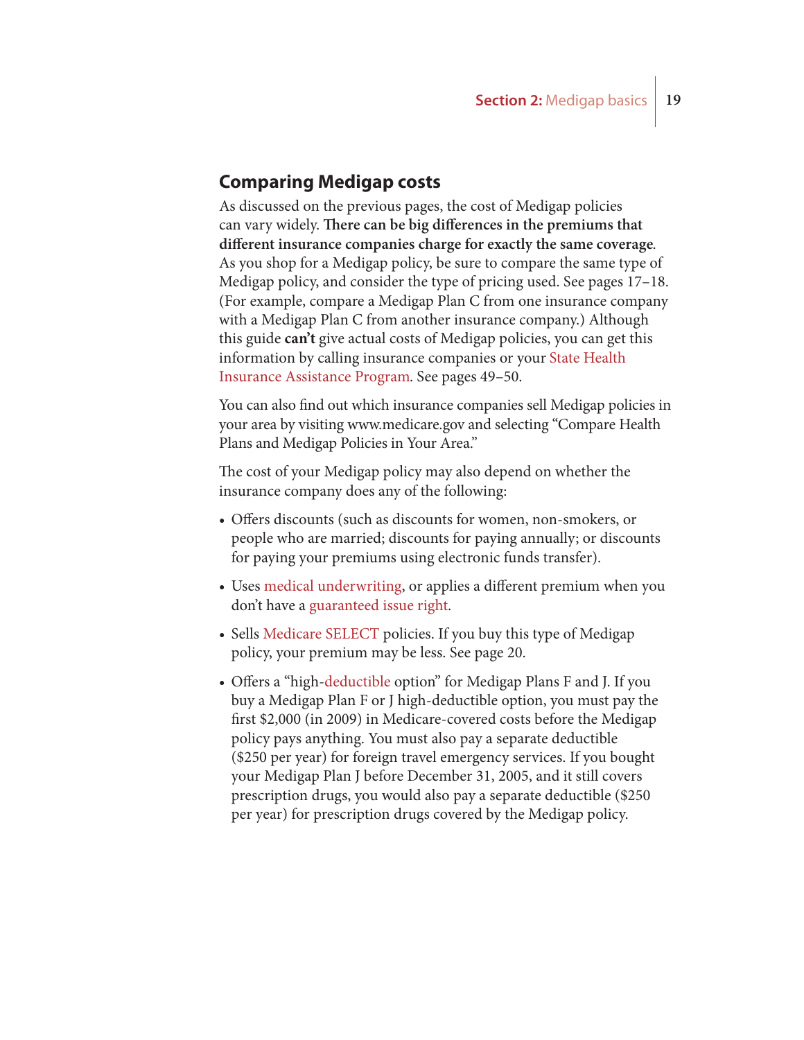## Comparing Medigap costs

As discussed on the previous pages, the cost of Medigap policies can vary widely. **There can be big differences in the premiums that different insurance companies charge for exactly the same coverage**. As you shop for a Medigap policy, be sure to compare the same type of Medigap policy, and consider the type of pricing used. See pages 17–18. (For example, compare a Medigap Plan C from one insurance company with a Medigap Plan C from another insurance company.) Although this guide **can't** give actual costs of Medigap policies, you can get this information by calling insurance companies or your State Health Insurance Assistance Program. See pages 49–50.

You can also find out which insurance companies sell Medigap policies in your area by visiting www.medicare.gov and selecting "Compare Health Plans and Medigap Policies in Your Area."

The cost of your Medigap policy may also depend on whether the insurance company does any of the following:

- Offers discounts (such as discounts for women, non-smokers, or people who are married; discounts for paying annually; or discounts for paying your premiums using electronic funds transfer).
- Uses medical underwriting, or applies a different premium when you don't have a guaranteed issue right.
- Sells Medicare SELECT policies. If you buy this type of Medigap policy, your premium may be less. See page 20.
- Offers a "high-deductible option" for Medigap Plans F and J. If you buy a Medigap Plan F or J high-deductible option, you must pay the first $2,000 (in 2009) in Medicare-covered costs before the Medigap policy pays anything. You must also pay a separate deductible ($250 per year) for foreign travel emergency services. If you bought your Medigap Plan J before December 31, 2005, and it still covers prescription drugs, you would also pay a separate deductible ($250 per year) for prescription drugs covered by the Medigap policy.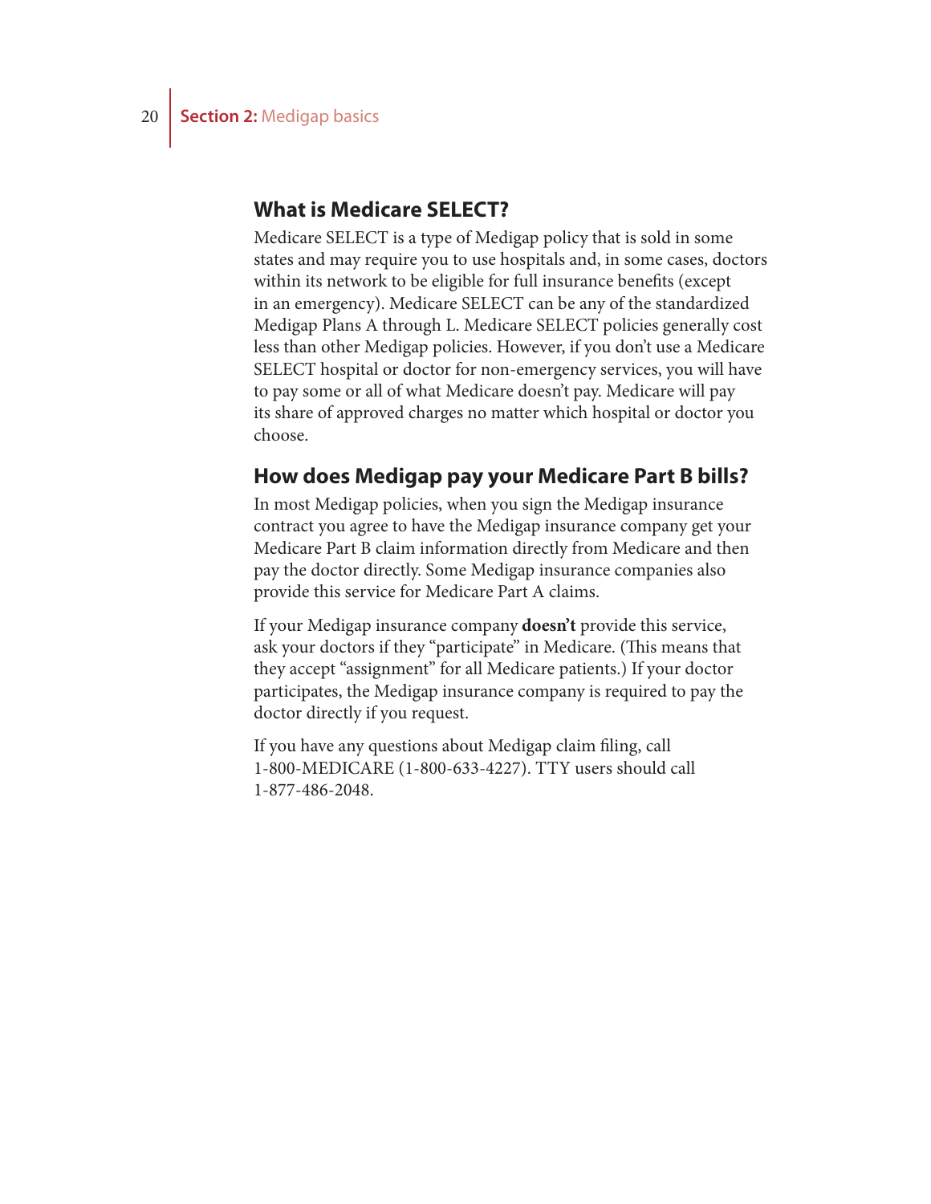## What is Medicare SELECT?

Medicare SELECT is a type of Medigap policy that is sold in some states and may require you to use hospitals and, in some cases, doctors within its network to be eligible for full insurance benefits (except in an emergency). Medicare SELECT can be any of the standardized Medigap Plans A through L. Medicare SELECT policies generally cost less than other Medigap policies. However, if you don't use a Medicare SELECT hospital or doctor for non-emergency services, you will have to pay some or all of what Medicare doesn't pay. Medicare will pay its share of approved charges no matter which hospital or doctor you choose.

## How does Medigap pay your Medicare Part B bills?

In most Medigap policies, when you sign the Medigap insurance contract you agree to have the Medigap insurance company get your Medicare Part B claim information directly from Medicare and then pay the doctor directly. Some Medigap insurance companies also provide this service for Medicare Part A claims.

If your Medigap insurance company **doesn't** provide this service, ask your doctors if they "participate" in Medicare. (This means that they accept "assignment" for all Medicare patients.) If your doctor participates, the Medigap insurance company is required to pay the doctor directly if you request.

If you have any questions about Medigap claim filing, call 1-800-MEDICARE (1-800-633-4227). TTY users should call 1-877-486-2048.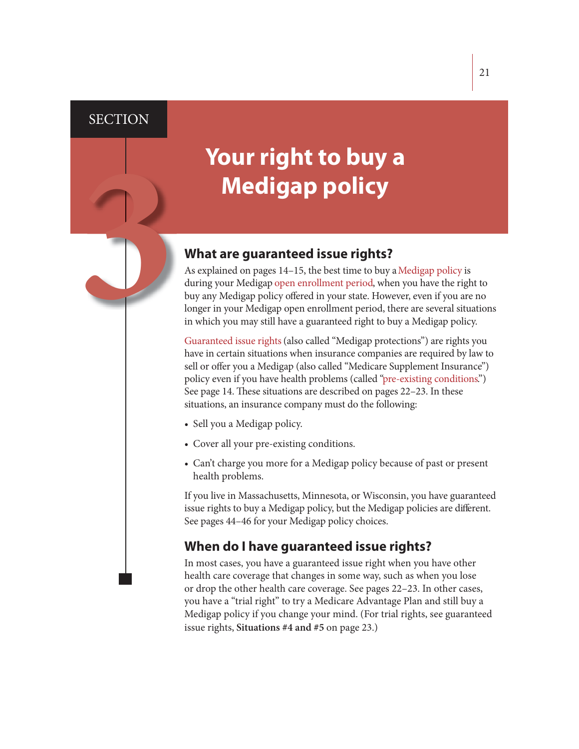SECTION 3

# Your right to buy a Medigap policy

## What are guaranteed issue rights?

As explained on pages 14–15, the best time to buy a Medigap policy is during your Medigap open enrollment period, when you have the right to buy any Medigap policy offered in your state. However, even if you are no longer in your Medigap open enrollment period, there are several situations in which you may still have a guaranteed right to buy a Medigap policy.

Guaranteed issue rights (also called "Medigap protections") are rights you have in certain situations when insurance companies are required by law to sell or offer you a Medigap (also called "Medicare Supplement Insurance") policy even if you have health problems (called "pre-existing conditions.") See page 14. These situations are described on pages 22–23. In these situations, an insurance company must do the following:

- Sell you a Medigap policy.
- Cover all your pre-existing conditions.
- Can't charge you more for a Medigap policy because of past or present health problems.

If you live in Massachusetts, Minnesota, or Wisconsin, you have guaranteed issue rights to buy a Medigap policy, but the Medigap policies are different. See pages 44–46 for your Medigap policy choices.

## When do I have guaranteed issue rights?

In most cases, you have a guaranteed issue right when you have other health care coverage that changes in some way, such as when you lose or drop the other health care coverage. See pages 22–23. In other cases, you have a "trial right" to try a Medicare Advantage Plan and still buy a Medigap policy if you change your mind. (For trial rights, see guaranteed issue rights, **Situations #4 and #5** on page 23.)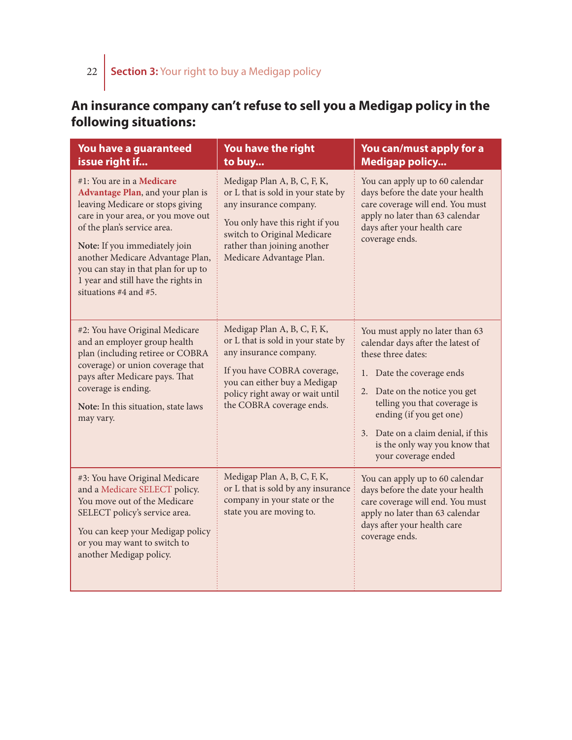## An insurance company can't refuse to sell you a Medigap policy in the following situations:

| You have a guaranteed issue right if... | You have the right to buy... | You can/must apply for a Medigap policy... |
|---|---|---|
| #1: You are in a **Medicare Advantage Plan**, and your plan is leaving Medicare or stops giving care in your area, or you move out of the plan's service area.<br><br>**Note:** If you immediately join another Medicare Advantage Plan, you can stay in that plan for up to 1 year and still have the rights in situations #4 and #5. | Medigap Plan A, B, C, F, K, or L that is sold in your state by any insurance company.<br><br>You only have this right if you switch to Original Medicare rather than joining another Medicare Advantage Plan. | You can apply up to 60 calendar days before the date your health care coverage will end. You must apply no later than 63 calendar days after your health care coverage ends. |
| #2: You have Original Medicare and an employer group health plan (including retiree or COBRA coverage) or union coverage that pays after Medicare pays. That coverage is ending.<br><br>**Note:** In this situation, state laws may vary. | Medigap Plan A, B, C, F, K, or L that is sold in your state by any insurance company.<br><br>If you have COBRA coverage, you can either buy a Medigap policy right away or wait until the COBRA coverage ends. | You must apply no later than 63 calendar days after the latest of these three dates:<br><br>1. Date the coverage ends<br>2. Date on the notice you get telling you that coverage is ending (if you get one)<br>3. Date on a claim denial, if this is the only way you know that your coverage ended |
| #3: You have Original Medicare and a Medicare SELECT policy. You move out of the Medicare SELECT policy's service area.<br><br>You can keep your Medigap policy or you may want to switch to another Medigap policy. | Medigap Plan A, B, C, F, K, or L that is sold by any insurance company in your state or the state you are moving to. | You can apply up to 60 calendar days before the date your health care coverage will end. You must apply no later than 63 calendar days after your health care coverage ends. |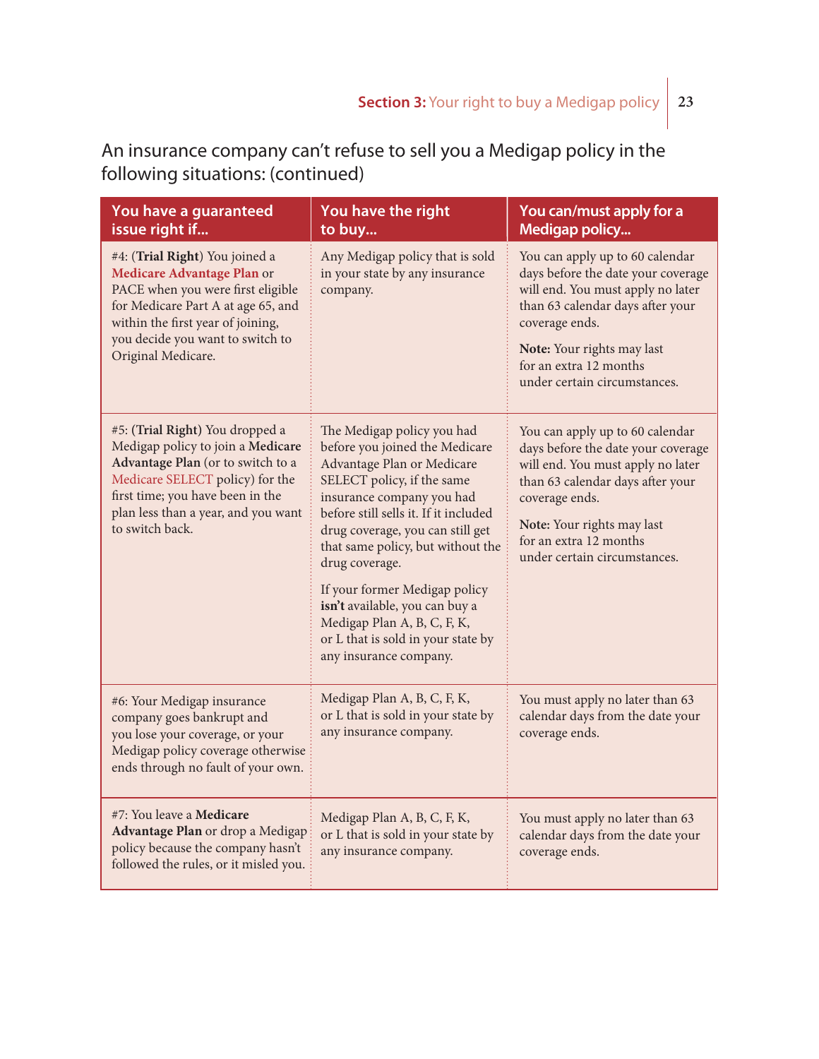An insurance company can't refuse to sell you a Medigap policy in the following situations: (continued)

| You have a guaranteed issue right if... | You have the right to buy... | You can/must apply for a Medigap policy... |
|---|---|---|
| #4: (**Trial Right**) You joined a **Medicare Advantage Plan** or PACE when you were first eligible for Medicare Part A at age 65, and within the first year of joining, you decide you want to switch to Original Medicare. | Any Medigap policy that is sold in your state by any insurance company. | You can apply up to 60 calendar days before the date your coverage will end. You must apply no later than 63 calendar days after your coverage ends. **Note:** Your rights may last for an extra 12 months under certain circumstances. |
| #5: (**Trial Right**) You dropped a Medigap policy to join a **Medicare Advantage Plan** (or to switch to a Medicare SELECT policy) for the first time; you have been in the plan less than a year, and you want to switch back. | The Medigap policy you had before you joined the Medicare Advantage Plan or Medicare SELECT policy, if the same insurance company you had before still sells it. If it included drug coverage, you can still get that same policy, but without the drug coverage. If your former Medigap policy **isn't** available, you can buy a Medigap Plan A, B, C, F, K, or L that is sold in your state by any insurance company. | You can apply up to 60 calendar days before the date your coverage will end. You must apply no later than 63 calendar days after your coverage ends. **Note:** Your rights may last for an extra 12 months under certain circumstances. |
| #6: Your Medigap insurance company goes bankrupt and you lose your coverage, or your Medigap policy coverage otherwise ends through no fault of your own. | Medigap Plan A, B, C, F, K, or L that is sold in your state by any insurance company. | You must apply no later than 63 calendar days from the date your coverage ends. |
| #7: You leave a **Medicare Advantage Plan** or drop a Medigap policy because the company hasn't followed the rules, or it misled you. | Medigap Plan A, B, C, F, K, or L that is sold in your state by any insurance company. | You must apply no later than 63 calendar days from the date your coverage ends. |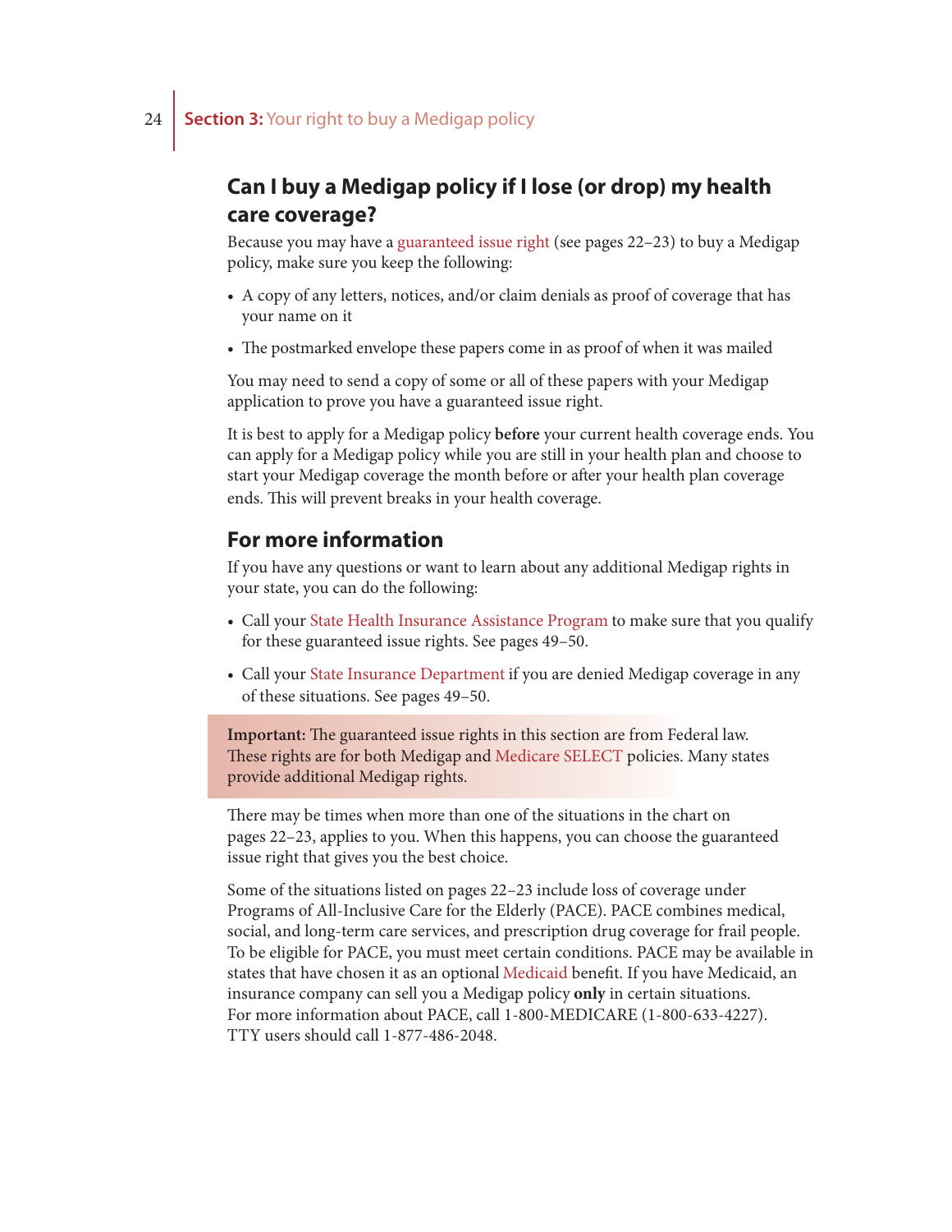## Can I buy a Medigap policy if I lose (or drop) my health care coverage?

Because you may have a guaranteed issue right (see pages 22–23) to buy a Medigap policy, make sure you keep the following:

- A copy of any letters, notices, and/or claim denials as proof of coverage that has your name on it
- The postmarked envelope these papers come in as proof of when it was mailed

You may need to send a copy of some or all of these papers with your Medigap application to prove you have a guaranteed issue right.

It is best to apply for a Medigap policy **before** your current health coverage ends. You can apply for a Medigap policy while you are still in your health plan and choose to start your Medigap coverage the month before or after your health plan coverage ends. This will prevent breaks in your health coverage.

## For more information

If you have any questions or want to learn about any additional Medigap rights in your state, you can do the following:

- Call your State Health Insurance Assistance Program to make sure that you qualify for these guaranteed issue rights. See pages 49–50.
- Call your State Insurance Department if you are denied Medigap coverage in any of these situations. See pages 49–50.

**Important:** The guaranteed issue rights in this section are from Federal law. These rights are for both Medigap and Medicare SELECT policies. Many states provide additional Medigap rights.

There may be times when more than one of the situations in the chart on pages 22–23, applies to you. When this happens, you can choose the guaranteed issue right that gives you the best choice.

Some of the situations listed on pages 22–23 include loss of coverage under Programs of All-Inclusive Care for the Elderly (PACE). PACE combines medical, social, and long-term care services, and prescription drug coverage for frail people. To be eligible for PACE, you must meet certain conditions. PACE may be available in states that have chosen it as an optional Medicaid benefit. If you have Medicaid, an insurance company can sell you a Medigap policy **only** in certain situations. For more information about PACE, call 1-800-MEDICARE (1-800-633-4227). TTY users should call 1-877-486-2048.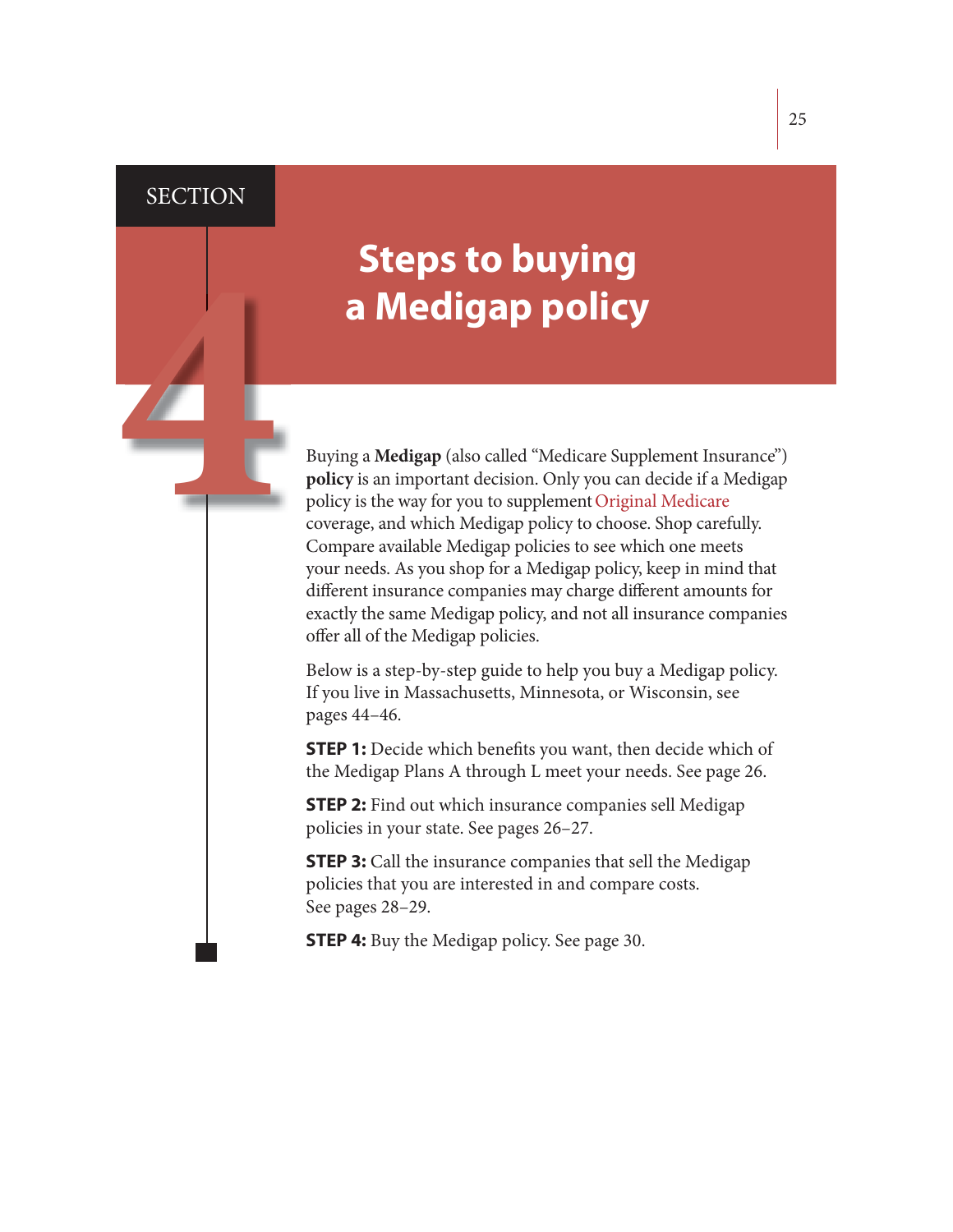SECTION 4

# Steps to buying a Medigap policy

Buying a **Medigap** (also called "Medicare Supplement Insurance") **policy** is an important decision. Only you can decide if a Medigap policy is the way for you to supplement Original Medicare coverage, and which Medigap policy to choose. Shop carefully. Compare available Medigap policies to see which one meets your needs. As you shop for a Medigap policy, keep in mind that different insurance companies may charge different amounts for exactly the same Medigap policy, and not all insurance companies offer all of the Medigap policies.

Below is a step-by-step guide to help you buy a Medigap policy. If you live in Massachusetts, Minnesota, or Wisconsin, see pages 44–46.

**STEP 1:** Decide which benefits you want, then decide which of the Medigap Plans A through L meet your needs. See page 26.

**STEP 2:** Find out which insurance companies sell Medigap policies in your state. See pages 26–27.

**STEP 3:** Call the insurance companies that sell the Medigap policies that you are interested in and compare costs. See pages 28–29.

**STEP 4:** Buy the Medigap policy. See page 30.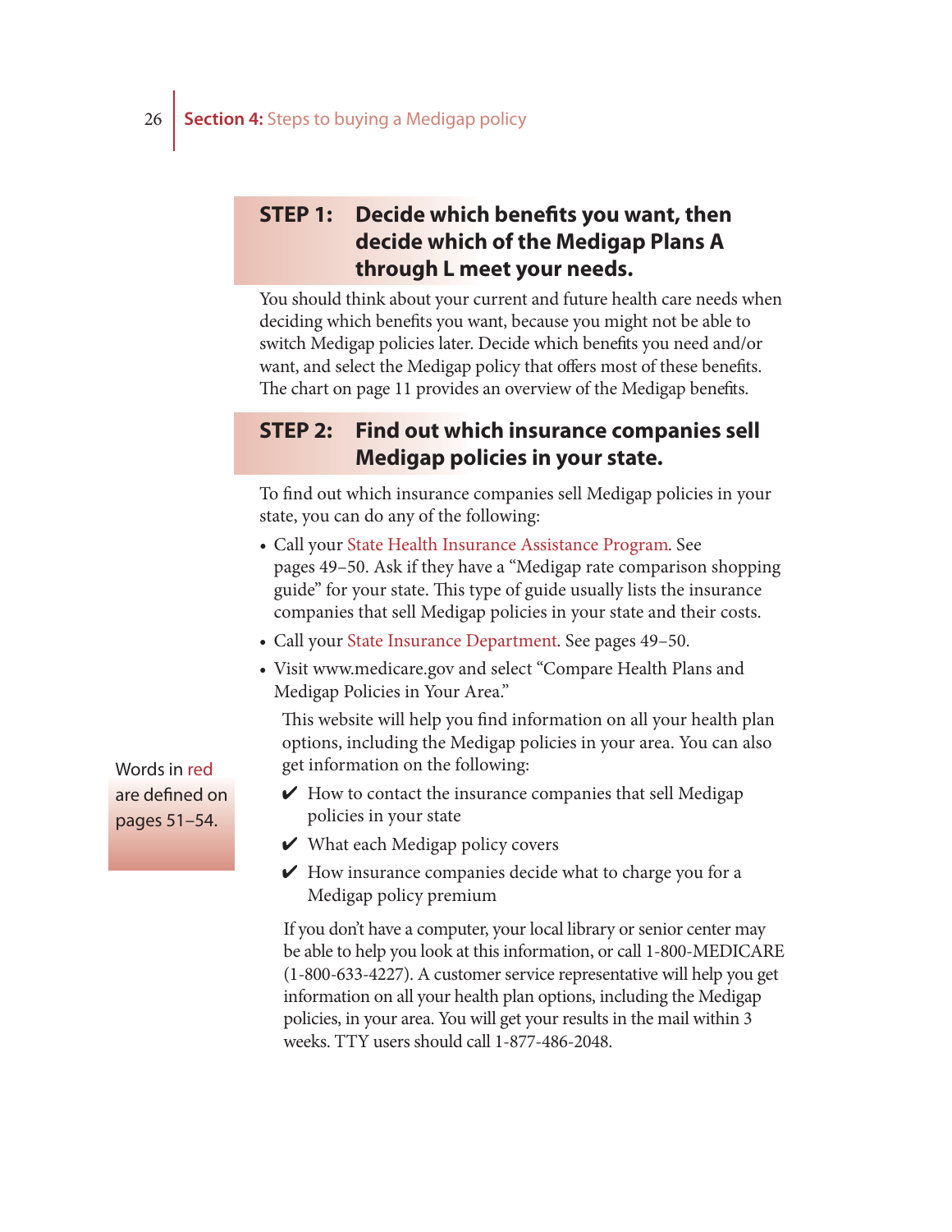## STEP 1: Decide which benefits you want, then decide which of the Medigap Plans A through L meet your needs.

You should think about your current and future health care needs when deciding which benefits you want, because you might not be able to switch Medigap policies later. Decide which benefits you need and/or want, and select the Medigap policy that offers most of these benefits. The chart on page 11 provides an overview of the Medigap benefits.

## STEP 2: Find out which insurance companies sell Medigap policies in your state.

To find out which insurance companies sell Medigap policies in your state, you can do any of the following:

- Call your State Health Insurance Assistance Program. See pages 49–50. Ask if they have a "Medigap rate comparison shopping guide" for your state. This type of guide usually lists the insurance companies that sell Medigap policies in your state and their costs.
- Call your State Insurance Department. See pages 49–50.
- Visit www.medicare.gov and select "Compare Health Plans and Medigap Policies in Your Area."

  This website will help you find information on all your health plan options, including the Medigap policies in your area. You can also get information on the following:

  ✔ How to contact the insurance companies that sell Medigap policies in your state

  ✔ What each Medigap policy covers

  ✔ How insurance companies decide what to charge you for a Medigap policy premium

  If you don't have a computer, your local library or senior center may be able to help you look at this information, or call 1-800-MEDICARE (1-800-633-4227). A customer service representative will help you get information on all your health plan options, including the Medigap policies, in your area. You will get your results in the mail within 3 weeks. TTY users should call 1-877-486-2048.

Words in red are defined on pages 51–54.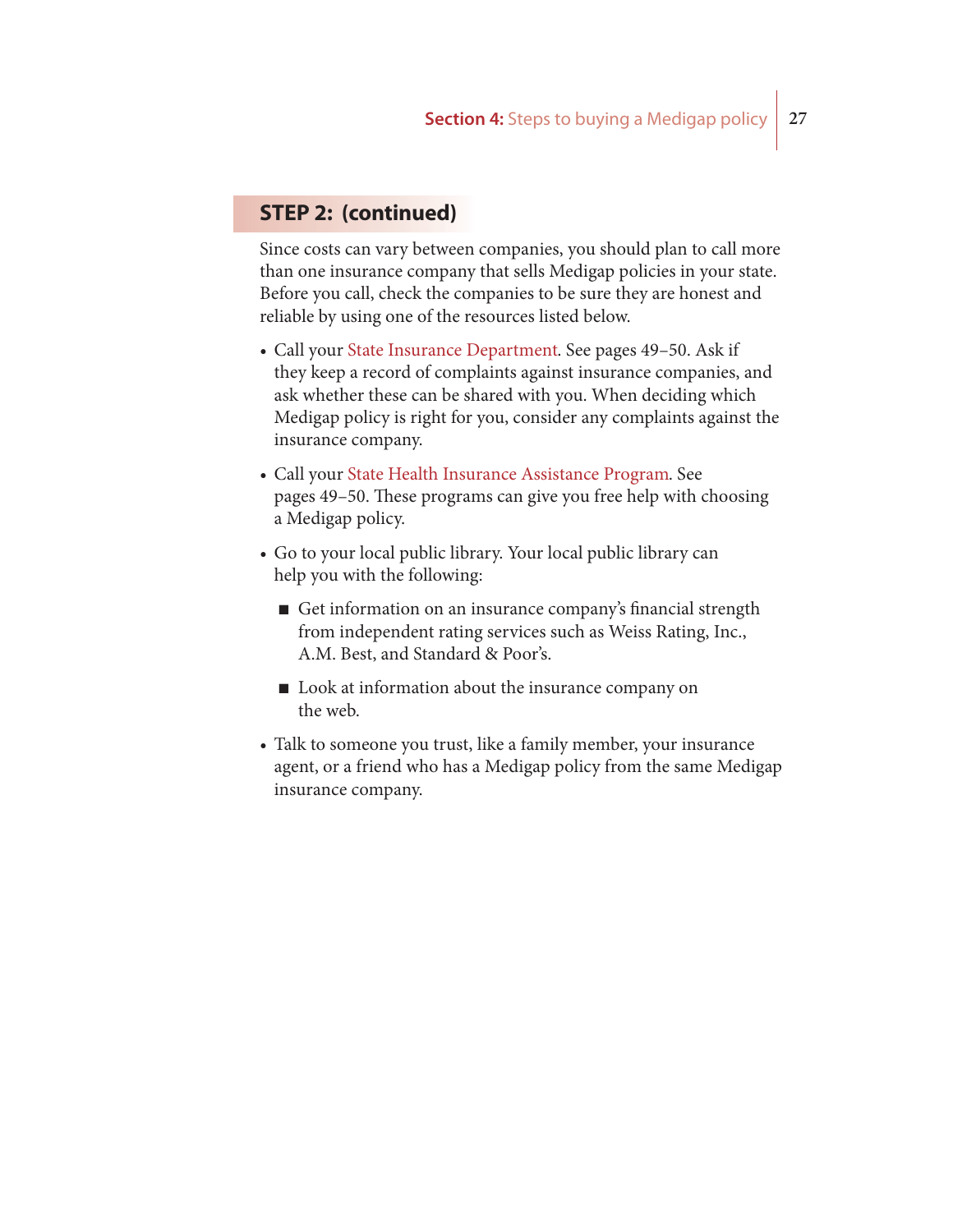## STEP 2: (continued)

Since costs can vary between companies, you should plan to call more than one insurance company that sells Medigap policies in your state. Before you call, check the companies to be sure they are honest and reliable by using one of the resources listed below.

- Call your State Insurance Department. See pages 49–50. Ask if they keep a record of complaints against insurance companies, and ask whether these can be shared with you. When deciding which Medigap policy is right for you, consider any complaints against the insurance company.
- Call your State Health Insurance Assistance Program. See pages 49–50. These programs can give you free help with choosing a Medigap policy.
- Go to your local public library. Your local public library can help you with the following:
  - Get information on an insurance company's financial strength from independent rating services such as Weiss Rating, Inc., A.M. Best, and Standard & Poor's.
  - Look at information about the insurance company on the web.
- Talk to someone you trust, like a family member, your insurance agent, or a friend who has a Medigap policy from the same Medigap insurance company.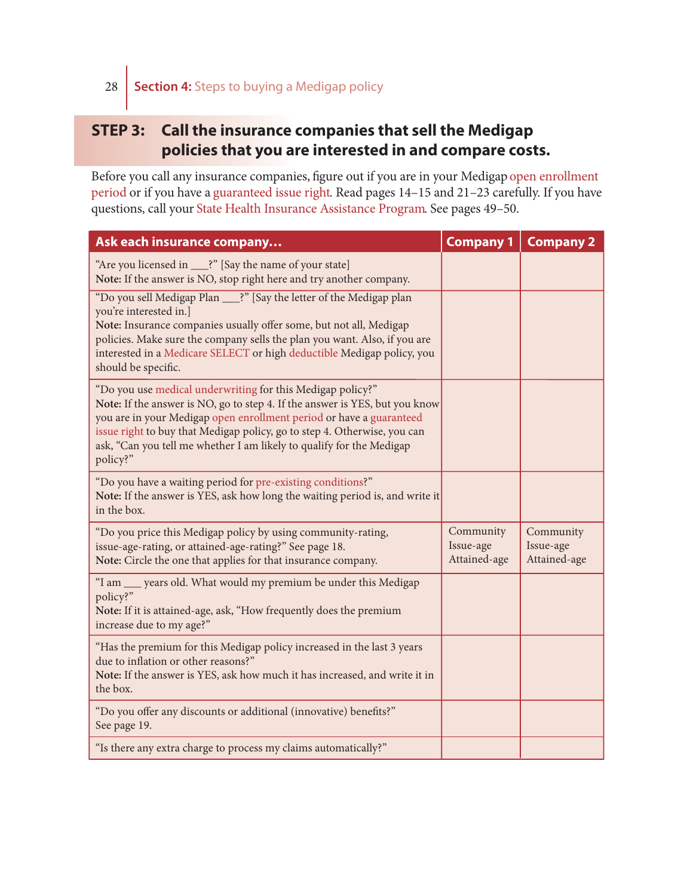## STEP 3: Call the insurance companies that sell the Medigap policies that you are interested in and compare costs.

Before you call any insurance companies, figure out if you are in your Medigap open enrollment period or if you have a guaranteed issue right. Read pages 14–15 and 21–23 carefully. If you have questions, call your State Health Insurance Assistance Program. See pages 49–50.

| Ask each insurance company… | Company 1 | Company 2 |
|---|---|---|
| "Are you licensed in ___?" [Say the name of your state]<br>**Note:** If the answer is NO, stop right here and try another company. | | |
| "Do you sell Medigap Plan ___?" [Say the letter of the Medigap plan you're interested in.]<br>**Note:** Insurance companies usually offer some, but not all, Medigap policies. Make sure the company sells the plan you want. Also, if you are interested in a Medicare SELECT or high deductible Medigap policy, you should be specific. | | |
| "Do you use medical underwriting for this Medigap policy?"<br>**Note:** If the answer is NO, go to step 4. If the answer is YES, but you know you are in your Medigap open enrollment period or have a guaranteed issue right to buy that Medigap policy, go to step 4. Otherwise, you can ask, "Can you tell me whether I am likely to qualify for the Medigap policy?" | | |
| "Do you have a waiting period for pre-existing conditions?"<br>**Note:** If the answer is YES, ask how long the waiting period is, and write it in the box. | | |
| "Do you price this Medigap policy by using community-rating, issue-age-rating, or attained-age-rating?" See page 18.<br>**Note:** Circle the one that applies for that insurance company. | Community<br>Issue-age<br>Attained-age | Community<br>Issue-age<br>Attained-age |
| "I am ___ years old. What would my premium be under this Medigap policy?"<br>**Note:** If it is attained-age, ask, "How frequently does the premium increase due to my age?" | | |
| "Has the premium for this Medigap policy increased in the last 3 years due to inflation or other reasons?"<br>**Note:** If the answer is YES, ask how much it has increased, and write it in the box. | | |
| "Do you offer any discounts or additional (innovative) benefits?" See page 19. | | |
| "Is there any extra charge to process my claims automatically?" | | |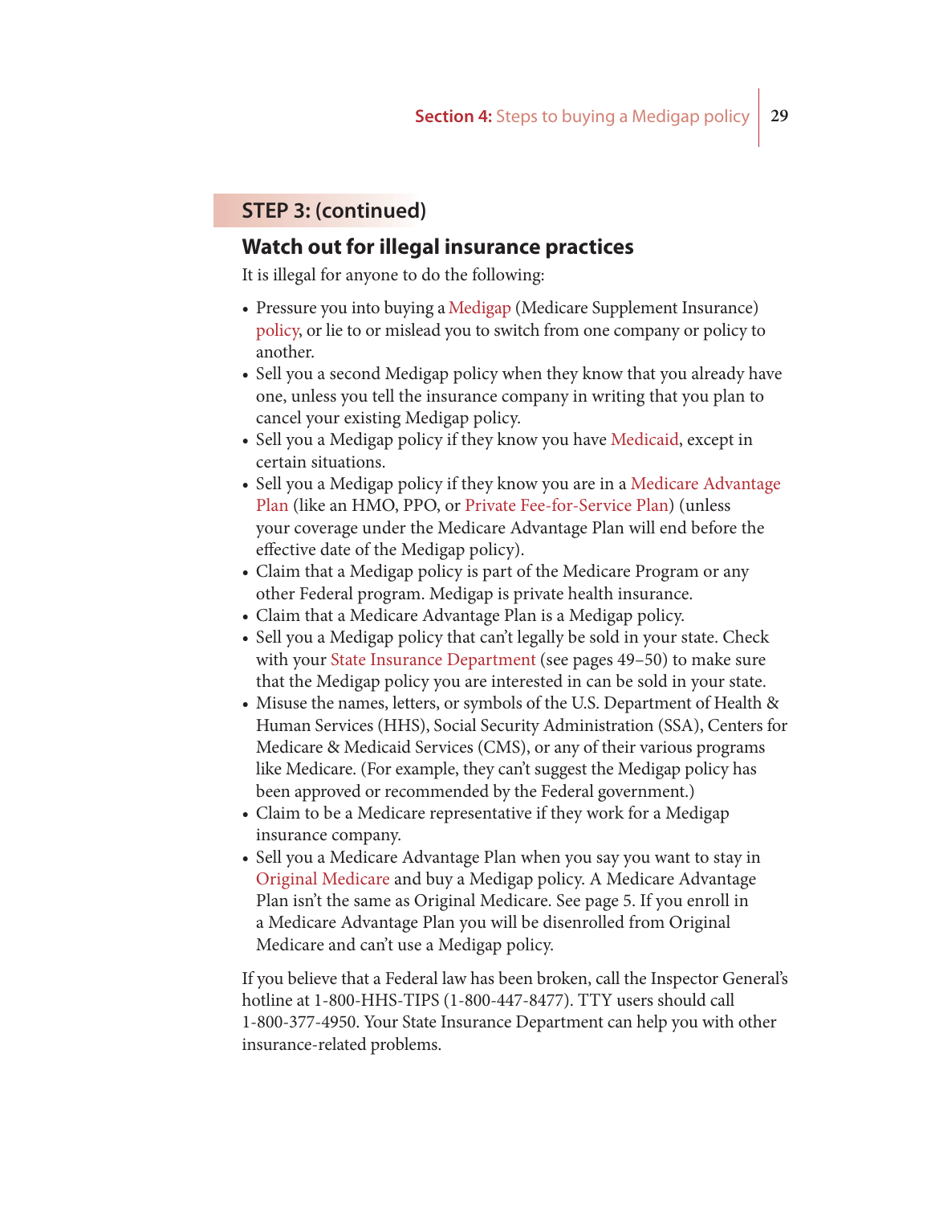## STEP 3: (continued)

### Watch out for illegal insurance practices

It is illegal for anyone to do the following:

- Pressure you into buying a Medigap (Medicare Supplement Insurance) policy, or lie to or mislead you to switch from one company or policy to another.
- Sell you a second Medigap policy when they know that you already have one, unless you tell the insurance company in writing that you plan to cancel your existing Medigap policy.
- Sell you a Medigap policy if they know you have Medicaid, except in certain situations.
- Sell you a Medigap policy if they know you are in a Medicare Advantage Plan (like an HMO, PPO, or Private Fee-for-Service Plan) (unless your coverage under the Medicare Advantage Plan will end before the effective date of the Medigap policy).
- Claim that a Medigap policy is part of the Medicare Program or any other Federal program. Medigap is private health insurance.
- Claim that a Medicare Advantage Plan is a Medigap policy.
- Sell you a Medigap policy that can't legally be sold in your state. Check with your State Insurance Department (see pages 49–50) to make sure that the Medigap policy you are interested in can be sold in your state.
- Misuse the names, letters, or symbols of the U.S. Department of Health & Human Services (HHS), Social Security Administration (SSA), Centers for Medicare & Medicaid Services (CMS), or any of their various programs like Medicare. (For example, they can't suggest the Medigap policy has been approved or recommended by the Federal government.)
- Claim to be a Medicare representative if they work for a Medigap insurance company.
- Sell you a Medicare Advantage Plan when you say you want to stay in Original Medicare and buy a Medigap policy. A Medicare Advantage Plan isn't the same as Original Medicare. See page 5. If you enroll in a Medicare Advantage Plan you will be disenrolled from Original Medicare and can't use a Medigap policy.

If you believe that a Federal law has been broken, call the Inspector General's hotline at 1-800-HHS-TIPS (1-800-447-8477). TTY users should call 1-800-377-4950. Your State Insurance Department can help you with other insurance-related problems.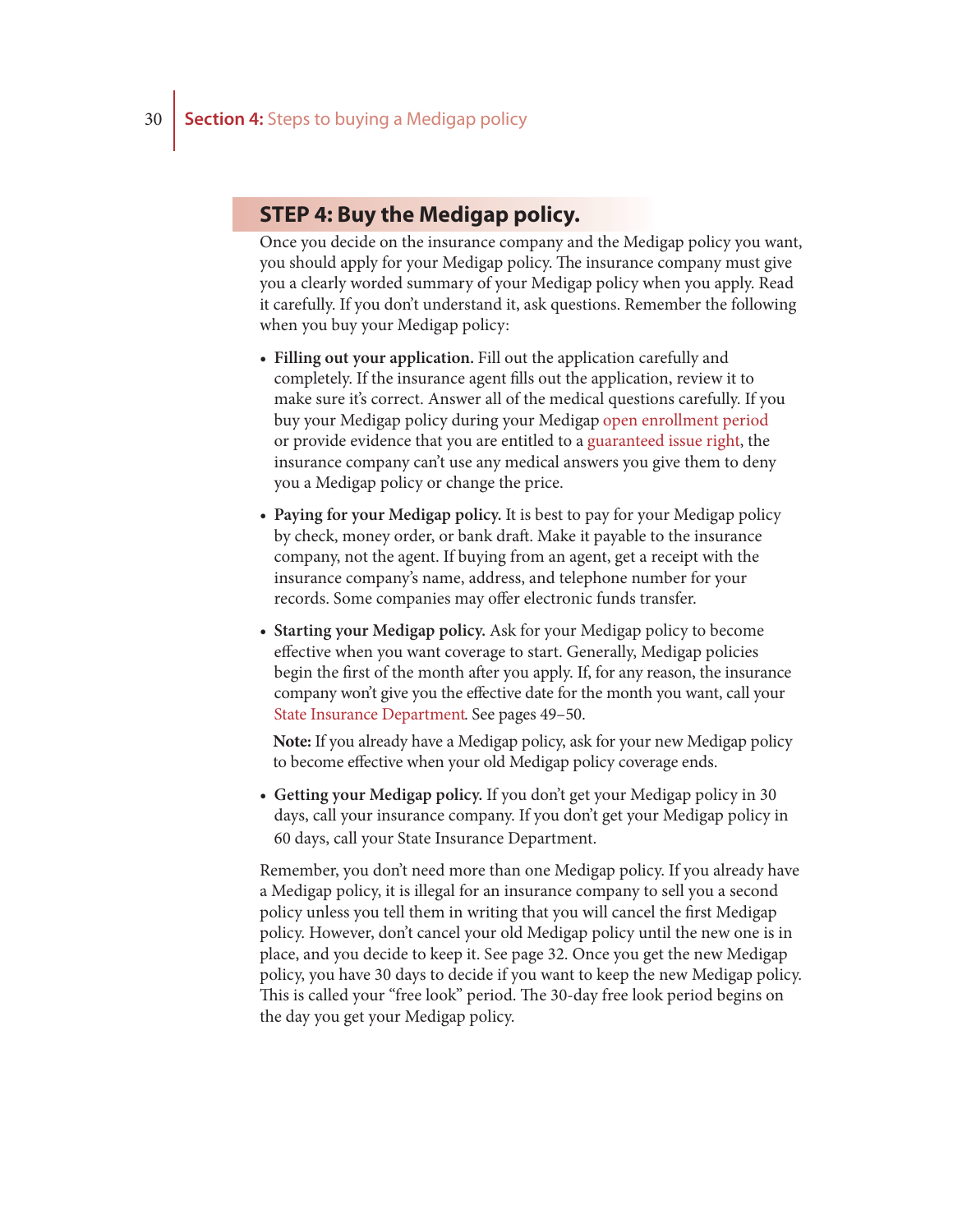## STEP 4: Buy the Medigap policy.

Once you decide on the insurance company and the Medigap policy you want, you should apply for your Medigap policy. The insurance company must give you a clearly worded summary of your Medigap policy when you apply. Read it carefully. If you don't understand it, ask questions. Remember the following when you buy your Medigap policy:

- **Filling out your application.** Fill out the application carefully and completely. If the insurance agent fills out the application, review it to make sure it's correct. Answer all of the medical questions carefully. If you buy your Medigap policy during your Medigap open enrollment period or provide evidence that you are entitled to a guaranteed issue right, the insurance company can't use any medical answers you give them to deny you a Medigap policy or change the price.

- **Paying for your Medigap policy.** It is best to pay for your Medigap policy by check, money order, or bank draft. Make it payable to the insurance company, not the agent. If buying from an agent, get a receipt with the insurance company's name, address, and telephone number for your records. Some companies may offer electronic funds transfer.

- **Starting your Medigap policy.** Ask for your Medigap policy to become effective when you want coverage to start. Generally, Medigap policies begin the first of the month after you apply. If, for any reason, the insurance company won't give you the effective date for the month you want, call your State Insurance Department. See pages 49–50.

  **Note:** If you already have a Medigap policy, ask for your new Medigap policy to become effective when your old Medigap policy coverage ends.

- **Getting your Medigap policy.** If you don't get your Medigap policy in 30 days, call your insurance company. If you don't get your Medigap policy in 60 days, call your State Insurance Department.

Remember, you don't need more than one Medigap policy. If you already have a Medigap policy, it is illegal for an insurance company to sell you a second policy unless you tell them in writing that you will cancel the first Medigap policy. However, don't cancel your old Medigap policy until the new one is in place, and you decide to keep it. See page 32. Once you get the new Medigap policy, you have 30 days to decide if you want to keep the new Medigap policy. This is called your "free look" period. The 30-day free look period begins on the day you get your Medigap policy.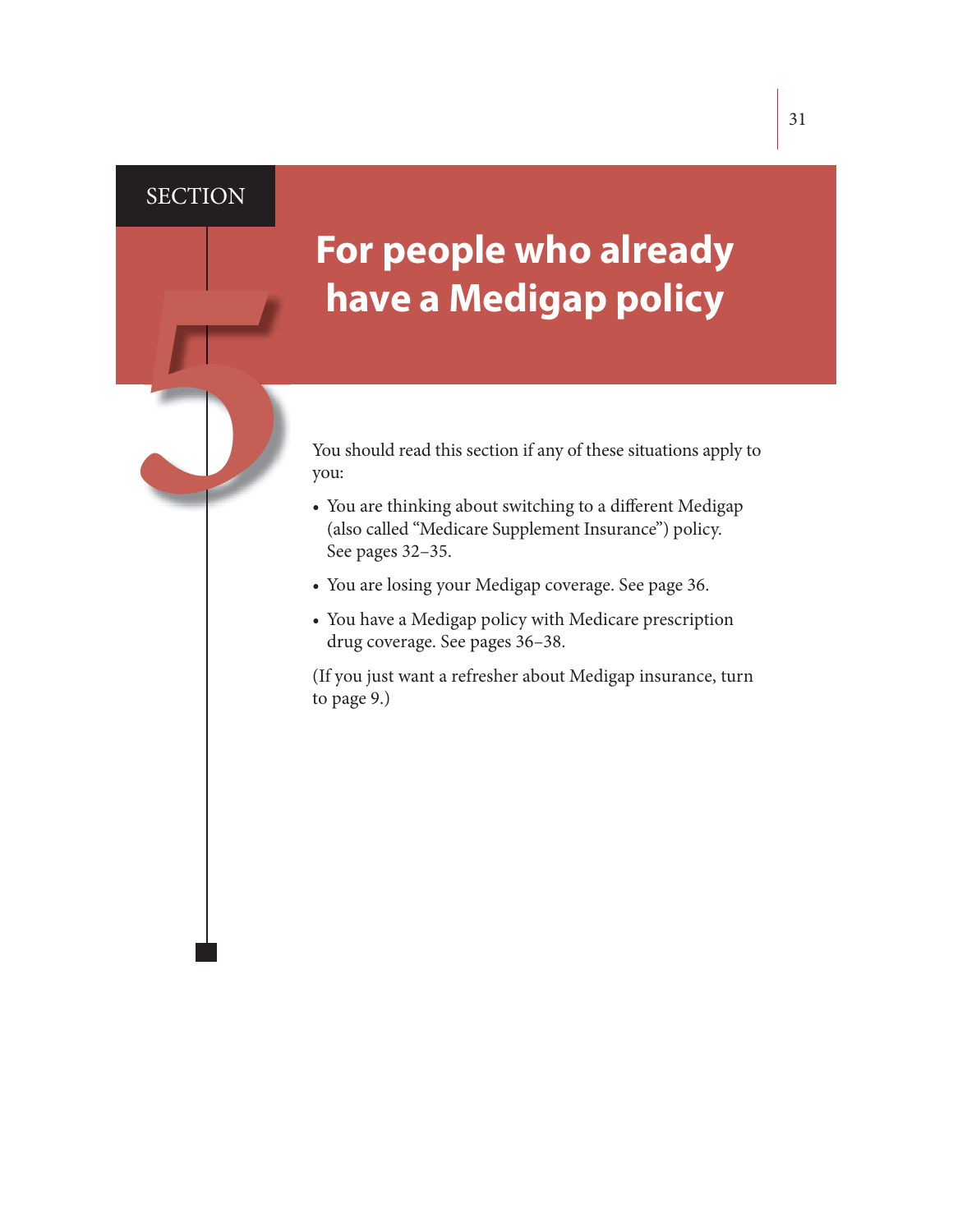SECTION 5

# For people who already have a Medigap policy

You should read this section if any of these situations apply to you:

- You are thinking about switching to a different Medigap (also called "Medicare Supplement Insurance") policy. See pages 32–35.
- You are losing your Medigap coverage. See page 36.
- You have a Medigap policy with Medicare prescription drug coverage. See pages 36–38.

(If you just want a refresher about Medigap insurance, turn to page 9.)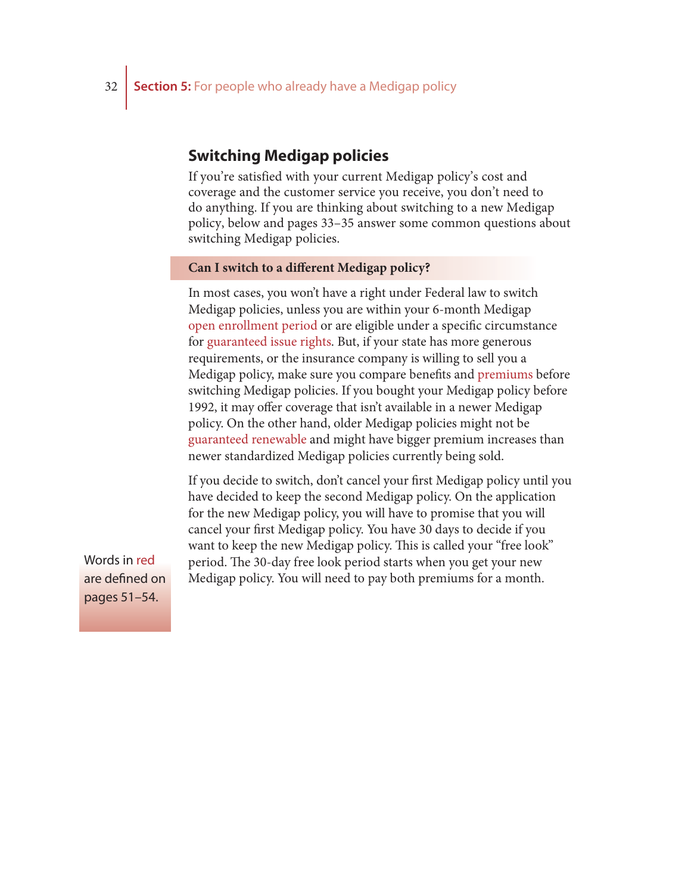## Switching Medigap policies

If you're satisfied with your current Medigap policy's cost and coverage and the customer service you receive, you don't need to do anything. If you are thinking about switching to a new Medigap policy, below and pages 33–35 answer some common questions about switching Medigap policies.

### Can I switch to a different Medigap policy?

In most cases, you won't have a right under Federal law to switch Medigap policies, unless you are within your 6-month Medigap open enrollment period or are eligible under a specific circumstance for guaranteed issue rights. But, if your state has more generous requirements, or the insurance company is willing to sell you a Medigap policy, make sure you compare benefits and premiums before switching Medigap policies. If you bought your Medigap policy before 1992, it may offer coverage that isn't available in a newer Medigap policy. On the other hand, older Medigap policies might not be guaranteed renewable and might have bigger premium increases than newer standardized Medigap policies currently being sold.

If you decide to switch, don't cancel your first Medigap policy until you have decided to keep the second Medigap policy. On the application for the new Medigap policy, you will have to promise that you will cancel your first Medigap policy. You have 30 days to decide if you want to keep the new Medigap policy. This is called your "free look" period. The 30-day free look period starts when you get your new Medigap policy. You will need to pay both premiums for a month.

Words in red are defined on pages 51–54.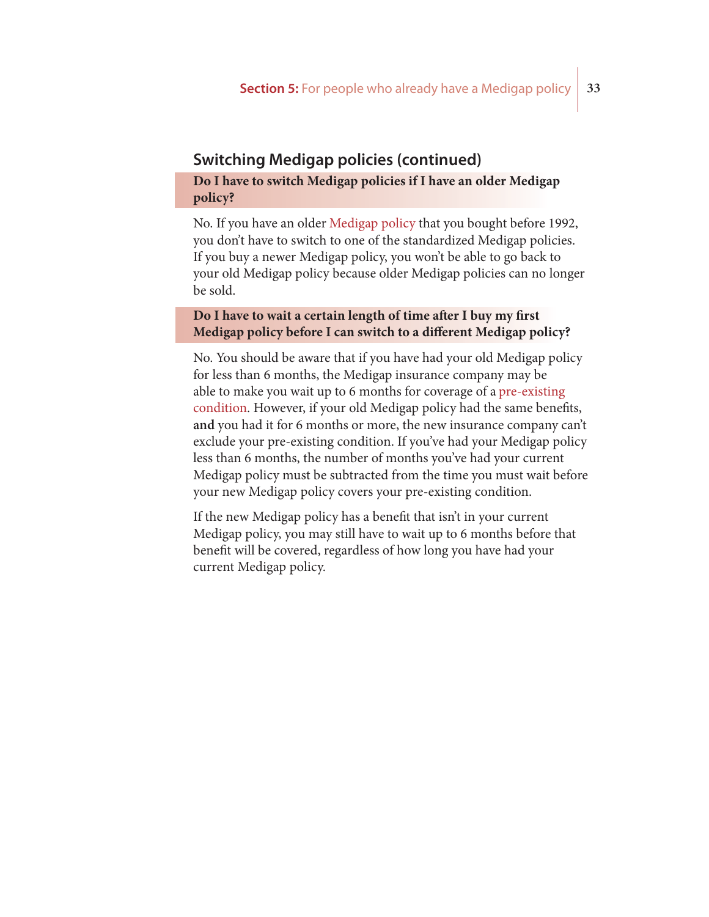## Switching Medigap policies (continued)

### Do I have to switch Medigap policies if I have an older Medigap policy?

No. If you have an older Medigap policy that you bought before 1992, you don't have to switch to one of the standardized Medigap policies. If you buy a newer Medigap policy, you won't be able to go back to your old Medigap policy because older Medigap policies can no longer be sold.

### Do I have to wait a certain length of time after I buy my first Medigap policy before I can switch to a different Medigap policy?

No. You should be aware that if you have had your old Medigap policy for less than 6 months, the Medigap insurance company may be able to make you wait up to 6 months for coverage of a pre-existing condition. However, if your old Medigap policy had the same benefits, **and** you had it for 6 months or more, the new insurance company can't exclude your pre-existing condition. If you've had your Medigap policy less than 6 months, the number of months you've had your current Medigap policy must be subtracted from the time you must wait before your new Medigap policy covers your pre-existing condition.

If the new Medigap policy has a benefit that isn't in your current Medigap policy, you may still have to wait up to 6 months before that benefit will be covered, regardless of how long you have had your current Medigap policy.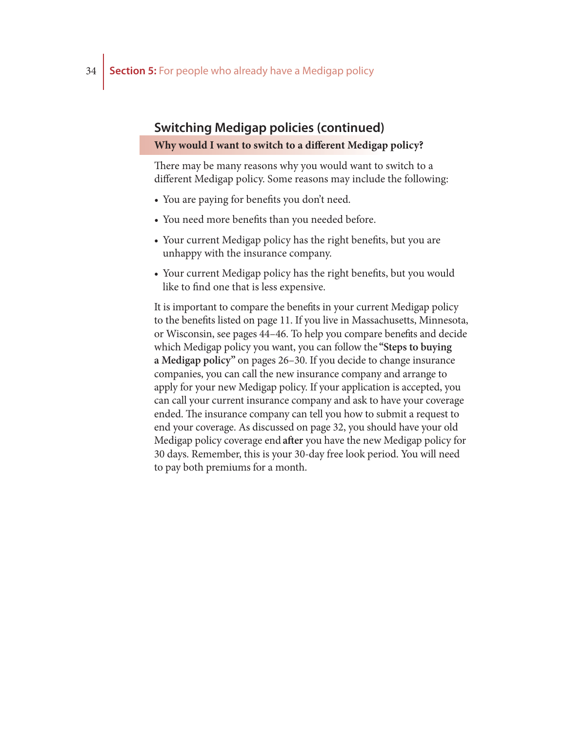## Switching Medigap policies (continued)

### Why would I want to switch to a different Medigap policy?

There may be many reasons why you would want to switch to a different Medigap policy. Some reasons may include the following:

- You are paying for benefits you don't need.
- You need more benefits than you needed before.
- Your current Medigap policy has the right benefits, but you are unhappy with the insurance company.
- Your current Medigap policy has the right benefits, but you would like to find one that is less expensive.

It is important to compare the benefits in your current Medigap policy to the benefits listed on page 11. If you live in Massachusetts, Minnesota, or Wisconsin, see pages 44–46. To help you compare benefits and decide which Medigap policy you want, you can follow the **"Steps to buying a Medigap policy"** on pages 26–30. If you decide to change insurance companies, you can call the new insurance company and arrange to apply for your new Medigap policy. If your application is accepted, you can call your current insurance company and ask to have your coverage ended. The insurance company can tell you how to submit a request to end your coverage. As discussed on page 32, you should have your old Medigap policy coverage end **after** you have the new Medigap policy for 30 days. Remember, this is your 30-day free look period. You will need to pay both premiums for a month.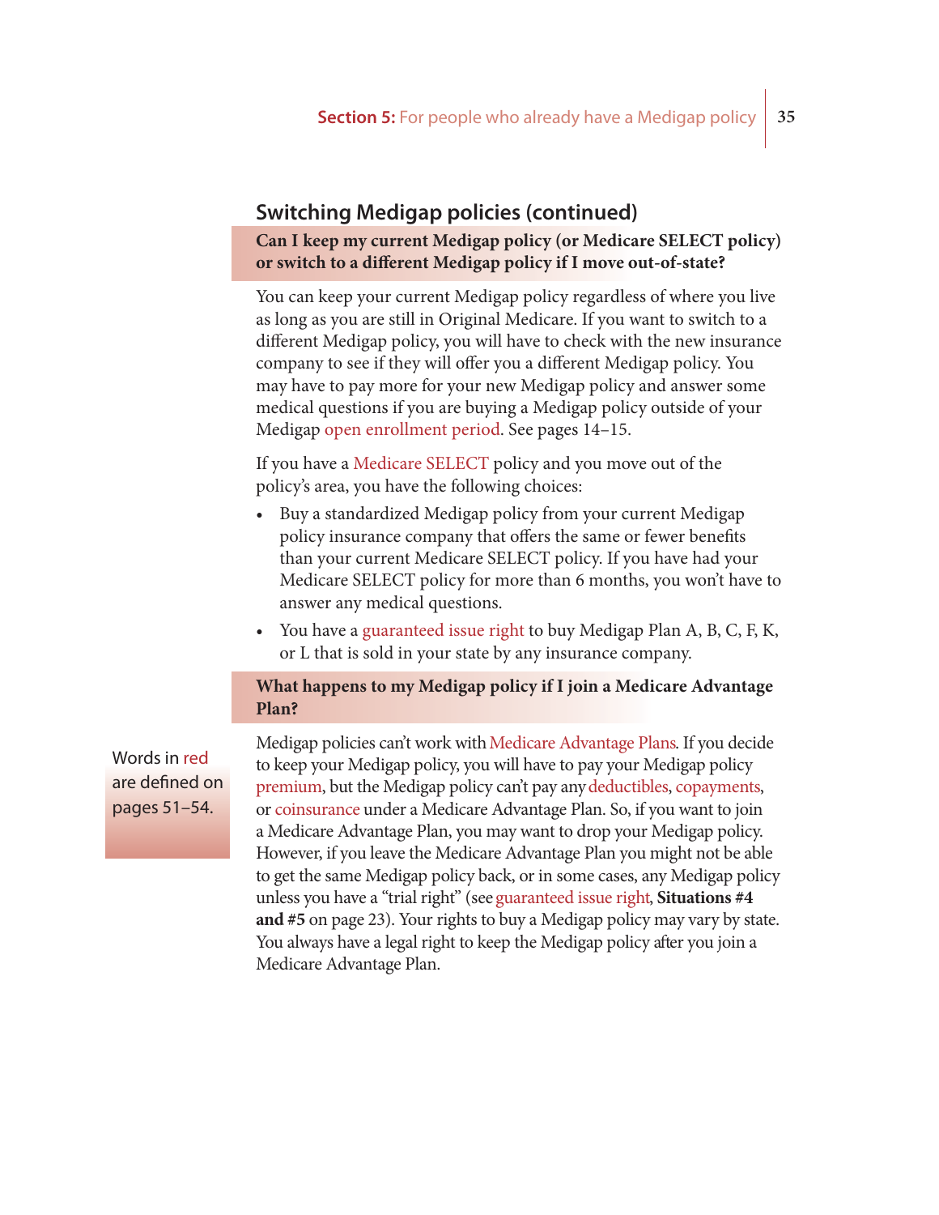## Switching Medigap policies (continued)

**Can I keep my current Medigap policy (or Medicare SELECT policy) or switch to a different Medigap policy if I move out-of-state?**

You can keep your current Medigap policy regardless of where you live as long as you are still in Original Medicare. If you want to switch to a different Medigap policy, you will have to check with the new insurance company to see if they will offer you a different Medigap policy. You may have to pay more for your new Medigap policy and answer some medical questions if you are buying a Medigap policy outside of your Medigap open enrollment period. See pages 14–15.

If you have a Medicare SELECT policy and you move out of the policy's area, you have the following choices:

- Buy a standardized Medigap policy from your current Medigap policy insurance company that offers the same or fewer benefits than your current Medicare SELECT policy. If you have had your Medicare SELECT policy for more than 6 months, you won't have to answer any medical questions.
- You have a guaranteed issue right to buy Medigap Plan A, B, C, F, K, or L that is sold in your state by any insurance company.

**What happens to my Medigap policy if I join a Medicare Advantage Plan?**

Words in red are defined on pages 51–54.

Medigap policies can't work with Medicare Advantage Plans. If you decide to keep your Medigap policy, you will have to pay your Medigap policy premium, but the Medigap policy can't pay any deductibles, copayments, or coinsurance under a Medicare Advantage Plan. So, if you want to join a Medicare Advantage Plan, you may want to drop your Medigap policy. However, if you leave the Medicare Advantage Plan you might not be able to get the same Medigap policy back, or in some cases, any Medigap policy unless you have a "trial right" (see guaranteed issue right, **Situations #4 and #5** on page 23). Your rights to buy a Medigap policy may vary by state. You always have a legal right to keep the Medigap policy after you join a Medicare Advantage Plan.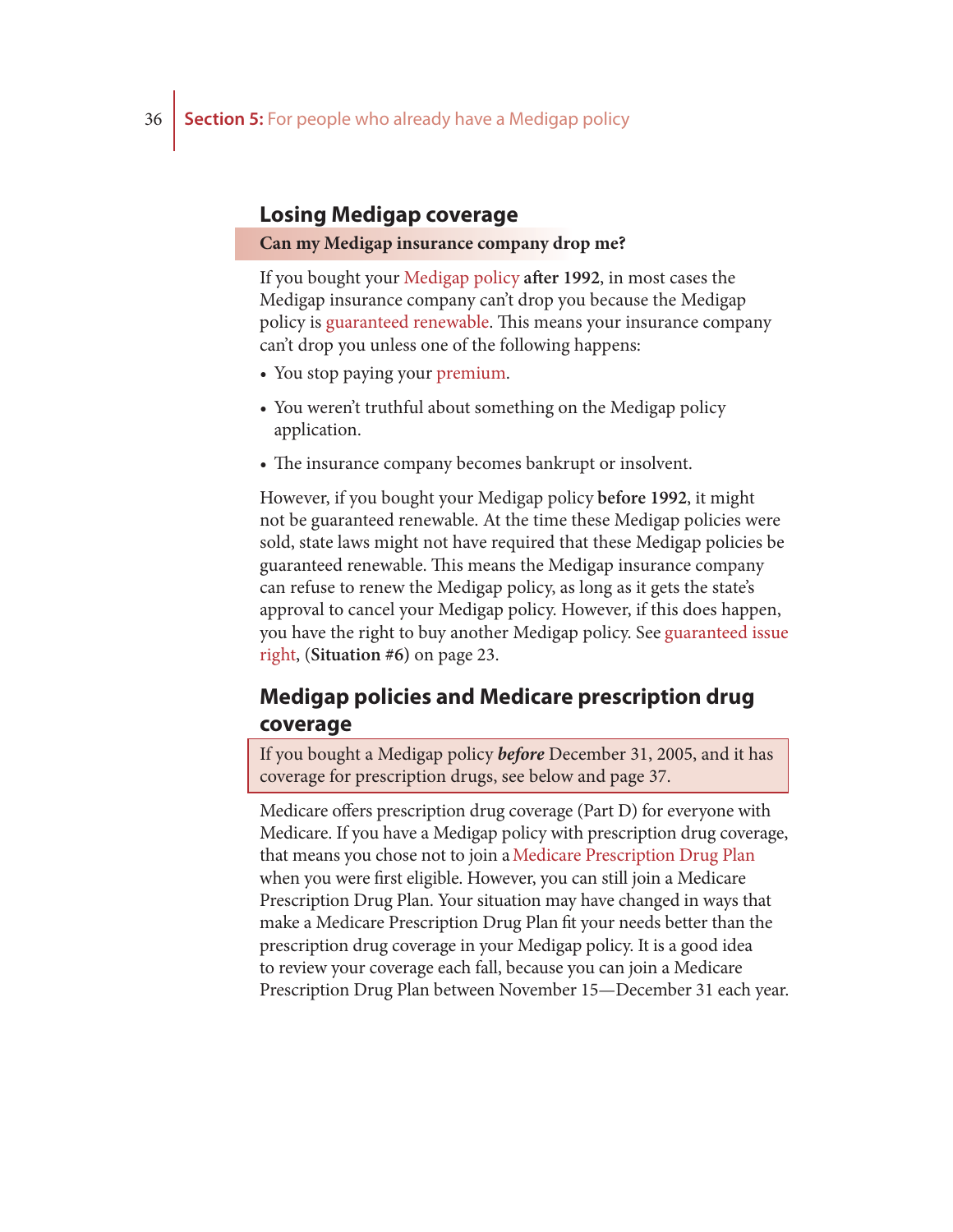## Losing Medigap coverage

**Can my Medigap insurance company drop me?**

If you bought your Medigap policy **after 1992**, in most cases the Medigap insurance company can't drop you because the Medigap policy is guaranteed renewable. This means your insurance company can't drop you unless one of the following happens:

- You stop paying your premium.
- You weren't truthful about something on the Medigap policy application.
- The insurance company becomes bankrupt or insolvent.

However, if you bought your Medigap policy **before 1992**, it might not be guaranteed renewable. At the time these Medigap policies were sold, state laws might not have required that these Medigap policies be guaranteed renewable. This means the Medigap insurance company can refuse to renew the Medigap policy, as long as it gets the state's approval to cancel your Medigap policy. However, if this does happen, you have the right to buy another Medigap policy. See guaranteed issue right, (**Situation #6**) on page 23.

## Medigap policies and Medicare prescription drug coverage

If you bought a Medigap policy ***before*** December 31, 2005, and it has coverage for prescription drugs, see below and page 37.

Medicare offers prescription drug coverage (Part D) for everyone with Medicare. If you have a Medigap policy with prescription drug coverage, that means you chose not to join a Medicare Prescription Drug Plan when you were first eligible. However, you can still join a Medicare Prescription Drug Plan. Your situation may have changed in ways that make a Medicare Prescription Drug Plan fit your needs better than the prescription drug coverage in your Medigap policy. It is a good idea to review your coverage each fall, because you can join a Medicare Prescription Drug Plan between November 15—December 31 each year.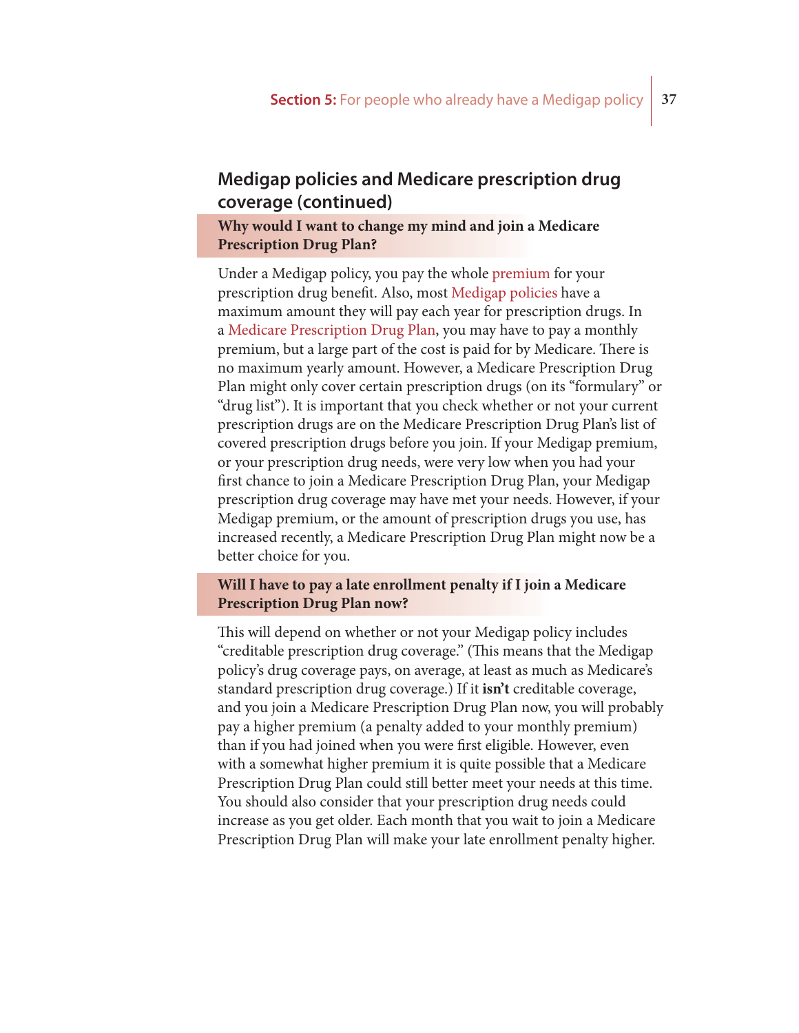## Medigap policies and Medicare prescription drug coverage (continued)

### Why would I want to change my mind and join a Medicare Prescription Drug Plan?

Under a Medigap policy, you pay the whole premium for your prescription drug benefit. Also, most Medigap policies have a maximum amount they will pay each year for prescription drugs. In a Medicare Prescription Drug Plan, you may have to pay a monthly premium, but a large part of the cost is paid for by Medicare. There is no maximum yearly amount. However, a Medicare Prescription Drug Plan might only cover certain prescription drugs (on its "formulary" or "drug list"). It is important that you check whether or not your current prescription drugs are on the Medicare Prescription Drug Plan's list of covered prescription drugs before you join. If your Medigap premium, or your prescription drug needs, were very low when you had your first chance to join a Medicare Prescription Drug Plan, your Medigap prescription drug coverage may have met your needs. However, if your Medigap premium, or the amount of prescription drugs you use, has increased recently, a Medicare Prescription Drug Plan might now be a better choice for you.

### Will I have to pay a late enrollment penalty if I join a Medicare Prescription Drug Plan now?

This will depend on whether or not your Medigap policy includes "creditable prescription drug coverage." (This means that the Medigap policy's drug coverage pays, on average, at least as much as Medicare's standard prescription drug coverage.) If it **isn't** creditable coverage, and you join a Medicare Prescription Drug Plan now, you will probably pay a higher premium (a penalty added to your monthly premium) than if you had joined when you were first eligible. However, even with a somewhat higher premium it is quite possible that a Medicare Prescription Drug Plan could still better meet your needs at this time. You should also consider that your prescription drug needs could increase as you get older. Each month that you wait to join a Medicare Prescription Drug Plan will make your late enrollment penalty higher.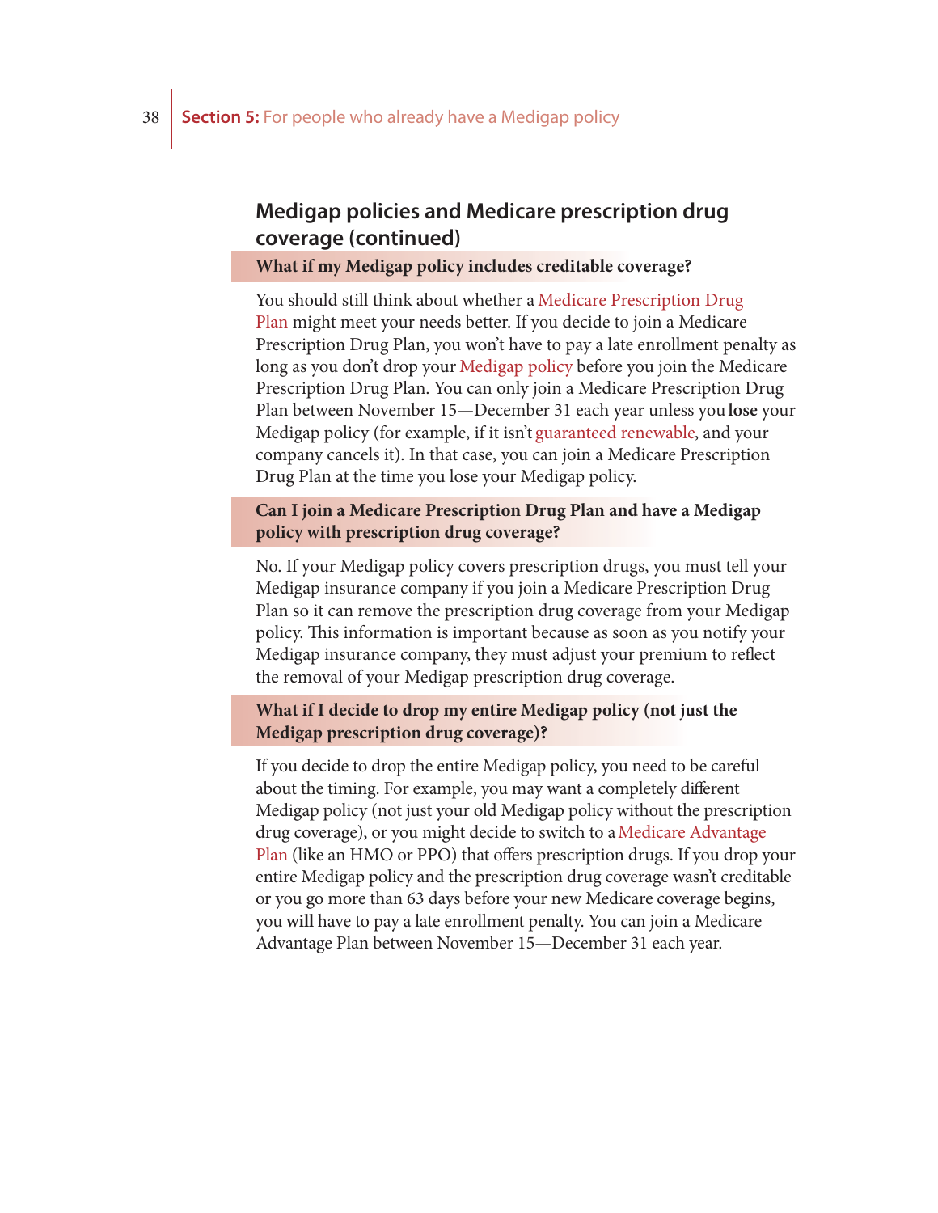## Medigap policies and Medicare prescription drug coverage (continued)

### What if my Medigap policy includes creditable coverage?

You should still think about whether a Medicare Prescription Drug Plan might meet your needs better. If you decide to join a Medicare Prescription Drug Plan, you won't have to pay a late enrollment penalty as long as you don't drop your Medigap policy before you join the Medicare Prescription Drug Plan. You can only join a Medicare Prescription Drug Plan between November 15—December 31 each year unless you **lose** your Medigap policy (for example, if it isn't guaranteed renewable, and your company cancels it). In that case, you can join a Medicare Prescription Drug Plan at the time you lose your Medigap policy.

### Can I join a Medicare Prescription Drug Plan and have a Medigap policy with prescription drug coverage?

No. If your Medigap policy covers prescription drugs, you must tell your Medigap insurance company if you join a Medicare Prescription Drug Plan so it can remove the prescription drug coverage from your Medigap policy. This information is important because as soon as you notify your Medigap insurance company, they must adjust your premium to reflect the removal of your Medigap prescription drug coverage.

### What if I decide to drop my entire Medigap policy (not just the Medigap prescription drug coverage)?

If you decide to drop the entire Medigap policy, you need to be careful about the timing. For example, you may want a completely different Medigap policy (not just your old Medigap policy without the prescription drug coverage), or you might decide to switch to a Medicare Advantage Plan (like an HMO or PPO) that offers prescription drugs. If you drop your entire Medigap policy and the prescription drug coverage wasn't creditable or you go more than 63 days before your new Medicare coverage begins, you **will** have to pay a late enrollment penalty. You can join a Medicare Advantage Plan between November 15—December 31 each year.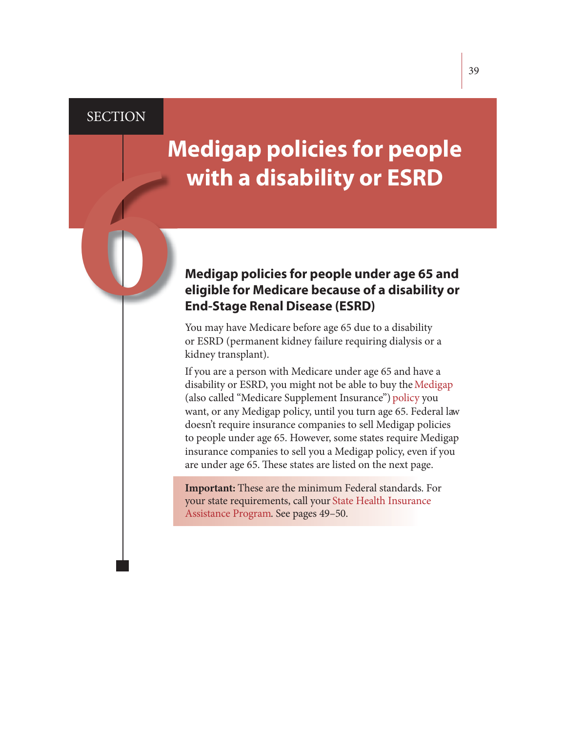SECTION

# 6 Medigap policies for people with a disability or ESRD

## Medigap policies for people under age 65 and eligible for Medicare because of a disability or End-Stage Renal Disease (ESRD)

You may have Medicare before age 65 due to a disability or ESRD (permanent kidney failure requiring dialysis or a kidney transplant).

If you are a person with Medicare under age 65 and have a disability or ESRD, you might not be able to buy the Medigap (also called "Medicare Supplement Insurance") policy you want, or any Medigap policy, until you turn age 65. Federal law doesn't require insurance companies to sell Medigap policies to people under age 65. However, some states require Medigap insurance companies to sell you a Medigap policy, even if you are under age 65. These states are listed on the next page.

**Important:** These are the minimum Federal standards. For your state requirements, call your State Health Insurance Assistance Program. See pages 49–50.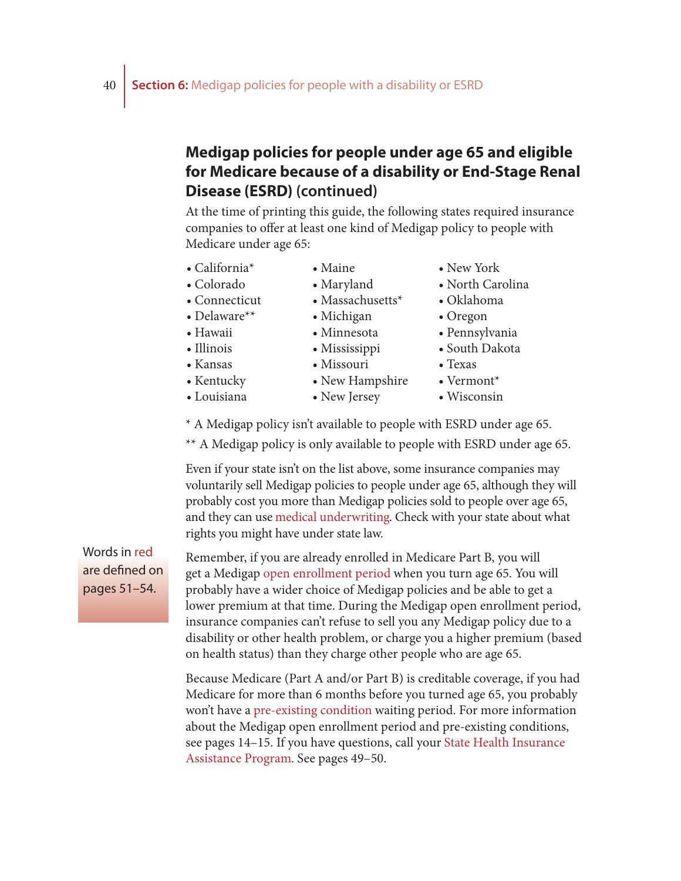## Medigap policies for people under age 65 and eligible for Medicare because of a disability or End-Stage Renal Disease (ESRD) (continued)

At the time of printing this guide, the following states required insurance companies to offer at least one kind of Medigap policy to people with Medicare under age 65:

- California*
- Colorado
- Connecticut
- Delaware**
- Hawaii
- Illinois
- Kansas
- Kentucky
- Louisiana
- Maine
- Maryland
- Massachusetts*
- Michigan
- Minnesota
- Mississippi
- Missouri
- New Hampshire
- New Jersey
- New York
- North Carolina
- Oklahoma
- Oregon
- Pennsylvania
- South Dakota
- Texas
- Vermont*
- Wisconsin

\* A Medigap policy isn't available to people with ESRD under age 65.

\** A Medigap policy is only available to people with ESRD under age 65.

Even if your state isn't on the list above, some insurance companies may voluntarily sell Medigap policies to people under age 65, although they will probably cost you more than Medigap policies sold to people over age 65, and they can use medical underwriting. Check with your state about what rights you might have under state law.

Words in red are defined on pages 51–54.

Remember, if you are already enrolled in Medicare Part B, you will get a Medigap open enrollment period when you turn age 65. You will probably have a wider choice of Medigap policies and be able to get a lower premium at that time. During the Medigap open enrollment period, insurance companies can't refuse to sell you any Medigap policy due to a disability or other health problem, or charge you a higher premium (based on health status) than they charge other people who are age 65.

Because Medicare (Part A and/or Part B) is creditable coverage, if you had Medicare for more than 6 months before you turned age 65, you probably won't have a pre-existing condition waiting period. For more information about the Medigap open enrollment period and pre-existing conditions, see pages 14–15. If you have questions, call your State Health Insurance Assistance Program. See pages 49–50.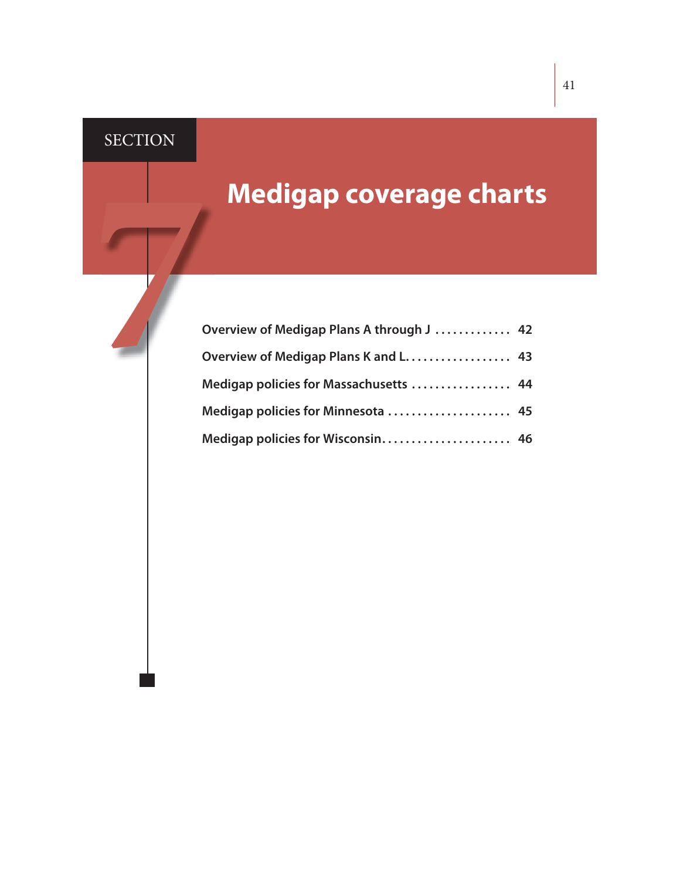SECTION 7

# Medigap coverage charts

Overview of Medigap Plans A through J ............. 42

Overview of Medigap Plans K and L.................. 43

Medigap policies for Massachusetts ................. 44

Medigap policies for Minnesota ..................... 45

Medigap policies for Wisconsin...................... 46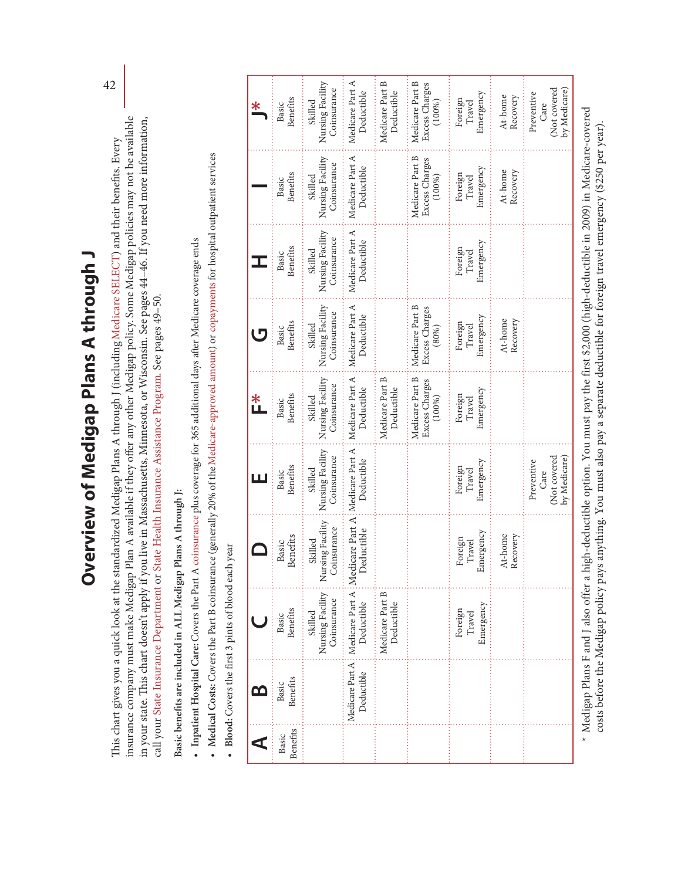# Overview of Medigap Plans A through J

This chart gives you a quick look at the standardized Medigap Plans A through J (including Medicare SELECT) and their benefits. Every insurance company must make Medigap Plan A available if they offer any other Medigap policy. Some Medigap policies may not be available in your state. This chart doesn't apply if you live in Massachusetts, Minnesota, or Wisconsin. See pages 44–46. If you need more information, call your State Insurance Department or State Health Insurance Assistance Program. See pages 49–50.

**Basic benefits are included in ALL Medigap Plans A through J:**

- **Inpatient Hospital Care:** Covers the Part A coinsurance plus coverage for 365 additional days after Medicare coverage ends
- **Medical Costs:** Covers the Part B coinsurance (generally 20% of the Medicare-approved amount) or copayments for hospital outpatient services
- **Blood:** Covers the first 3 pints of blood each year

| A | B | C | D | E | F* | G | H | I | J* |
|---|---|---|---|---|---|---|---|---|---|
| Basic Benefits | Basic Benefits | Basic Benefits | Basic Benefits | Basic Benefits | Basic Benefits | Basic Benefits | Basic Benefits | Basic Benefits | Basic Benefits |
| | | Skilled Nursing Facility Coinsurance | Skilled Nursing Facility Coinsurance | Skilled Nursing Facility Coinsurance | Skilled Nursing Facility Coinsurance | Skilled Nursing Facility Coinsurance | Skilled Nursing Facility Coinsurance | Skilled Nursing Facility Coinsurance | Skilled Nursing Facility Coinsurance |
| | Medicare Part A Deductible | Medicare Part A Deductible | Medicare Part A Deductible | Medicare Part A Deductible | Medicare Part A Deductible | Medicare Part A Deductible | Medicare Part A Deductible | Medicare Part A Deductible | Medicare Part A Deductible |
| | | Medicare Part B Deductible | | | Medicare Part B Deductible | | | | Medicare Part B Deductible |
| | | | | | Medicare Part B Excess Charges (100%) | Medicare Part B Excess Charges (80%) | | Medicare Part B Excess Charges (100%) | Medicare Part B Excess Charges (100%) |
| | | Foreign Travel Emergency | Foreign Travel Emergency | Foreign Travel Emergency | Foreign Travel Emergency | Foreign Travel Emergency | Foreign Travel Emergency | Foreign Travel Emergency | Foreign Travel Emergency |
| | | | At-home Recovery | | | At-home Recovery | | At-home Recovery | At-home Recovery |
| | | | | Preventive Care (Not covered by Medicare) | | | | | Preventive Care (Not covered by Medicare) |

\* Medigap Plans F and J also offer a high-deductible option. You must pay the first $2,000 (high-deductible in 2009) in Medicare-covered costs before the Medigap policy pays anything. You must also pay a separate deductible for foreign travel emergency ($250 per year).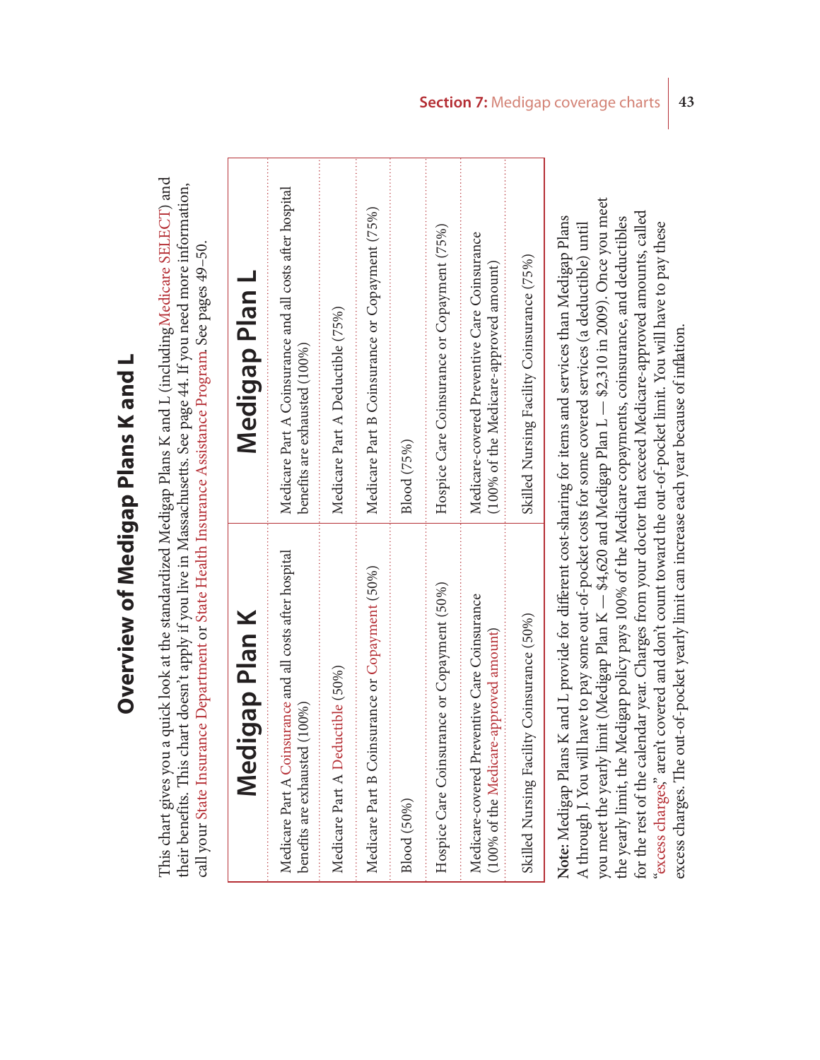# Overview of Medigap Plans K and L

This chart gives you a quick look at the standardized Medigap Plans K and L (including Medicare SELECT) and their benefits. This chart doesn't apply if you live in Massachusetts. See page 44. If you need more information, call your State Insurance Department or State Health Insurance Assistance Program. See pages 49–50.

| Medigap Plan K | Medigap Plan L |
|---|---|
| Medicare Part A Coinsurance and all costs after hospital benefits are exhausted (100%) | Medicare Part A Coinsurance and all costs after hospital benefits are exhausted (100%) |
| Medicare Part A Deductible (50%) | Medicare Part A Deductible (75%) |
| Medicare Part B Coinsurance or Copayment (50%) | Medicare Part B Coinsurance or Copayment (75%) |
| Blood (50%) | Blood (75%) |
| Hospice Care Coinsurance or Copayment (50%) | Hospice Care Coinsurance or Copayment (75%) |
| Medicare-covered Preventive Care Coinsurance (100% of the Medicare-approved amount) | Medicare-covered Preventive Care Coinsurance (100% of the Medicare-approved amount) |
| Skilled Nursing Facility Coinsurance (50%) | Skilled Nursing Facility Coinsurance (75%) |

**Note:** Medigap Plans K and L provide for different cost-sharing for items and services than Medigap Plans A through J. You will have to pay some out-of-pocket costs for some covered services (a deductible) until you meet the yearly limit (Medigap Plan K — $4,620 and Medigap Plan L — $2,310 in 2009). Once you meet the yearly limit, the Medigap policy pays 100% of the Medicare copayments, coinsurance, and deductibles for the rest of the calendar year. Charges from your doctor that exceed Medicare-approved amounts, called "excess charges," aren't covered and don't count toward the out-of-pocket limit. You will have to pay these excess charges. The out-of-pocket yearly limit can increase each year because of inflation.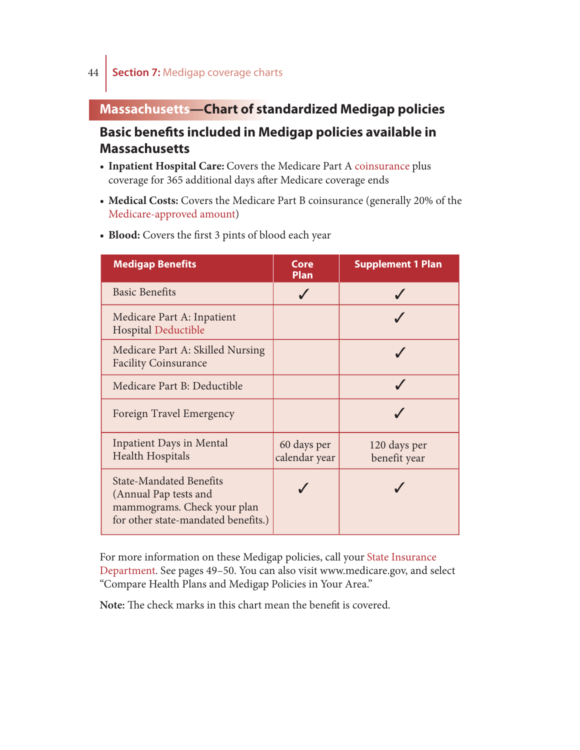## Massachusetts—Chart of standardized Medigap policies

### Basic benefits included in Medigap policies available in Massachusetts

- **Inpatient Hospital Care:** Covers the Medicare Part A coinsurance plus coverage for 365 additional days after Medicare coverage ends
- **Medical Costs:** Covers the Medicare Part B coinsurance (generally 20% of the Medicare-approved amount)
- **Blood:** Covers the first 3 pints of blood each year

| Medigap Benefits | Core Plan | Supplement 1 Plan |
|---|---|---|
| Basic Benefits | ✓ | ✓ |
| Medicare Part A: Inpatient Hospital Deductible | | ✓ |
| Medicare Part A: Skilled Nursing Facility Coinsurance | | ✓ |
| Medicare Part B: Deductible | | ✓ |
| Foreign Travel Emergency | | ✓ |
| Inpatient Days in Mental Health Hospitals | 60 days per calendar year | 120 days per benefit year |
| State-Mandated Benefits (Annual Pap tests and mammograms. Check your plan for other state-mandated benefits.) | ✓ | ✓ |

For more information on these Medigap policies, call your State Insurance Department. See pages 49–50. You can also visit www.medicare.gov, and select "Compare Health Plans and Medigap Policies in Your Area."

**Note:** The check marks in this chart mean the benefit is covered.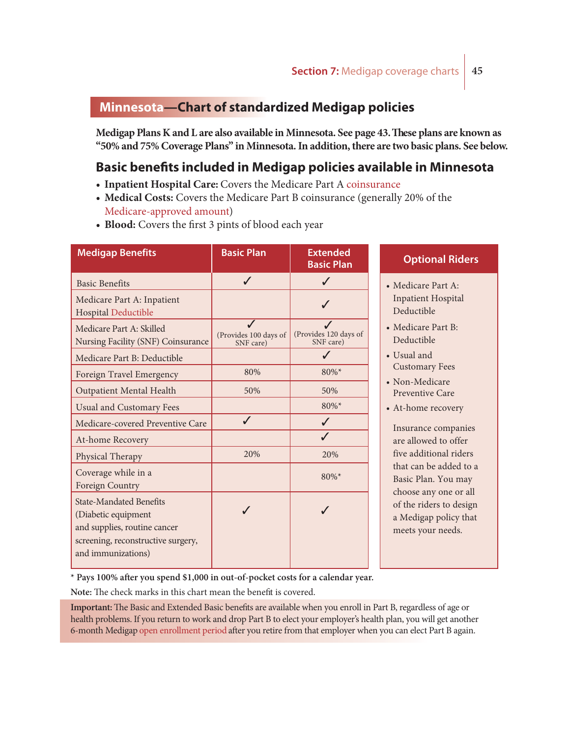## Minnesota—Chart of standardized Medigap policies

**Medigap Plans K and L are also available in Minnesota. See page 43. These plans are known as "50% and 75% Coverage Plans" in Minnesota. In addition, there are two basic plans. See below.**

### Basic benefits included in Medigap policies available in Minnesota

- **Inpatient Hospital Care:** Covers the Medicare Part A coinsurance
- **Medical Costs:** Covers the Medicare Part B coinsurance (generally 20% of the Medicare-approved amount)
- **Blood:** Covers the first 3 pints of blood each year

| Medigap Benefits | Basic Plan | Extended Basic Plan |
|---|---|---|
| Basic Benefits | ✓ | ✓ |
| Medicare Part A: Inpatient Hospital Deductible | | ✓ |
| Medicare Part A: Skilled Nursing Facility (SNF) Coinsurance | ✓ (Provides 100 days of SNF care) | ✓ (Provides 120 days of SNF care) |
| Medicare Part B: Deductible | | ✓ |
| Foreign Travel Emergency | 80% | 80%* |
| Outpatient Mental Health | 50% | 50% |
| Usual and Customary Fees | | 80%* |
| Medicare-covered Preventive Care | ✓ | ✓ |
| At-home Recovery | | ✓ |
| Physical Therapy | 20% | 20% |
| Coverage while in a Foreign Country | | 80%* |
| State-Mandated Benefits (Diabetic equipment and supplies, routine cancer screening, reconstructive surgery, and immunizations) | ✓ | ✓ |

**Optional Riders**

- Medicare Part A: Inpatient Hospital Deductible
- Medicare Part B: Deductible
- Usual and Customary Fees
- Non-Medicare Preventive Care
- At-home recovery

Insurance companies are allowed to offer five additional riders that can be added to a Basic Plan. You may choose any one or all of the riders to design a Medigap policy that meets your needs.

**\* Pays 100% after you spend $1,000 in out-of-pocket costs for a calendar year.**

**Note:** The check marks in this chart mean the benefit is covered.

**Important:** The Basic and Extended Basic benefits are available when you enroll in Part B, regardless of age or health problems. If you return to work and drop Part B to elect your employer's health plan, you will get another 6-month Medigap open enrollment period after you retire from that employer when you can elect Part B again.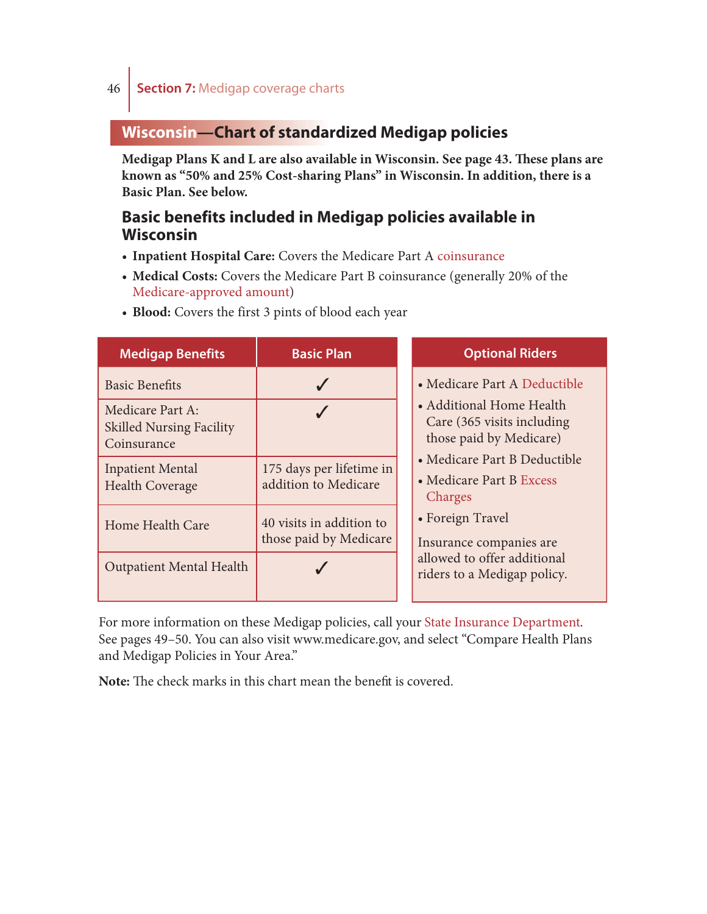## Wisconsin—Chart of standardized Medigap policies

**Medigap Plans K and L are also available in Wisconsin. See page 43. These plans are known as "50% and 25% Cost-sharing Plans" in Wisconsin. In addition, there is a Basic Plan. See below.**

### Basic benefits included in Medigap policies available in Wisconsin

- **Inpatient Hospital Care:** Covers the Medicare Part A coinsurance
- **Medical Costs:** Covers the Medicare Part B coinsurance (generally 20% of the Medicare-approved amount)
- **Blood:** Covers the first 3 pints of blood each year

| Medigap Benefits | Basic Plan |
|---|---|
| Basic Benefits | ✓ |
| Medicare Part A: Skilled Nursing Facility Coinsurance | ✓ |
| Inpatient Mental Health Coverage | 175 days per lifetime in addition to Medicare |
| Home Health Care | 40 visits in addition to those paid by Medicare |
| Outpatient Mental Health | ✓ |

**Optional Riders**

- Medicare Part A Deductible
- Additional Home Health Care (365 visits including those paid by Medicare)
- Medicare Part B Deductible
- Medicare Part B Excess Charges
- Foreign Travel

Insurance companies are allowed to offer additional riders to a Medigap policy.

For more information on these Medigap policies, call your State Insurance Department. See pages 49–50. You can also visit www.medicare.gov, and select "Compare Health Plans and Medigap Policies in Your Area."

**Note:** The check marks in this chart mean the benefit is covered.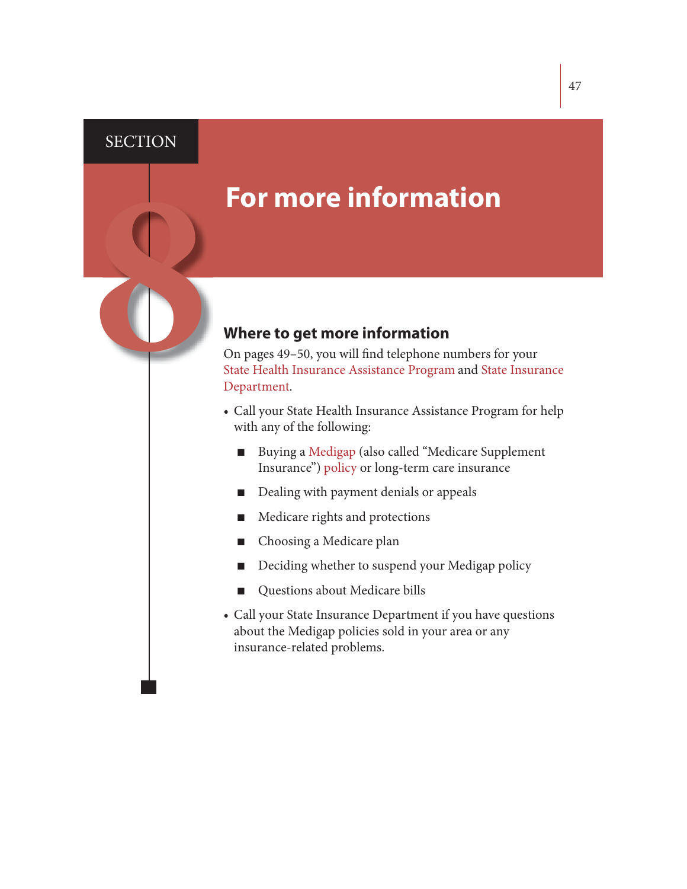SECTION 8

# For more information

## Where to get more information

On pages 49–50, you will find telephone numbers for your State Health Insurance Assistance Program and State Insurance Department.

- Call your State Health Insurance Assistance Program for help with any of the following:
  - Buying a Medigap (also called "Medicare Supplement Insurance") policy or long-term care insurance
  - Dealing with payment denials or appeals
  - Medicare rights and protections
  - Choosing a Medicare plan
  - Deciding whether to suspend your Medigap policy
  - Questions about Medicare bills
- Call your State Insurance Department if you have questions about the Medigap policies sold in your area or any insurance-related problems.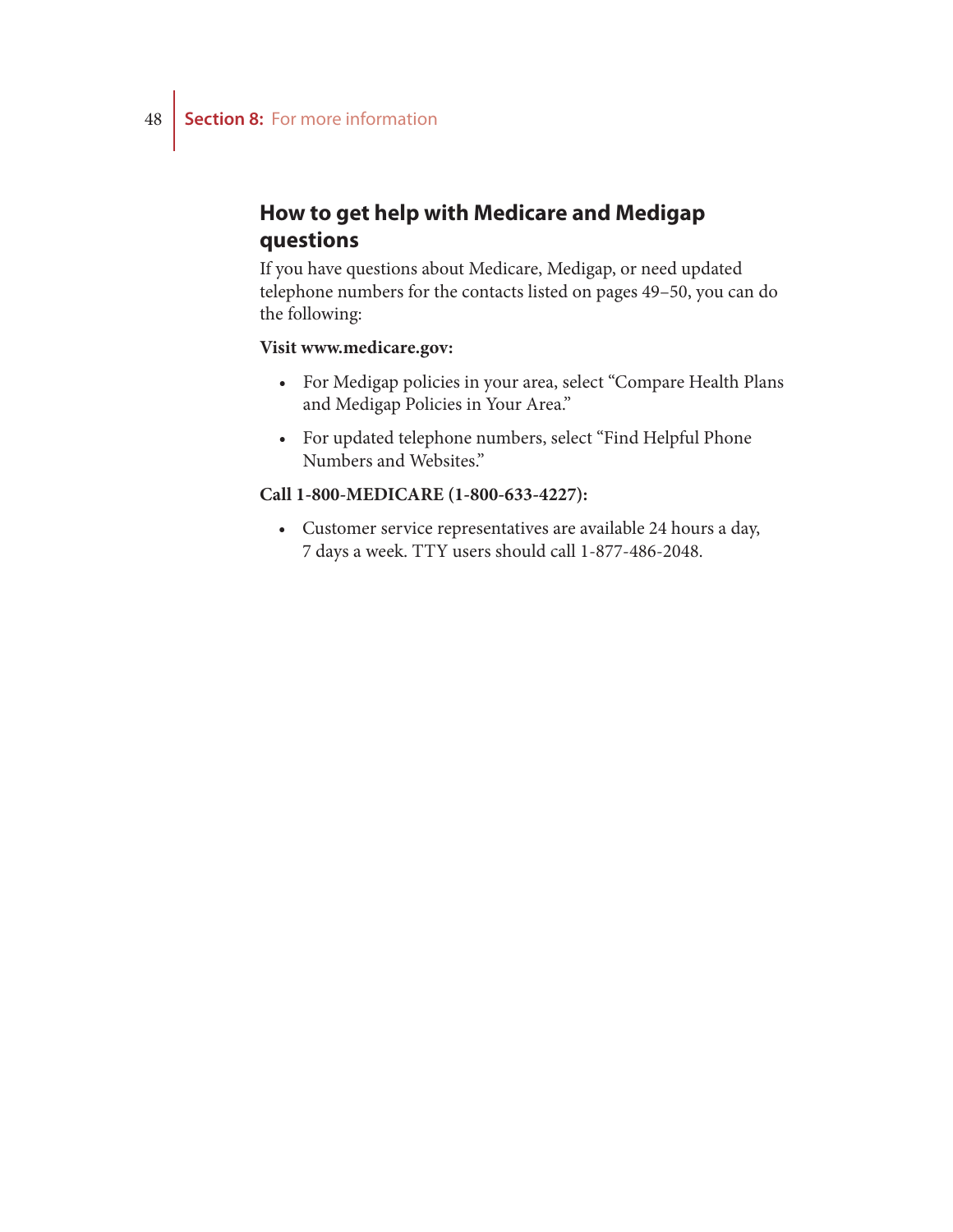## How to get help with Medicare and Medigap questions

If you have questions about Medicare, Medigap, or need updated telephone numbers for the contacts listed on pages 49–50, you can do the following:

**Visit www.medicare.gov:**

- For Medigap policies in your area, select "Compare Health Plans and Medigap Policies in Your Area."
- For updated telephone numbers, select "Find Helpful Phone Numbers and Websites."

**Call 1-800-MEDICARE (1-800-633-4227):**

- Customer service representatives are available 24 hours a day, 7 days a week. TTY users should call 1-877-486-2048.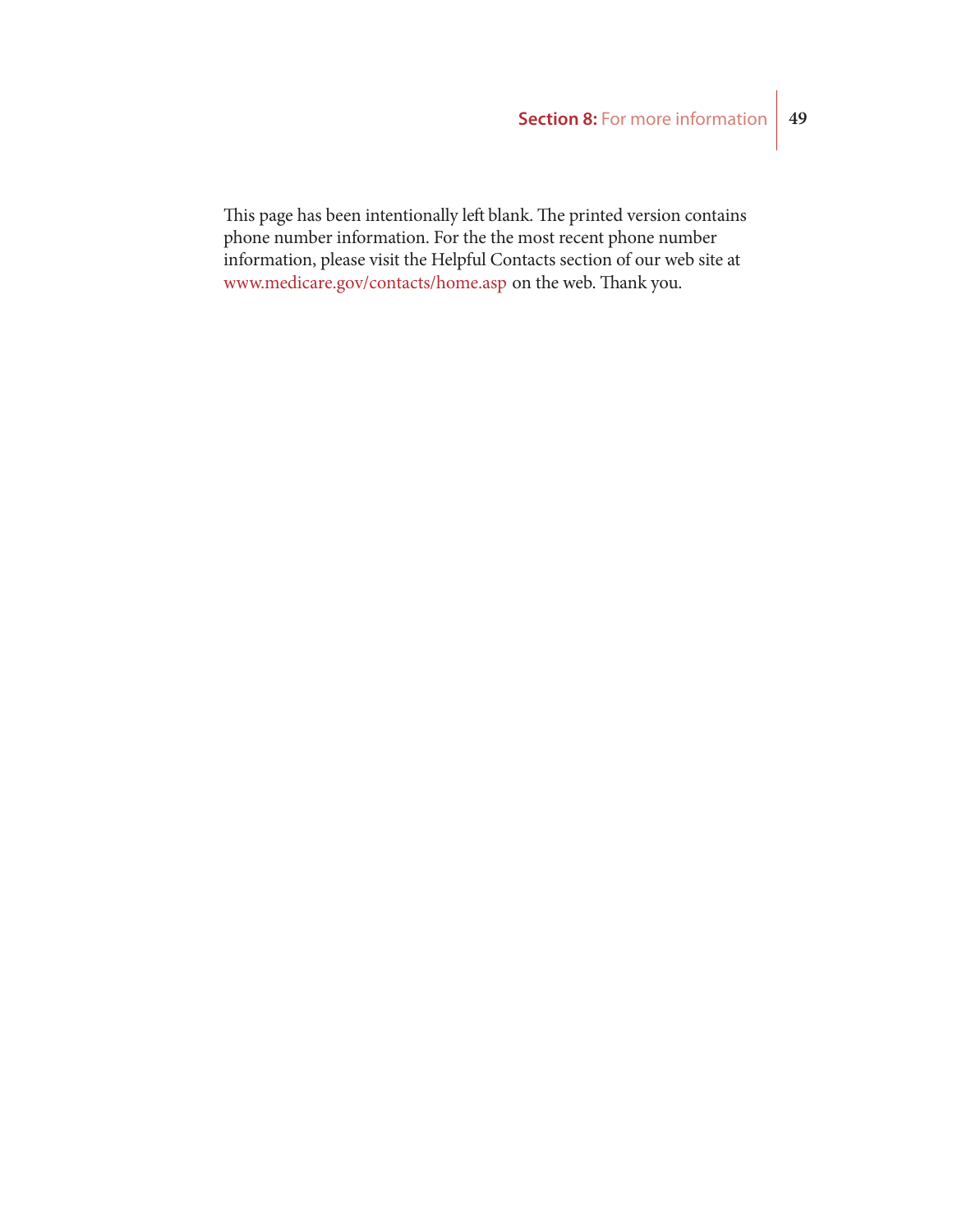This page has been intentionally left blank. The printed version contains phone number information. For the the most recent phone number information, please visit the Helpful Contacts section of our web site at www.medicare.gov/contacts/home.asp on the web. Thank you.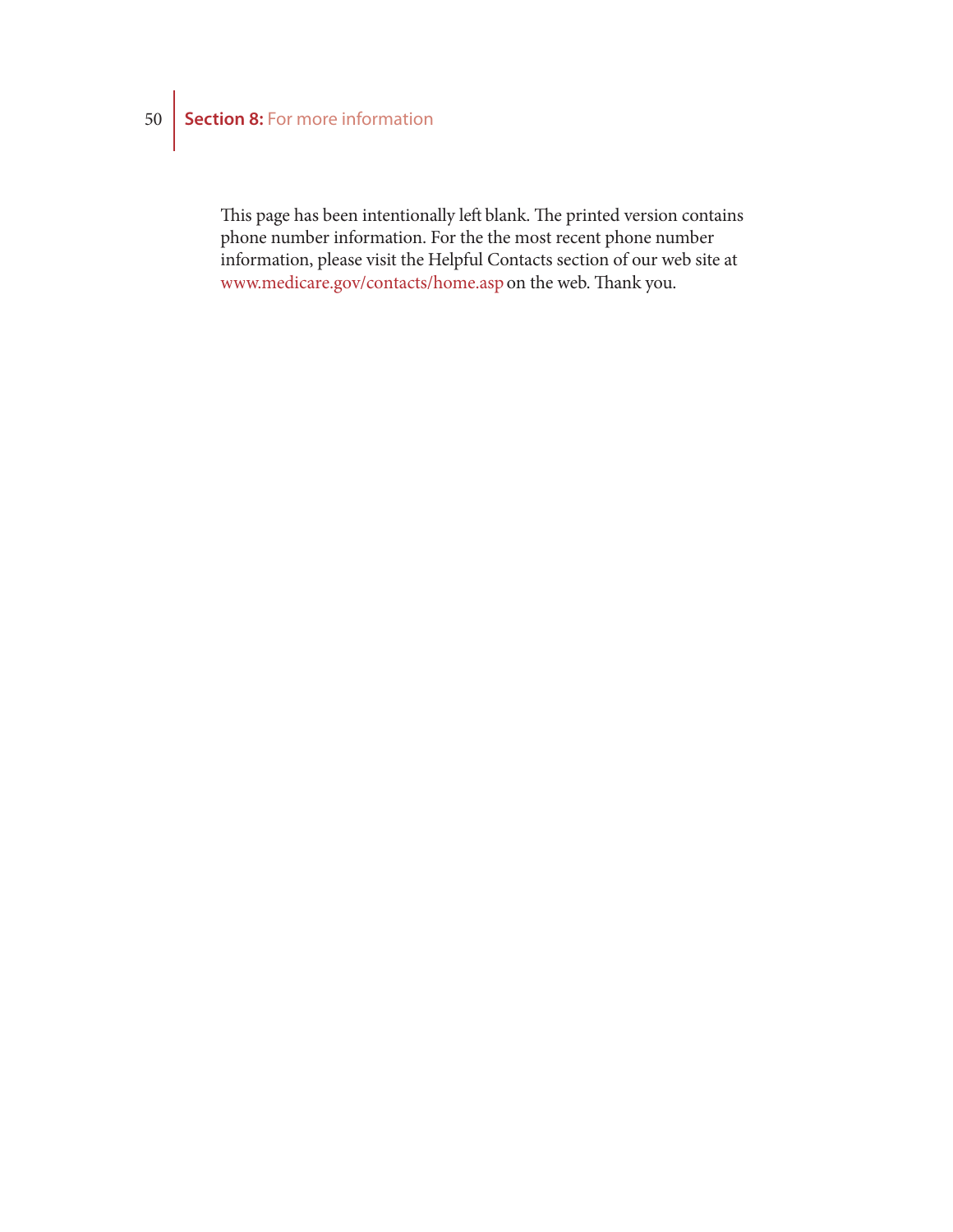This page has been intentionally left blank. The printed version contains phone number information. For the the most recent phone number information, please visit the Helpful Contacts section of our web site at www.medicare.gov/contacts/home.asp on the web. Thank you.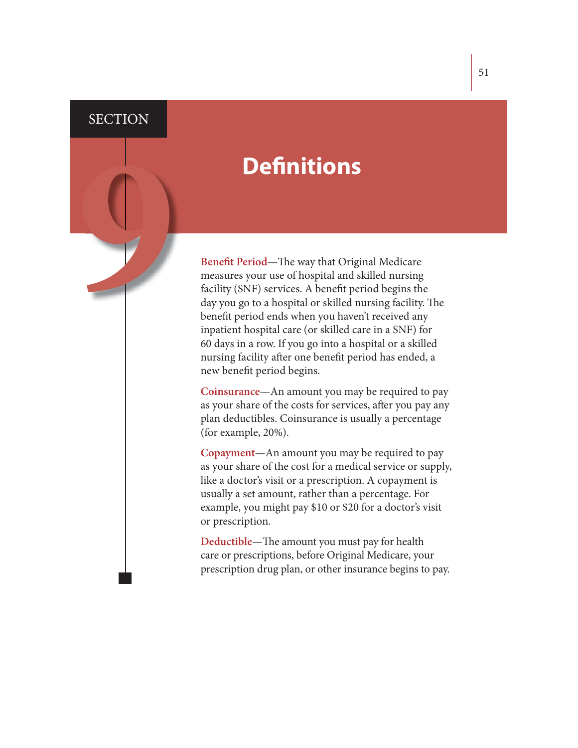# SECTION 9 Definitions

**Benefit Period**—The way that Original Medicare measures your use of hospital and skilled nursing facility (SNF) services. A benefit period begins the day you go to a hospital or skilled nursing facility. The benefit period ends when you haven't received any inpatient hospital care (or skilled care in a SNF) for 60 days in a row. If you go into a hospital or a skilled nursing facility after one benefit period has ended, a new benefit period begins.

**Coinsurance**—An amount you may be required to pay as your share of the costs for services, after you pay any plan deductibles. Coinsurance is usually a percentage (for example, 20%).

**Copayment**—An amount you may be required to pay as your share of the cost for a medical service or supply, like a doctor's visit or a prescription. A copayment is usually a set amount, rather than a percentage. For example, you might pay $10 or $20 for a doctor's visit or prescription.

**Deductible**—The amount you must pay for health care or prescriptions, before Original Medicare, your prescription drug plan, or other insurance begins to pay.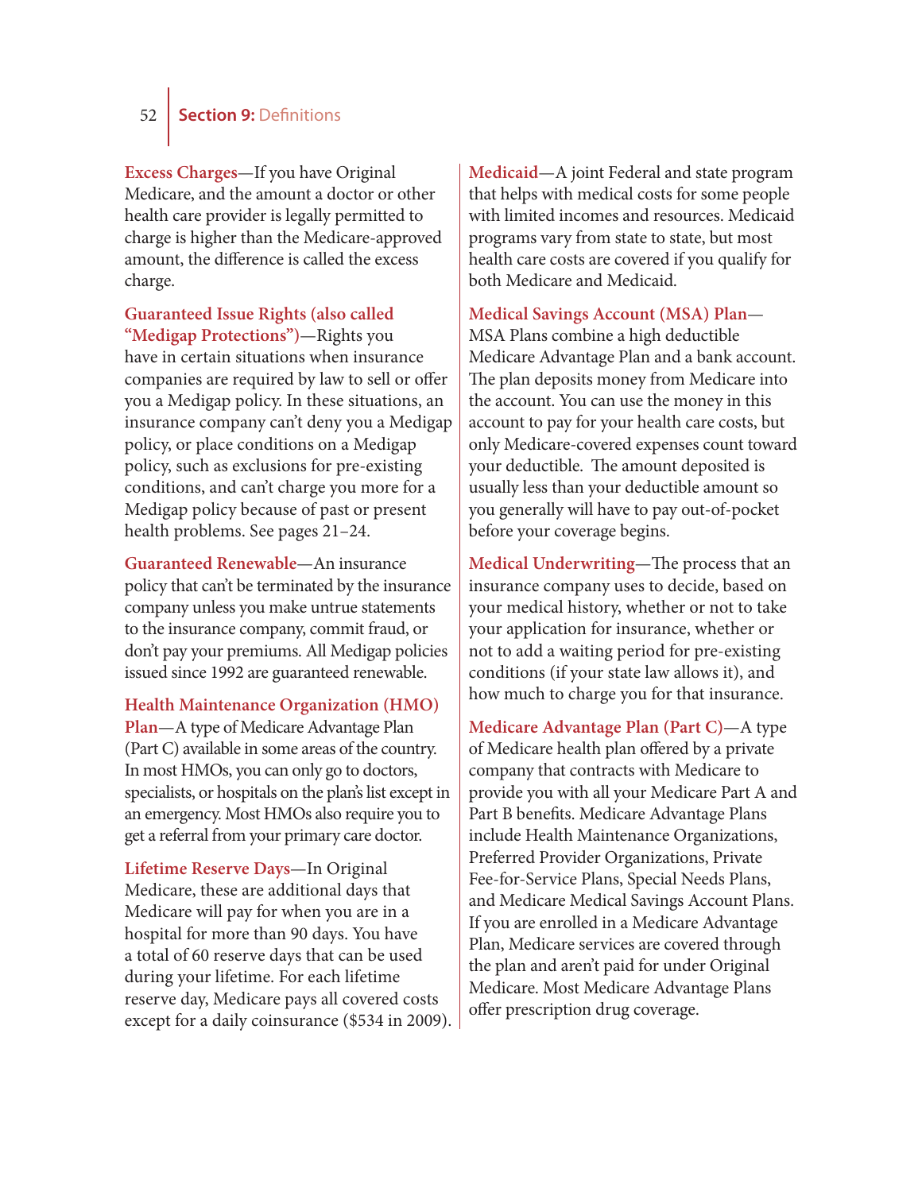**Excess Charges**—If you have Original Medicare, and the amount a doctor or other health care provider is legally permitted to charge is higher than the Medicare-approved amount, the difference is called the excess charge.

**Guaranteed Issue Rights (also called "Medigap Protections")**—Rights you have in certain situations when insurance companies are required by law to sell or offer you a Medigap policy. In these situations, an insurance company can't deny you a Medigap policy, or place conditions on a Medigap policy, such as exclusions for pre-existing conditions, and can't charge you more for a Medigap policy because of past or present health problems. See pages 21–24.

**Guaranteed Renewable**—An insurance policy that can't be terminated by the insurance company unless you make untrue statements to the insurance company, commit fraud, or don't pay your premiums. All Medigap policies issued since 1992 are guaranteed renewable.

**Health Maintenance Organization (HMO) Plan**—A type of Medicare Advantage Plan (Part C) available in some areas of the country. In most HMOs, you can only go to doctors, specialists, or hospitals on the plan's list except in an emergency. Most HMOs also require you to get a referral from your primary care doctor.

**Lifetime Reserve Days**—In Original Medicare, these are additional days that Medicare will pay for when you are in a hospital for more than 90 days. You have a total of 60 reserve days that can be used during your lifetime. For each lifetime reserve day, Medicare pays all covered costs except for a daily coinsurance ($534 in 2009).

**Medicaid**—A joint Federal and state program that helps with medical costs for some people with limited incomes and resources. Medicaid programs vary from state to state, but most health care costs are covered if you qualify for both Medicare and Medicaid.

**Medical Savings Account (MSA) Plan**—MSA Plans combine a high deductible Medicare Advantage Plan and a bank account. The plan deposits money from Medicare into the account. You can use the money in this account to pay for your health care costs, but only Medicare-covered expenses count toward your deductible. The amount deposited is usually less than your deductible amount so you generally will have to pay out-of-pocket before your coverage begins.

**Medical Underwriting**—The process that an insurance company uses to decide, based on your medical history, whether or not to take your application for insurance, whether or not to add a waiting period for pre-existing conditions (if your state law allows it), and how much to charge you for that insurance.

**Medicare Advantage Plan (Part C)**—A type of Medicare health plan offered by a private company that contracts with Medicare to provide you with all your Medicare Part A and Part B benefits. Medicare Advantage Plans include Health Maintenance Organizations, Preferred Provider Organizations, Private Fee-for-Service Plans, Special Needs Plans, and Medicare Medical Savings Account Plans. If you are enrolled in a Medicare Advantage Plan, Medicare services are covered through the plan and aren't paid for under Original Medicare. Most Medicare Advantage Plans offer prescription drug coverage.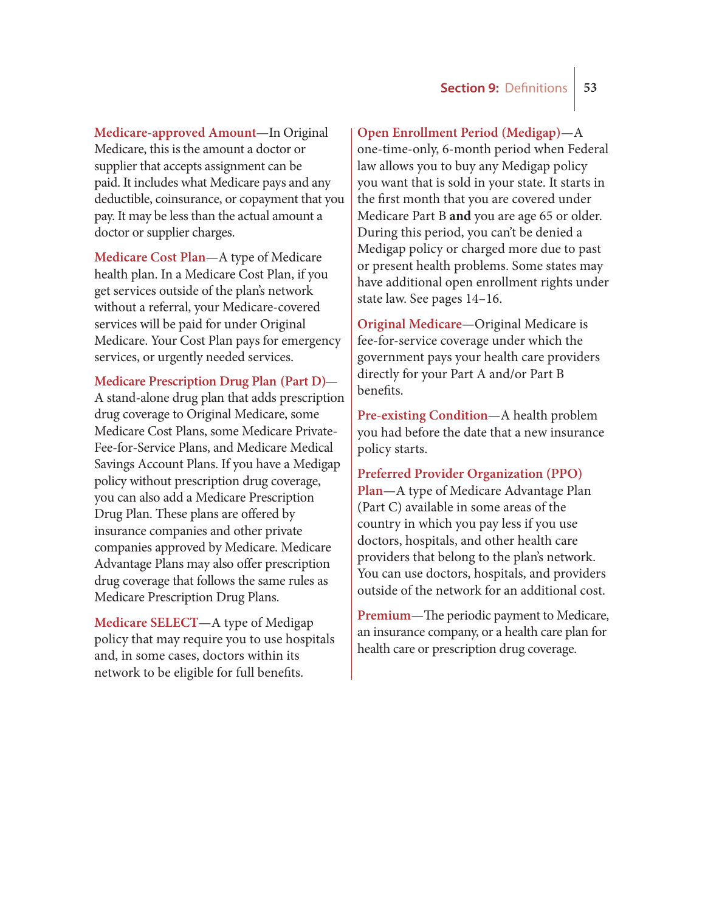**Medicare-approved Amount**—In Original Medicare, this is the amount a doctor or supplier that accepts assignment can be paid. It includes what Medicare pays and any deductible, coinsurance, or copayment that you pay. It may be less than the actual amount a doctor or supplier charges.

**Medicare Cost Plan**—A type of Medicare health plan. In a Medicare Cost Plan, if you get services outside of the plan's network without a referral, your Medicare-covered services will be paid for under Original Medicare. Your Cost Plan pays for emergency services, or urgently needed services.

**Medicare Prescription Drug Plan (Part D)**—A stand-alone drug plan that adds prescription drug coverage to Original Medicare, some Medicare Cost Plans, some Medicare Private-Fee-for-Service Plans, and Medicare Medical Savings Account Plans. If you have a Medigap policy without prescription drug coverage, you can also add a Medicare Prescription Drug Plan. These plans are offered by insurance companies and other private companies approved by Medicare. Medicare Advantage Plans may also offer prescription drug coverage that follows the same rules as Medicare Prescription Drug Plans.

**Medicare SELECT**—A type of Medigap policy that may require you to use hospitals and, in some cases, doctors within its network to be eligible for full benefits.

**Open Enrollment Period (Medigap)**—A one-time-only, 6-month period when Federal law allows you to buy any Medigap policy you want that is sold in your state. It starts in the first month that you are covered under Medicare Part B **and** you are age 65 or older. During this period, you can't be denied a Medigap policy or charged more due to past or present health problems. Some states may have additional open enrollment rights under state law. See pages 14–16.

**Original Medicare**—Original Medicare is fee-for-service coverage under which the government pays your health care providers directly for your Part A and/or Part B benefits.

**Pre-existing Condition**—A health problem you had before the date that a new insurance policy starts.

**Preferred Provider Organization (PPO) Plan**—A type of Medicare Advantage Plan (Part C) available in some areas of the country in which you pay less if you use doctors, hospitals, and other health care providers that belong to the plan's network. You can use doctors, hospitals, and providers outside of the network for an additional cost.

**Premium**—The periodic payment to Medicare, an insurance company, or a health care plan for health care or prescription drug coverage.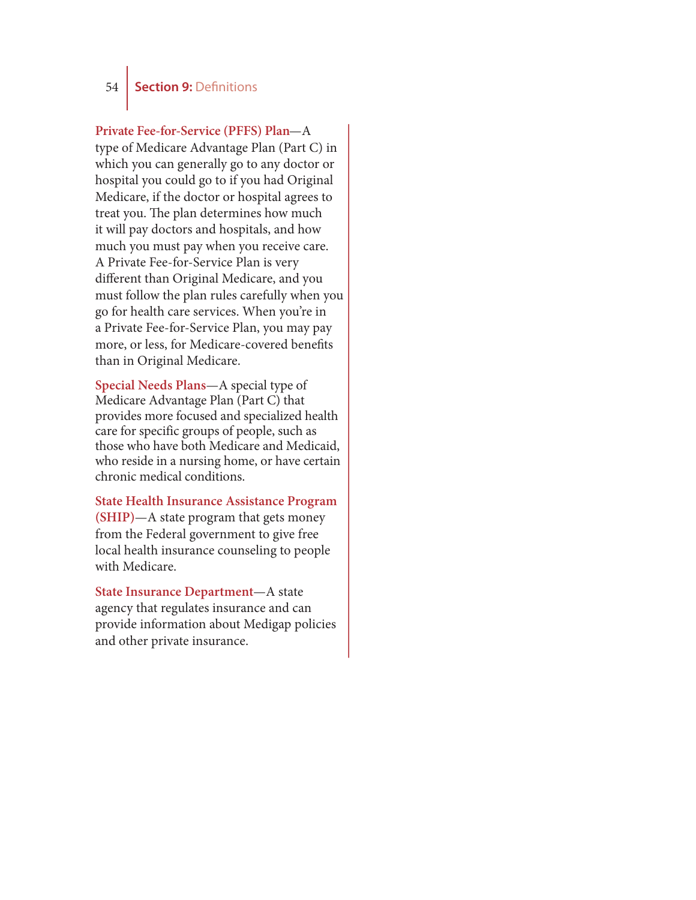**Private Fee-for-Service (PFFS) Plan**—A type of Medicare Advantage Plan (Part C) in which you can generally go to any doctor or hospital you could go to if you had Original Medicare, if the doctor or hospital agrees to treat you. The plan determines how much it will pay doctors and hospitals, and how much you must pay when you receive care. A Private Fee-for-Service Plan is very different than Original Medicare, and you must follow the plan rules carefully when you go for health care services. When you're in a Private Fee-for-Service Plan, you may pay more, or less, for Medicare-covered benefits than in Original Medicare.

**Special Needs Plans**—A special type of Medicare Advantage Plan (Part C) that provides more focused and specialized health care for specific groups of people, such as those who have both Medicare and Medicaid, who reside in a nursing home, or have certain chronic medical conditions.

**State Health Insurance Assistance Program (SHIP)**—A state program that gets money from the Federal government to give free local health insurance counseling to people with Medicare.

**State Insurance Department**—A state agency that regulates insurance and can provide information about Medigap policies and other private insurance.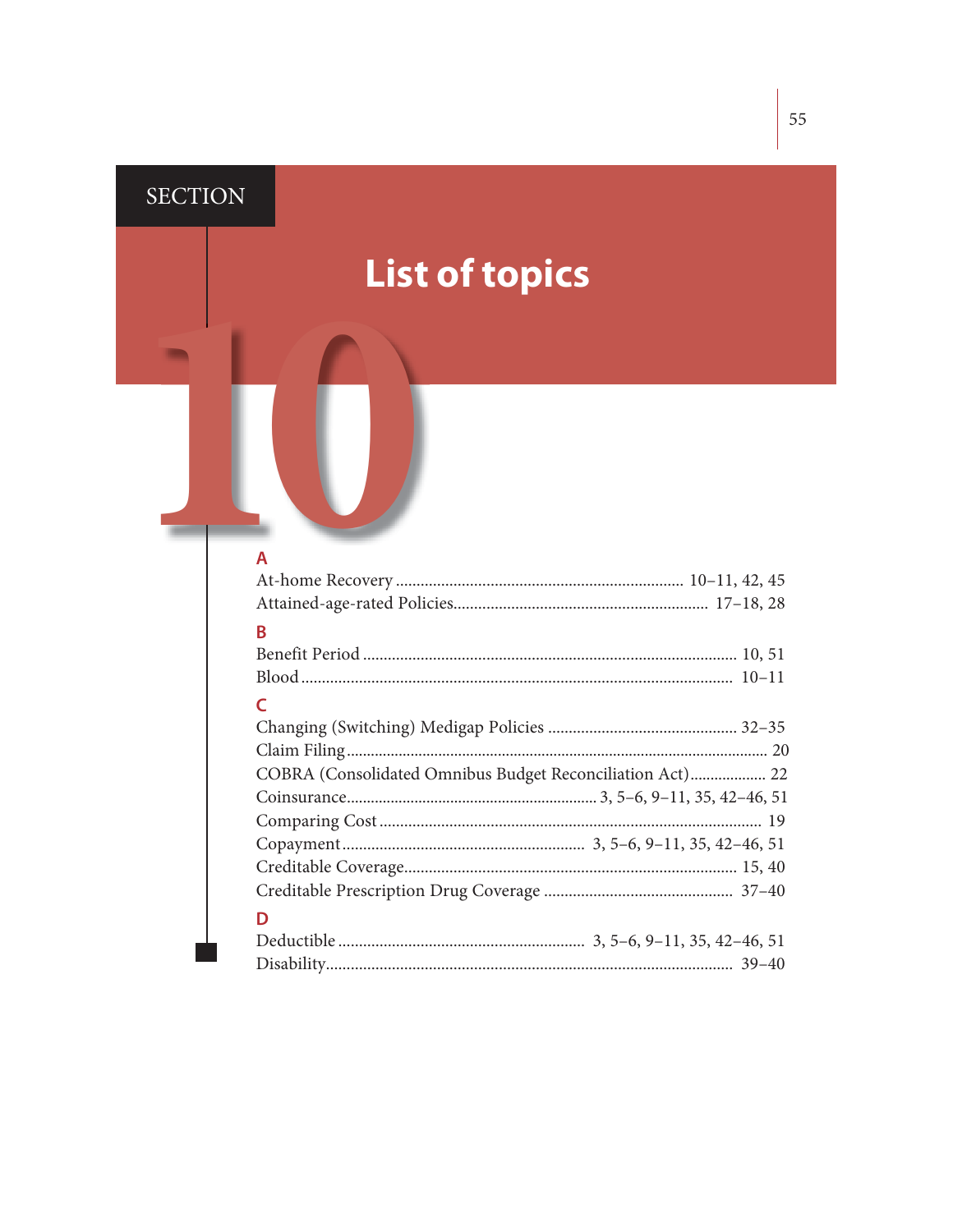SECTION 10

# List of topics

## A

At-home Recovery ........ 10–11, 42, 45
Attained-age-rated Policies........ 17–18, 28

## B

Benefit Period ........ 10, 51
Blood ........ 10–11

## C

Changing (Switching) Medigap Policies ........ 32–35
Claim Filing........ 20
COBRA (Consolidated Omnibus Budget Reconciliation Act)........ 22
Coinsurance........ 3, 5–6, 9–11, 35, 42–46, 51
Comparing Cost ........ 19
Copayment........ 3, 5–6, 9–11, 35, 42–46, 51
Creditable Coverage........ 15, 40
Creditable Prescription Drug Coverage ........ 37–40

## D

Deductible ........ 3, 5–6, 9–11, 35, 42–46, 51
Disability........ 39–40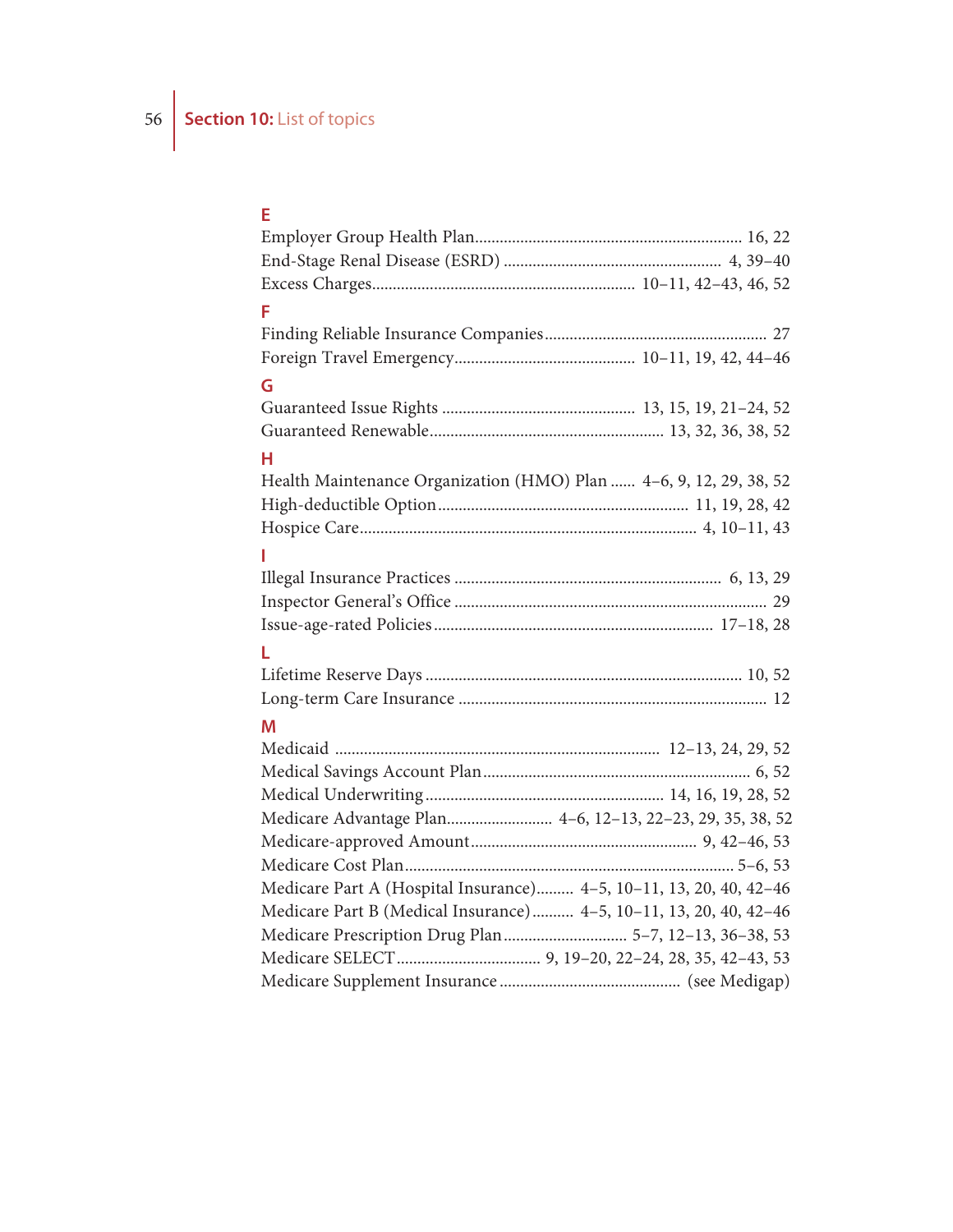## E

Employer Group Health Plan................................................................ 16, 22
End-Stage Renal Disease (ESRD) .................................................... 4, 39–40
Excess Charges............................................................... 10–11, 42–43, 46, 52

## F

Finding Reliable Insurance Companies..................................................... 27
Foreign Travel Emergency........................................... 10–11, 19, 42, 44–46

## G

Guaranteed Issue Rights ............................................. 13, 15, 19, 21–24, 52
Guaranteed Renewable........................................................ 13, 32, 36, 38, 52

## H

Health Maintenance Organization (HMO) Plan ...... 4–6, 9, 12, 29, 38, 52
High-deductible Option............................................................ 11, 19, 28, 42
Hospice Care................................................................................ 4, 10–11, 43

## I

Illegal Insurance Practices ................................................................ 6, 13, 29
Inspector General's Office ........................................................................... 29
Issue-age-rated Policies.................................................................. 17–18, 28

## L

Lifetime Reserve Days ............................................................................ 10, 52
Long-term Care Insurance .......................................................................... 12

## M

Medicaid ............................................................................. 12–13, 24, 29, 52
Medical Savings Account Plan................................................................ 6, 52
Medical Underwriting......................................................... 14, 16, 19, 28, 52
Medicare Advantage Plan......................... 4–6, 12–13, 22–23, 29, 35, 38, 52
Medicare-approved Amount...................................................... 9, 42–46, 53
Medicare Cost Plan............................................................................... 5–6, 53
Medicare Part A (Hospital Insurance)......... 4–5, 10–11, 13, 20, 40, 42–46
Medicare Part B (Medical Insurance).......... 4–5, 10–11, 13, 20, 40, 42–46
Medicare Prescription Drug Plan............................. 5–7, 12–13, 36–38, 53
Medicare SELECT.................................. 9, 19–20, 22–24, 28, 35, 42–43, 53
Medicare Supplement Insurance ........................................... (see Medigap)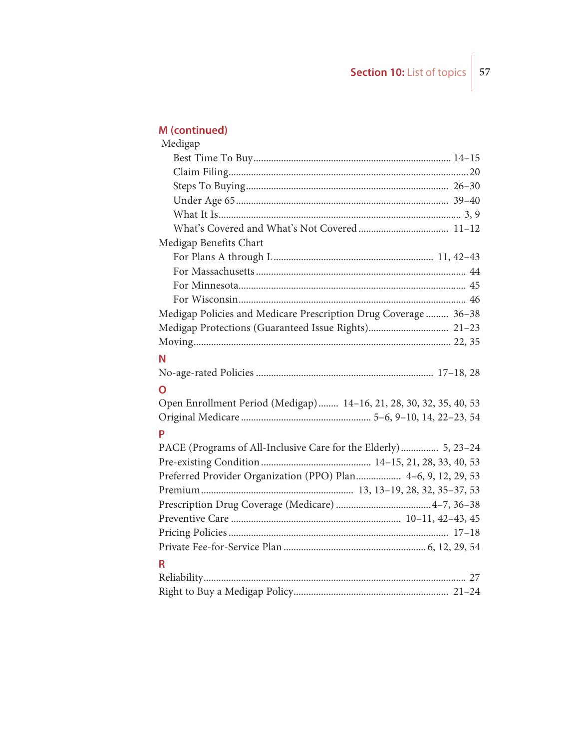## M (continued)

Medigap

- Best Time To Buy ........ 14–15
- Claim Filing ........ 20
- Steps To Buying ........ 26–30
- Under Age 65 ........ 39–40
- What It Is ........ 3, 9
- What's Covered and What's Not Covered ........ 11–12

Medigap Benefits Chart

- For Plans A through L ........ 11, 42–43
- For Massachusetts ........ 44
- For Minnesota ........ 45
- For Wisconsin ........ 46

Medigap Policies and Medicare Prescription Drug Coverage ........ 36–38

Medigap Protections (Guaranteed Issue Rights) ........ 21–23

Moving ........ 22, 35

## N

No-age-rated Policies ........ 17–18, 28

## O

Open Enrollment Period (Medigap) ........ 14–16, 21, 28, 30, 32, 35, 40, 53

Original Medicare ........ 5–6, 9–10, 14, 22–23, 54

## P

PACE (Programs of All-Inclusive Care for the Elderly) ........ 5, 23–24

Pre-existing Condition ........ 14–15, 21, 28, 33, 40, 53

Preferred Provider Organization (PPO) Plan ........ 4–6, 9, 12, 29, 53

Premium ........ 13, 13–19, 28, 32, 35–37, 53

Prescription Drug Coverage (Medicare) ........ 4–7, 36–38

Preventive Care ........ 10–11, 42–43, 45

Pricing Policies ........ 17–18

Private Fee-for-Service Plan ........ 6, 12, 29, 54

## R

Reliability ........ 27

Right to Buy a Medigap Policy ........ 21–24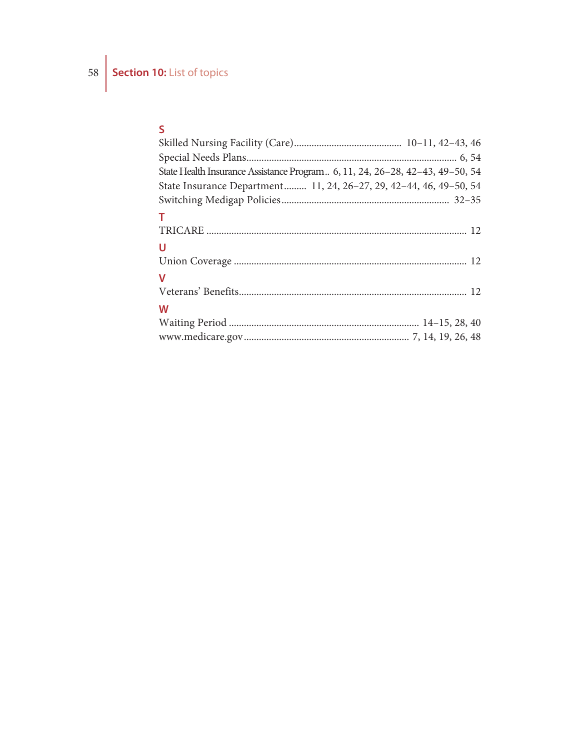## S

Skilled Nursing Facility (Care)........................................... 10–11, 42–43, 46

Special Needs Plans.................................................................................... 6, 54

State Health Insurance Assistance Program.. 6, 11, 24, 26–28, 42–43, 49–50, 54

State Insurance Department......... 11, 24, 26–27, 29, 42–44, 46, 49–50, 54

Switching Medigap Policies................................................................... 32–35

## T

TRICARE ....................................................................................................... 12

## U

Union Coverage ............................................................................................ 12

## V

Veterans' Benefits.......................................................................................... 12

## W

Waiting Period ........................................................................... 14–15, 28, 40

www.medicare.gov.................................................................. 7, 14, 19, 26, 48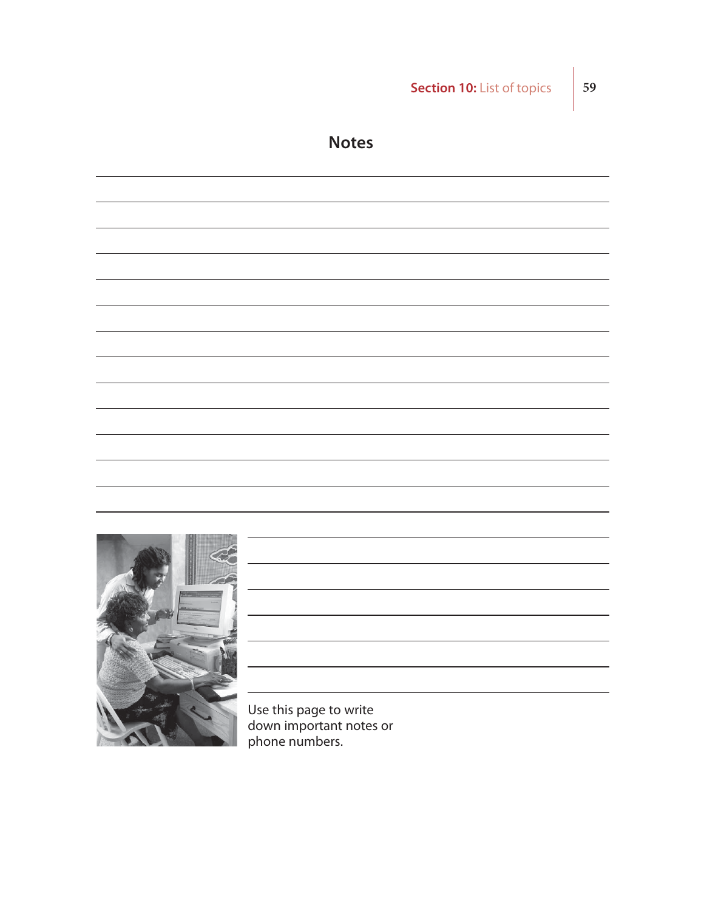# Notes

Use this page to write down important notes or phone numbers.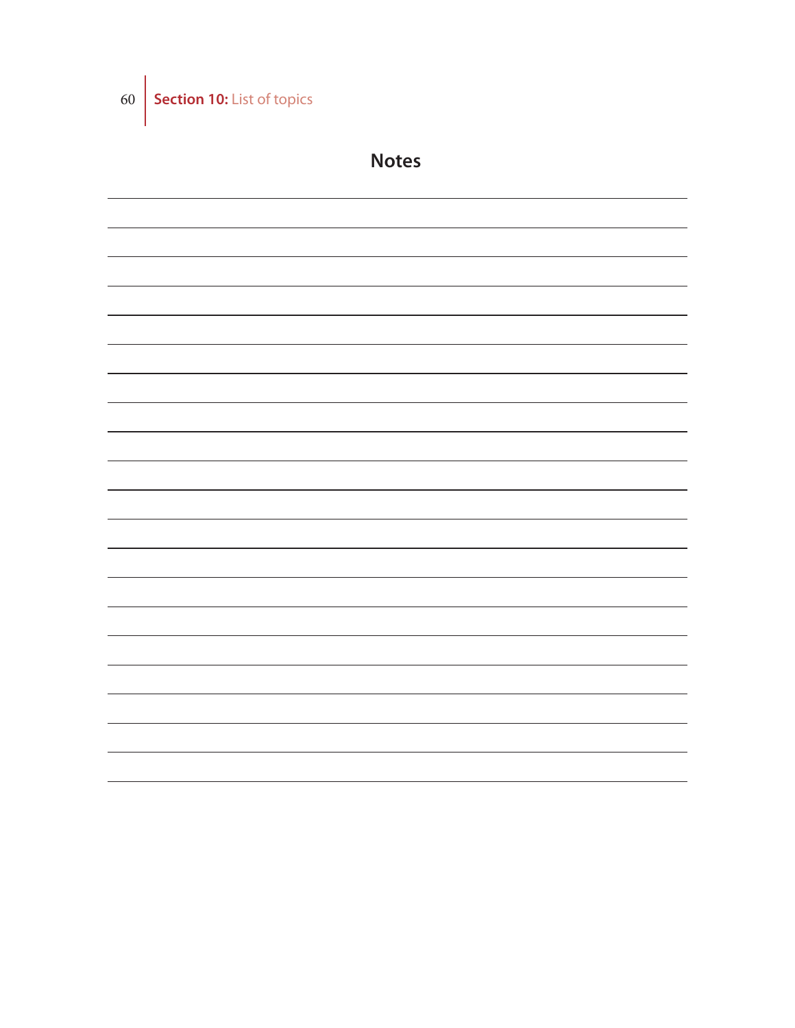## Notes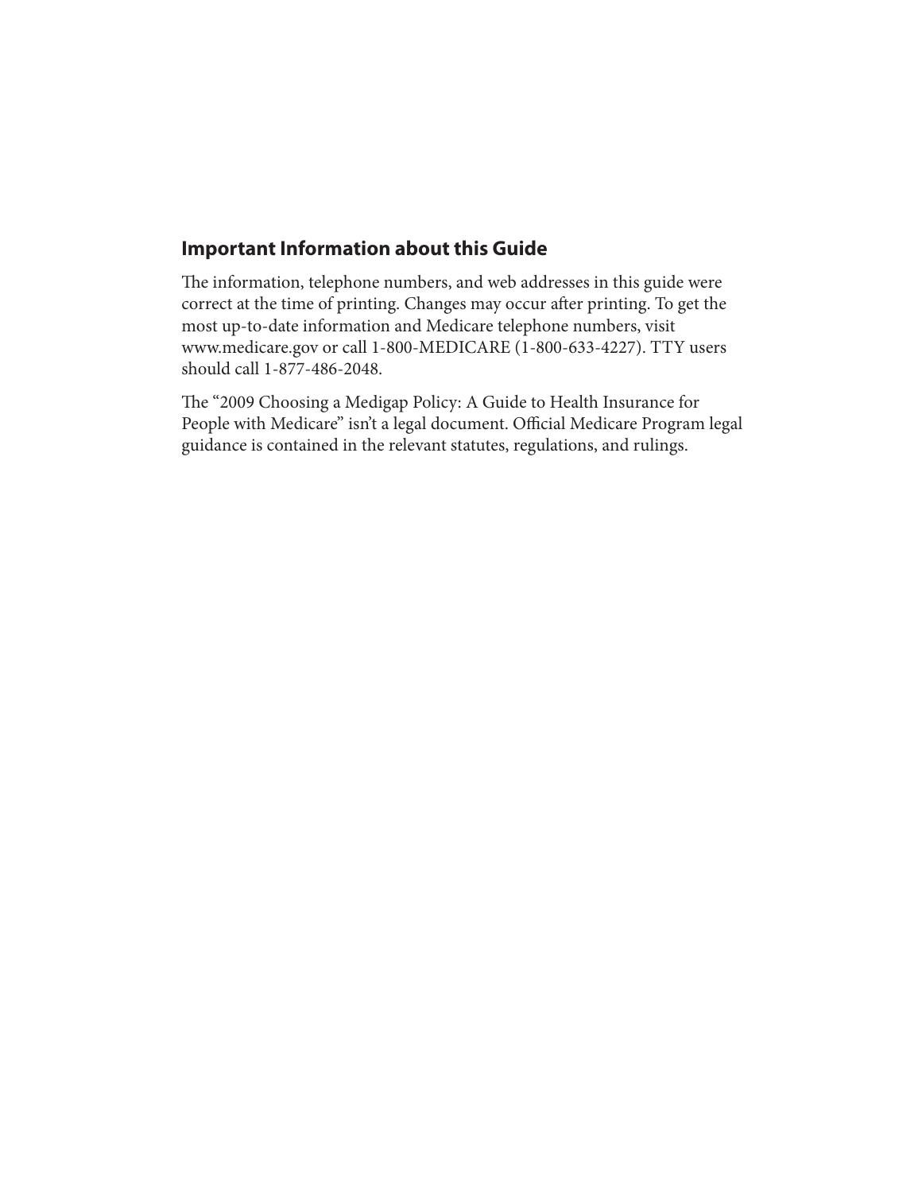## Important Information about this Guide

The information, telephone numbers, and web addresses in this guide were correct at the time of printing. Changes may occur after printing. To get the most up-to-date information and Medicare telephone numbers, visit www.medicare.gov or call 1-800-MEDICARE (1-800-633-4227). TTY users should call 1-877-486-2048.

The "2009 Choosing a Medigap Policy: A Guide to Health Insurance for People with Medicare" isn't a legal document. Official Medicare Program legal guidance is contained in the relevant statutes, regulations, and rulings.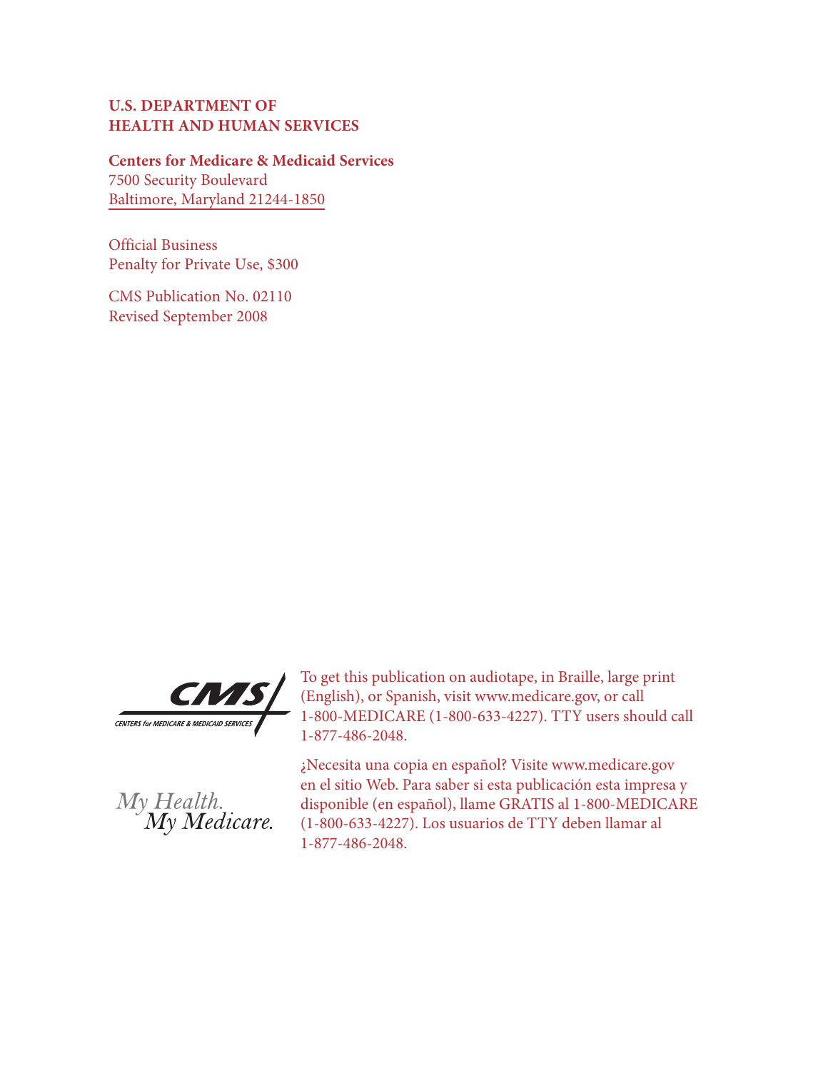**U.S. DEPARTMENT OF**
**HEALTH AND HUMAN SERVICES**

**Centers for Medicare & Medicaid Services**
7500 Security Boulevard
Baltimore, Maryland 21244-1850

Official Business
Penalty for Private Use, $300

CMS Publication No. 02110
Revised September 2008

CMS
CENTERS for MEDICARE & MEDICAID SERVICES

To get this publication on audiotape, in Braille, large print (English), or Spanish, visit www.medicare.gov, or call 1-800-MEDICARE (1-800-633-4227). TTY users should call 1-877-486-2048.

*My Health. My Medicare.*

¿Necesita una copia en español? Visite www.medicare.gov en el sitio Web. Para saber si esta publicación esta impresa y disponible (en español), llame GRATIS al 1-800-MEDICARE (1-800-633-4227). Los usuarios de TTY deben llamar al 1-877-486-2048.